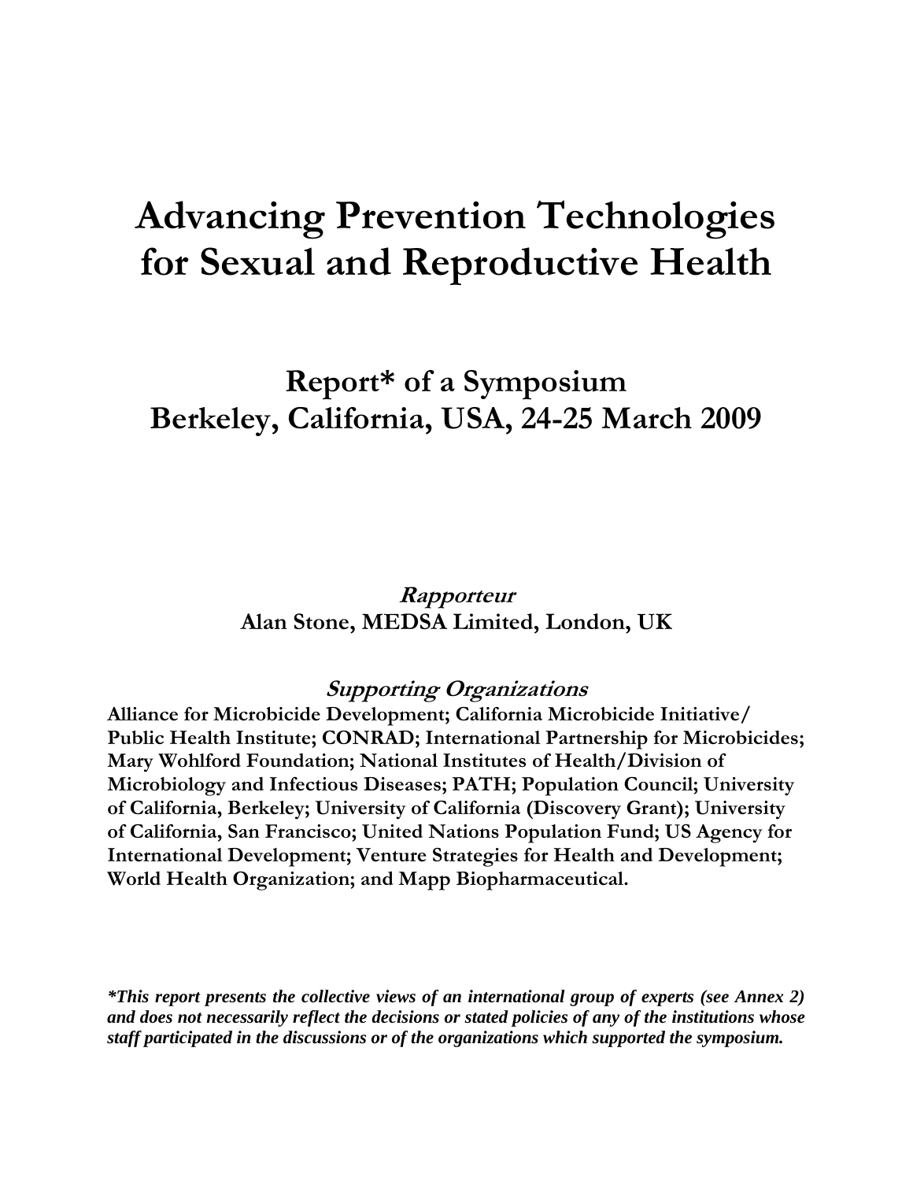# Advancing Prevention Technologies for Sexual and Reproductive Health

## Report* of a Symposium
## Berkeley, California, USA, 24-25 March 2009

***Rapporteur***
**Alan Stone, MEDSA Limited, London, UK**

***Supporting Organizations***
**Alliance for Microbicide Development; California Microbicide Initiative/ Public Health Institute; CONRAD; International Partnership for Microbicides; Mary Wohlford Foundation; National Institutes of Health/Division of Microbiology and Infectious Diseases; PATH; Population Council; University of California, Berkeley; University of California (Discovery Grant); University of California, San Francisco; United Nations Population Fund; US Agency for International Development; Venture Strategies for Health and Development; World Health Organization; and Mapp Biopharmaceutical.**

***\*This report presents the collective views of an international group of experts (see Annex 2) and does not necessarily reflect the decisions or stated policies of any of the institutions whose staff participated in the discussions or of the organizations which supported the symposium.***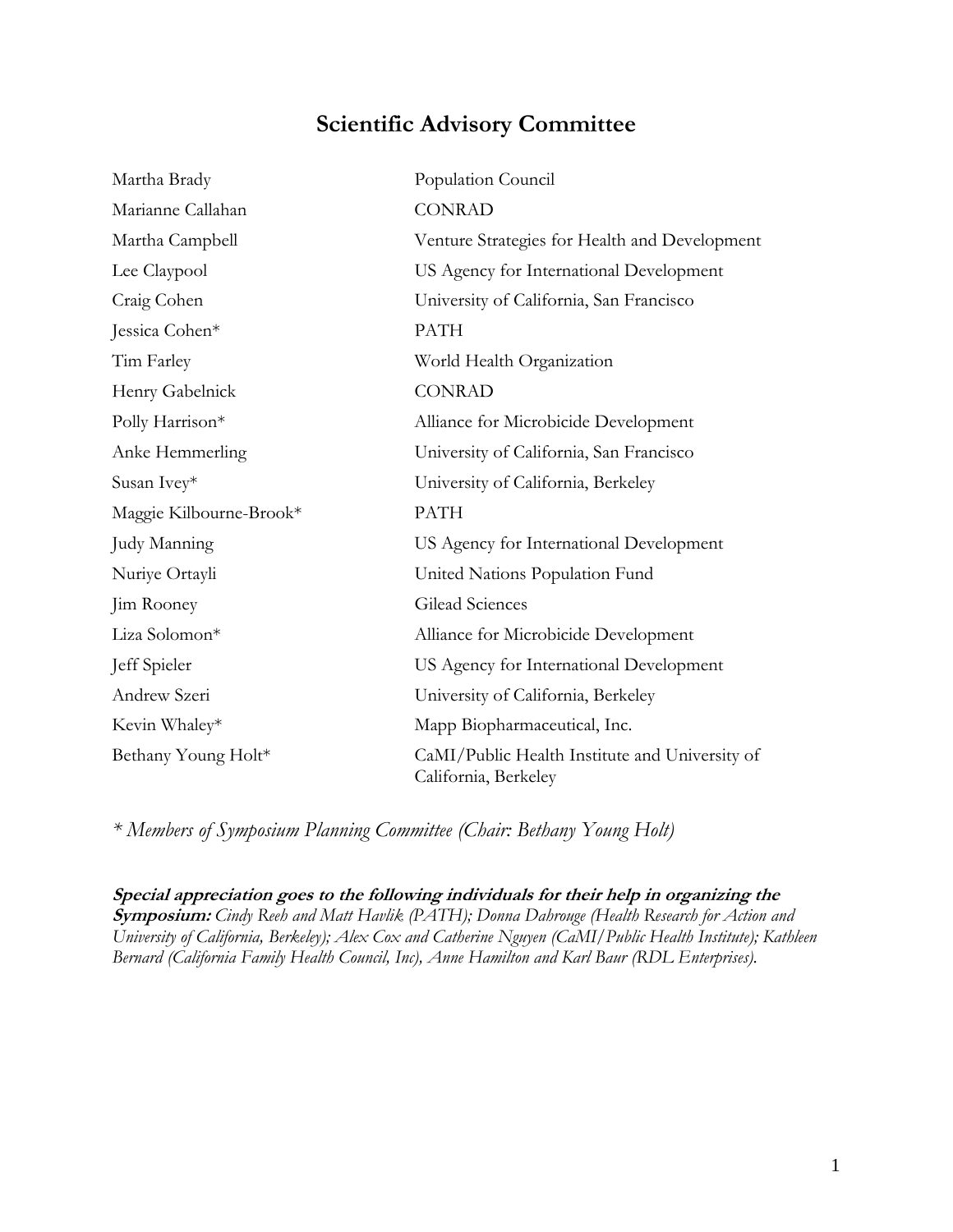# Scientific Advisory Committee

| | |
|---|---|
| Martha Brady | Population Council |
| Marianne Callahan | CONRAD |
| Martha Campbell | Venture Strategies for Health and Development |
| Lee Claypool | US Agency for International Development |
| Craig Cohen | University of California, San Francisco |
| Jessica Cohen* | PATH |
| Tim Farley | World Health Organization |
| Henry Gabelnick | CONRAD |
| Polly Harrison* | Alliance for Microbicide Development |
| Anke Hemmerling | University of California, San Francisco |
| Susan Ivey* | University of California, Berkeley |
| Maggie Kilbourne-Brook* | PATH |
| Judy Manning | US Agency for International Development |
| Nuriye Ortayli | United Nations Population Fund |
| Jim Rooney | Gilead Sciences |
| Liza Solomon* | Alliance for Microbicide Development |
| Jeff Spieler | US Agency for International Development |
| Andrew Szeri | University of California, Berkeley |
| Kevin Whaley* | Mapp Biopharmaceutical, Inc. |
| Bethany Young Holt* | CaMI/Public Health Institute and University of California, Berkeley |

*\* Members of Symposium Planning Committee (Chair: Bethany Young Holt)*

***Special appreciation goes to the following individuals for their help in organizing the Symposium:*** *Cindy Reeh and Matt Havlik (PATH); Donna Dahrouge (Health Research for Action and University of California, Berkeley); Alex Cox and Catherine Nguyen (CaMI/Public Health Institute); Kathleen Bernard (California Family Health Council, Inc), Anne Hamilton and Karl Baur (RDL Enterprises).*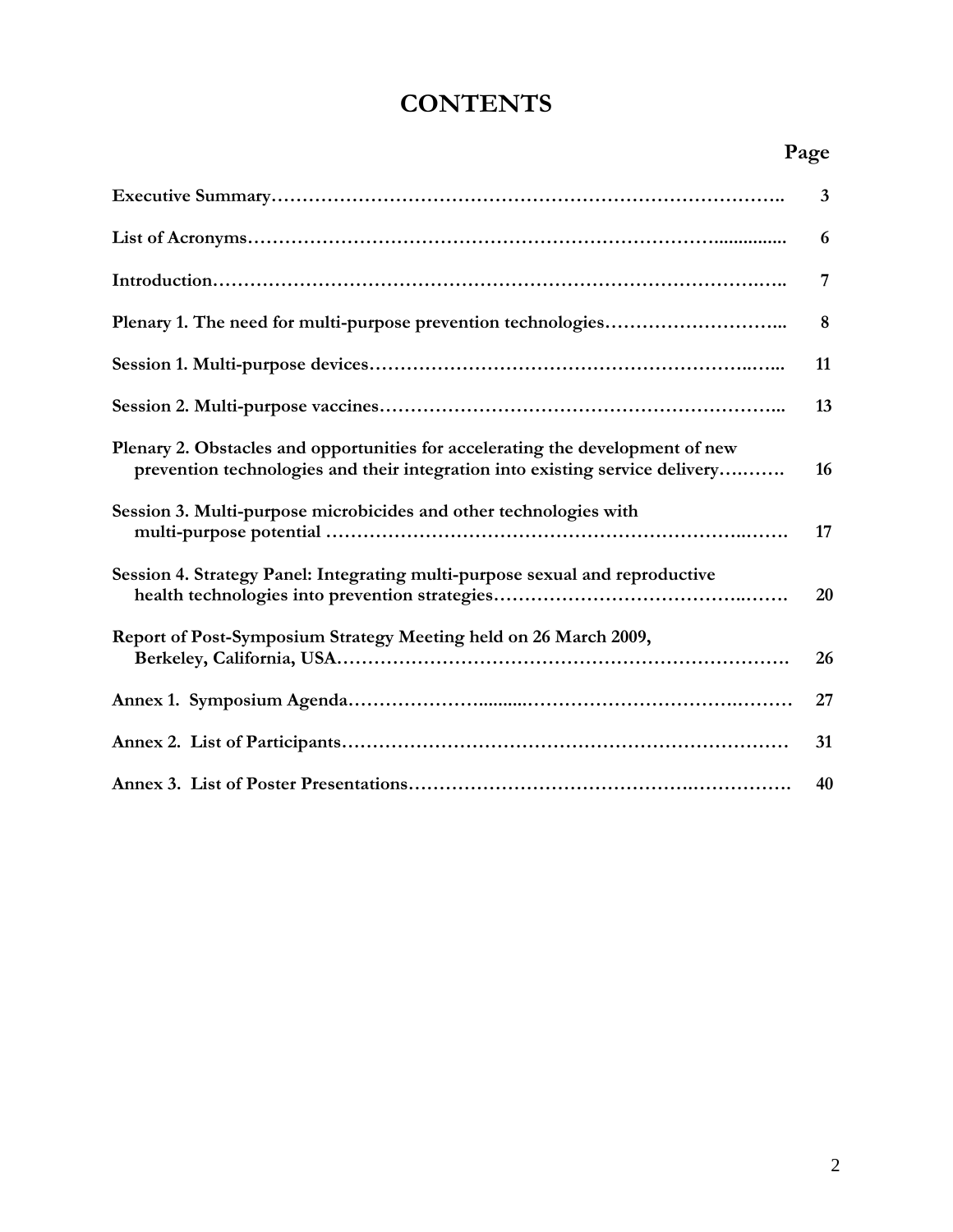# CONTENTS

| | Page |
|---|---|
| **Executive Summary** | **3** |
| **List of Acronyms** | **6** |
| **Introduction** | **7** |
| **Plenary 1. The need for multi-purpose prevention technologies** | **8** |
| **Session 1. Multi-purpose devices** | **11** |
| **Session 2. Multi-purpose vaccines** | **13** |
| **Plenary 2. Obstacles and opportunities for accelerating the development of new prevention technologies and their integration into existing service delivery** | **16** |
| **Session 3. Multi-purpose microbicides and other technologies with multi-purpose potential** | **17** |
| **Session 4. Strategy Panel: Integrating multi-purpose sexual and reproductive health technologies into prevention strategies** | **20** |
| **Report of Post-Symposium Strategy Meeting held on 26 March 2009, Berkeley, California, USA** | **26** |
| **Annex 1. Symposium Agenda** | **27** |
| **Annex 2. List of Participants** | **31** |
| **Annex 3. List of Poster Presentations** | **40** |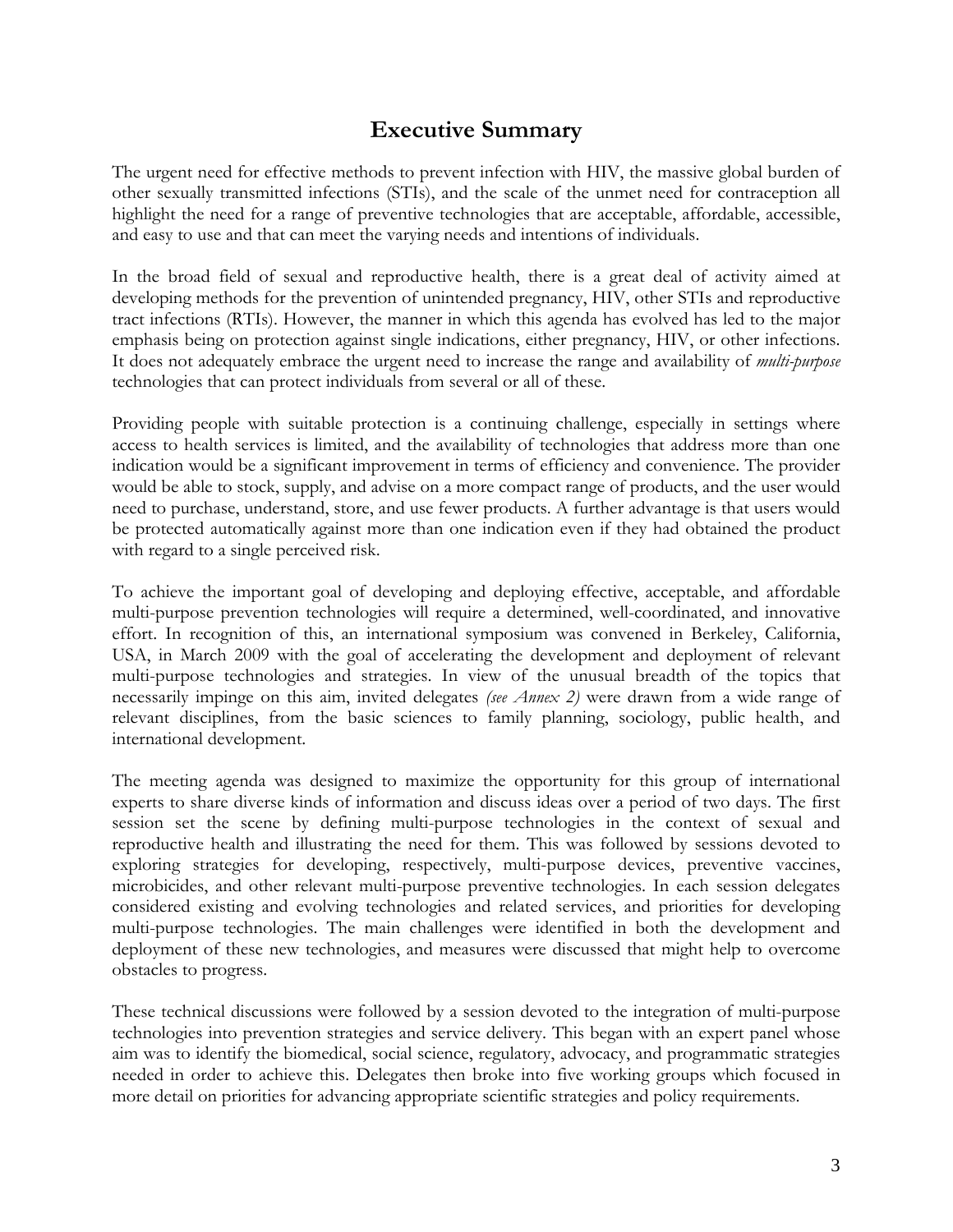# Executive Summary

The urgent need for effective methods to prevent infection with HIV, the massive global burden of other sexually transmitted infections (STIs), and the scale of the unmet need for contraception all highlight the need for a range of preventive technologies that are acceptable, affordable, accessible, and easy to use and that can meet the varying needs and intentions of individuals.

In the broad field of sexual and reproductive health, there is a great deal of activity aimed at developing methods for the prevention of unintended pregnancy, HIV, other STIs and reproductive tract infections (RTIs). However, the manner in which this agenda has evolved has led to the major emphasis being on protection against single indications, either pregnancy, HIV, or other infections. It does not adequately embrace the urgent need to increase the range and availability of *multi-purpose* technologies that can protect individuals from several or all of these.

Providing people with suitable protection is a continuing challenge, especially in settings where access to health services is limited, and the availability of technologies that address more than one indication would be a significant improvement in terms of efficiency and convenience. The provider would be able to stock, supply, and advise on a more compact range of products, and the user would need to purchase, understand, store, and use fewer products. A further advantage is that users would be protected automatically against more than one indication even if they had obtained the product with regard to a single perceived risk.

To achieve the important goal of developing and deploying effective, acceptable, and affordable multi-purpose prevention technologies will require a determined, well-coordinated, and innovative effort. In recognition of this, an international symposium was convened in Berkeley, California, USA, in March 2009 with the goal of accelerating the development and deployment of relevant multi-purpose technologies and strategies. In view of the unusual breadth of the topics that necessarily impinge on this aim, invited delegates *(see Annex 2)* were drawn from a wide range of relevant disciplines, from the basic sciences to family planning, sociology, public health, and international development.

The meeting agenda was designed to maximize the opportunity for this group of international experts to share diverse kinds of information and discuss ideas over a period of two days. The first session set the scene by defining multi-purpose technologies in the context of sexual and reproductive health and illustrating the need for them. This was followed by sessions devoted to exploring strategies for developing, respectively, multi-purpose devices, preventive vaccines, microbicides, and other relevant multi-purpose preventive technologies. In each session delegates considered existing and evolving technologies and related services, and priorities for developing multi-purpose technologies. The main challenges were identified in both the development and deployment of these new technologies, and measures were discussed that might help to overcome obstacles to progress.

These technical discussions were followed by a session devoted to the integration of multi-purpose technologies into prevention strategies and service delivery. This began with an expert panel whose aim was to identify the biomedical, social science, regulatory, advocacy, and programmatic strategies needed in order to achieve this. Delegates then broke into five working groups which focused in more detail on priorities for advancing appropriate scientific strategies and policy requirements.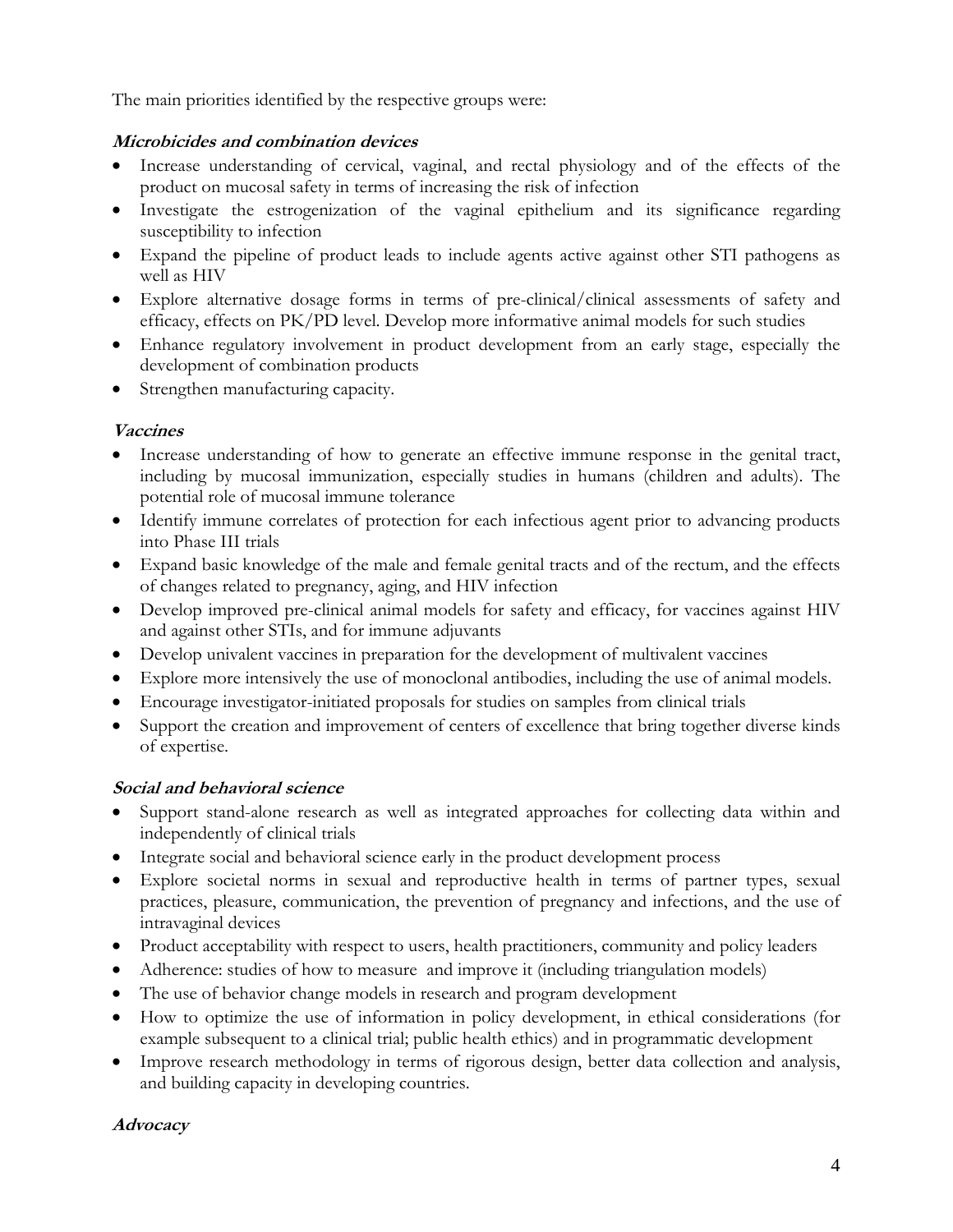The main priorities identified by the respective groups were:

### *Microbicides and combination devices*

- Increase understanding of cervical, vaginal, and rectal physiology and of the effects of the product on mucosal safety in terms of increasing the risk of infection
- Investigate the estrogenization of the vaginal epithelium and its significance regarding susceptibility to infection
- Expand the pipeline of product leads to include agents active against other STI pathogens as well as HIV
- Explore alternative dosage forms in terms of pre-clinical/clinical assessments of safety and efficacy, effects on PK/PD level. Develop more informative animal models for such studies
- Enhance regulatory involvement in product development from an early stage, especially the development of combination products
- Strengthen manufacturing capacity.

### *Vaccines*

- Increase understanding of how to generate an effective immune response in the genital tract, including by mucosal immunization, especially studies in humans (children and adults). The potential role of mucosal immune tolerance
- Identify immune correlates of protection for each infectious agent prior to advancing products into Phase III trials
- Expand basic knowledge of the male and female genital tracts and of the rectum, and the effects of changes related to pregnancy, aging, and HIV infection
- Develop improved pre-clinical animal models for safety and efficacy, for vaccines against HIV and against other STIs, and for immune adjuvants
- Develop univalent vaccines in preparation for the development of multivalent vaccines
- Explore more intensively the use of monoclonal antibodies, including the use of animal models.
- Encourage investigator-initiated proposals for studies on samples from clinical trials
- Support the creation and improvement of centers of excellence that bring together diverse kinds of expertise.

### *Social and behavioral science*

- Support stand-alone research as well as integrated approaches for collecting data within and independently of clinical trials
- Integrate social and behavioral science early in the product development process
- Explore societal norms in sexual and reproductive health in terms of partner types, sexual practices, pleasure, communication, the prevention of pregnancy and infections, and the use of intravaginal devices
- Product acceptability with respect to users, health practitioners, community and policy leaders
- Adherence: studies of how to measure and improve it (including triangulation models)
- The use of behavior change models in research and program development
- How to optimize the use of information in policy development, in ethical considerations (for example subsequent to a clinical trial; public health ethics) and in programmatic development
- Improve research methodology in terms of rigorous design, better data collection and analysis, and building capacity in developing countries.

### *Advocacy*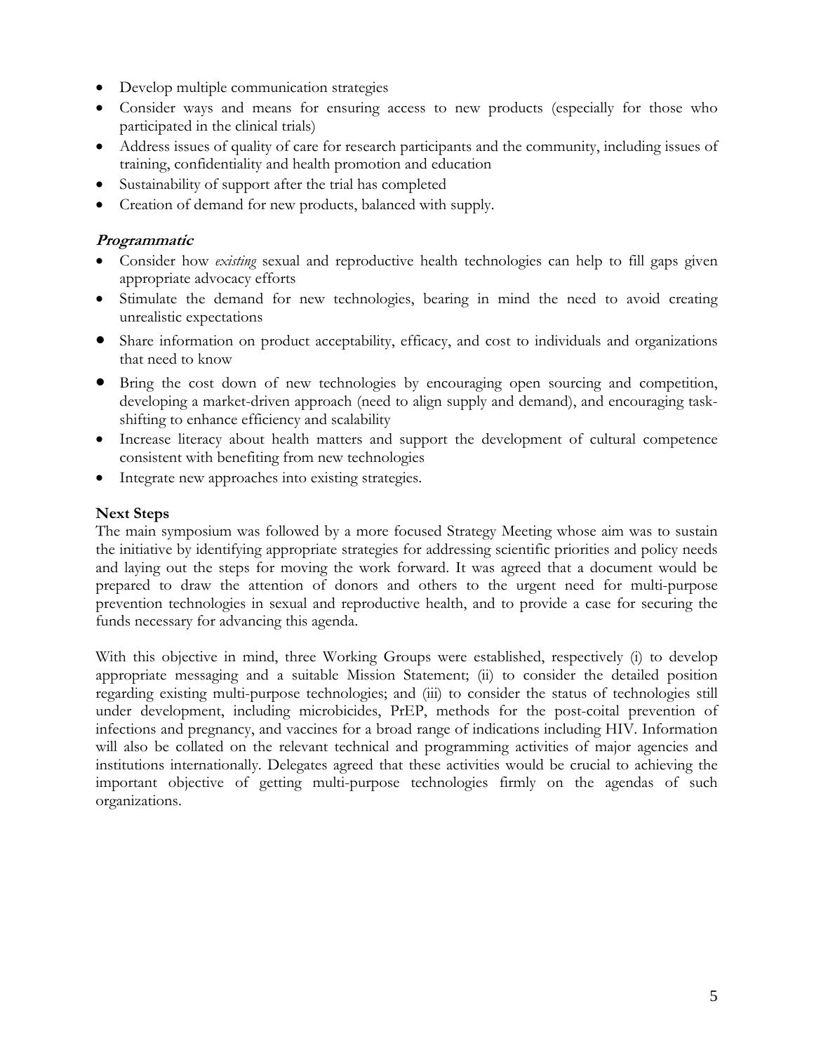- Develop multiple communication strategies
- Consider ways and means for ensuring access to new products (especially for those who participated in the clinical trials)
- Address issues of quality of care for research participants and the community, including issues of training, confidentiality and health promotion and education
- Sustainability of support after the trial has completed
- Creation of demand for new products, balanced with supply.

### ***Programmatic***

- Consider how *existing* sexual and reproductive health technologies can help to fill gaps given appropriate advocacy efforts
- Stimulate the demand for new technologies, bearing in mind the need to avoid creating unrealistic expectations
- Share information on product acceptability, efficacy, and cost to individuals and organizations that need to know
- Bring the cost down of new technologies by encouraging open sourcing and competition, developing a market-driven approach (need to align supply and demand), and encouraging task-shifting to enhance efficiency and scalability
- Increase literacy about health matters and support the development of cultural competence consistent with benefiting from new technologies
- Integrate new approaches into existing strategies.

### **Next Steps**

The main symposium was followed by a more focused Strategy Meeting whose aim was to sustain the initiative by identifying appropriate strategies for addressing scientific priorities and policy needs and laying out the steps for moving the work forward. It was agreed that a document would be prepared to draw the attention of donors and others to the urgent need for multi-purpose prevention technologies in sexual and reproductive health, and to provide a case for securing the funds necessary for advancing this agenda.

With this objective in mind, three Working Groups were established, respectively (i) to develop appropriate messaging and a suitable Mission Statement; (ii) to consider the detailed position regarding existing multi-purpose technologies; and (iii) to consider the status of technologies still under development, including microbicides, PrEP, methods for the post-coital prevention of infections and pregnancy, and vaccines for a broad range of indications including HIV. Information will also be collated on the relevant technical and programming activities of major agencies and institutions internationally. Delegates agreed that these activities would be crucial to achieving the important objective of getting multi-purpose technologies firmly on the agendas of such organizations.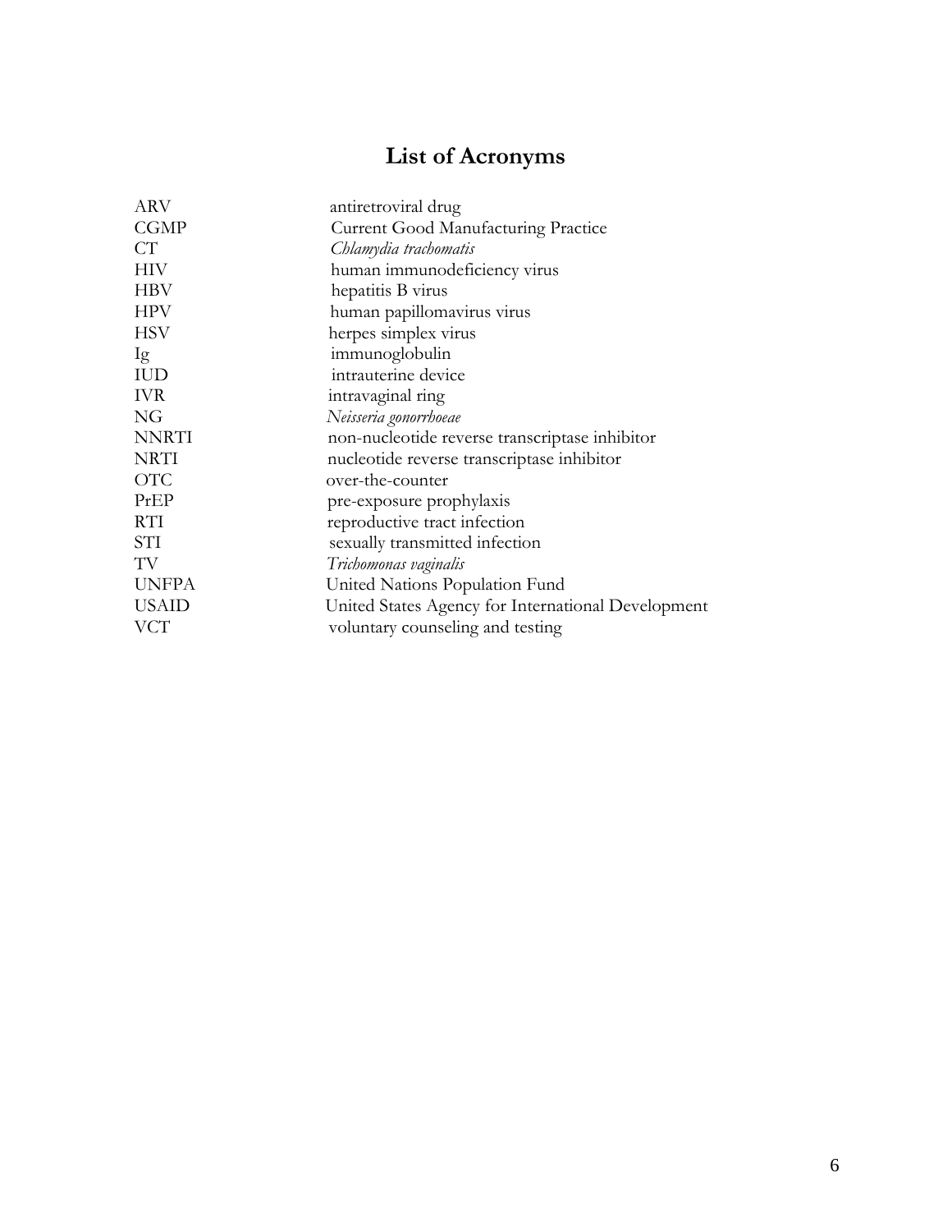# List of Acronyms

| | |
|---|---|
| ARV | antiretroviral drug |
| CGMP | Current Good Manufacturing Practice |
| CT | *Chlamydia trachomatis* |
| HIV | human immunodeficiency virus |
| HBV | hepatitis B virus |
| HPV | human papillomavirus virus |
| HSV | herpes simplex virus |
| Ig | immunoglobulin |
| IUD | intrauterine device |
| IVR | intravaginal ring |
| NG | *Neisseria gonorrhoeae* |
| NNRTI | non-nucleotide reverse transcriptase inhibitor |
| NRTI | nucleotide reverse transcriptase inhibitor |
| OTC | over-the-counter |
| PrEP | pre-exposure prophylaxis |
| RTI | reproductive tract infection |
| STI | sexually transmitted infection |
| TV | *Trichomonas vaginalis* |
| UNFPA | United Nations Population Fund |
| USAID | United States Agency for International Development |
| VCT | voluntary counseling and testing |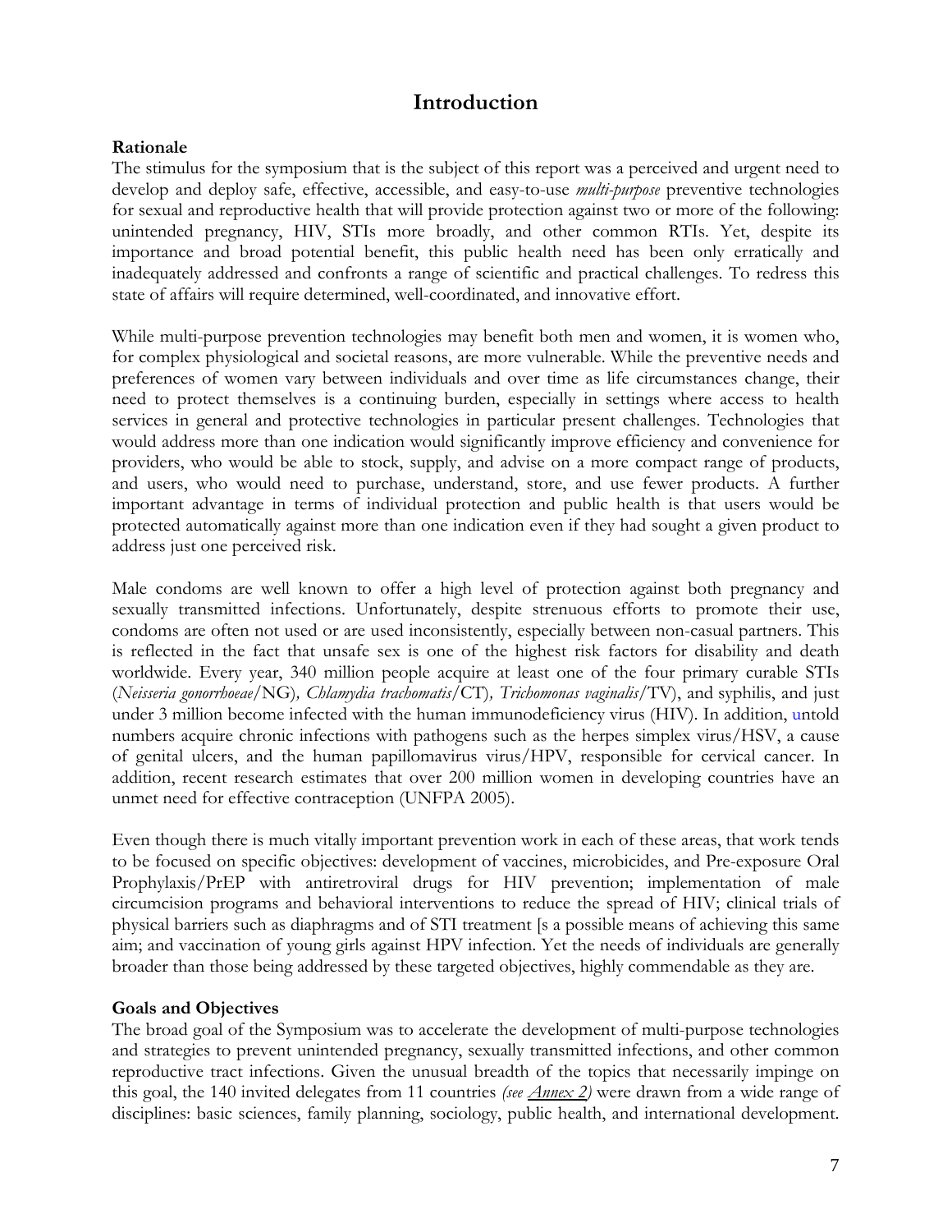# Introduction

**Rationale**

The stimulus for the symposium that is the subject of this report was a perceived and urgent need to develop and deploy safe, effective, accessible, and easy-to-use *multi-purpose* preventive technologies for sexual and reproductive health that will provide protection against two or more of the following: unintended pregnancy, HIV, STIs more broadly, and other common RTIs. Yet, despite its importance and broad potential benefit, this public health need has been only erratically and inadequately addressed and confronts a range of scientific and practical challenges. To redress this state of affairs will require determined, well-coordinated, and innovative effort.

While multi-purpose prevention technologies may benefit both men and women, it is women who, for complex physiological and societal reasons, are more vulnerable. While the preventive needs and preferences of women vary between individuals and over time as life circumstances change, their need to protect themselves is a continuing burden, especially in settings where access to health services in general and protective technologies in particular present challenges. Technologies that would address more than one indication would significantly improve efficiency and convenience for providers, who would be able to stock, supply, and advise on a more compact range of products, and users, who would need to purchase, understand, store, and use fewer products. A further important advantage in terms of individual protection and public health is that users would be protected automatically against more than one indication even if they had sought a given product to address just one perceived risk.

Male condoms are well known to offer a high level of protection against both pregnancy and sexually transmitted infections. Unfortunately, despite strenuous efforts to promote their use, condoms are often not used or are used inconsistently, especially between non-casual partners. This is reflected in the fact that unsafe sex is one of the highest risk factors for disability and death worldwide. Every year, 340 million people acquire at least one of the four primary curable STIs (*Neisseria gonorrhoeae*/NG)*, Chlamydia trachomatis*/CT)*, Trichomonas vaginalis*/TV), and syphilis, and just under 3 million become infected with the human immunodeficiency virus (HIV). In addition, untold numbers acquire chronic infections with pathogens such as the herpes simplex virus/HSV, a cause of genital ulcers, and the human papillomavirus virus/HPV, responsible for cervical cancer. In addition, recent research estimates that over 200 million women in developing countries have an unmet need for effective contraception (UNFPA 2005).

Even though there is much vitally important prevention work in each of these areas, that work tends to be focused on specific objectives: development of vaccines, microbicides, and Pre-exposure Oral Prophylaxis/PrEP with antiretroviral drugs for HIV prevention; implementation of male circumcision programs and behavioral interventions to reduce the spread of HIV; clinical trials of physical barriers such as diaphragms and of STI treatment [s a possible means of achieving this same aim; and vaccination of young girls against HPV infection. Yet the needs of individuals are generally broader than those being addressed by these targeted objectives, highly commendable as they are.

**Goals and Objectives**

The broad goal of the Symposium was to accelerate the development of multi-purpose technologies and strategies to prevent unintended pregnancy, sexually transmitted infections, and other common reproductive tract infections. Given the unusual breadth of the topics that necessarily impinge on this goal, the 140 invited delegates from 11 countries *(see Annex 2)* were drawn from a wide range of disciplines: basic sciences, family planning, sociology, public health, and international development.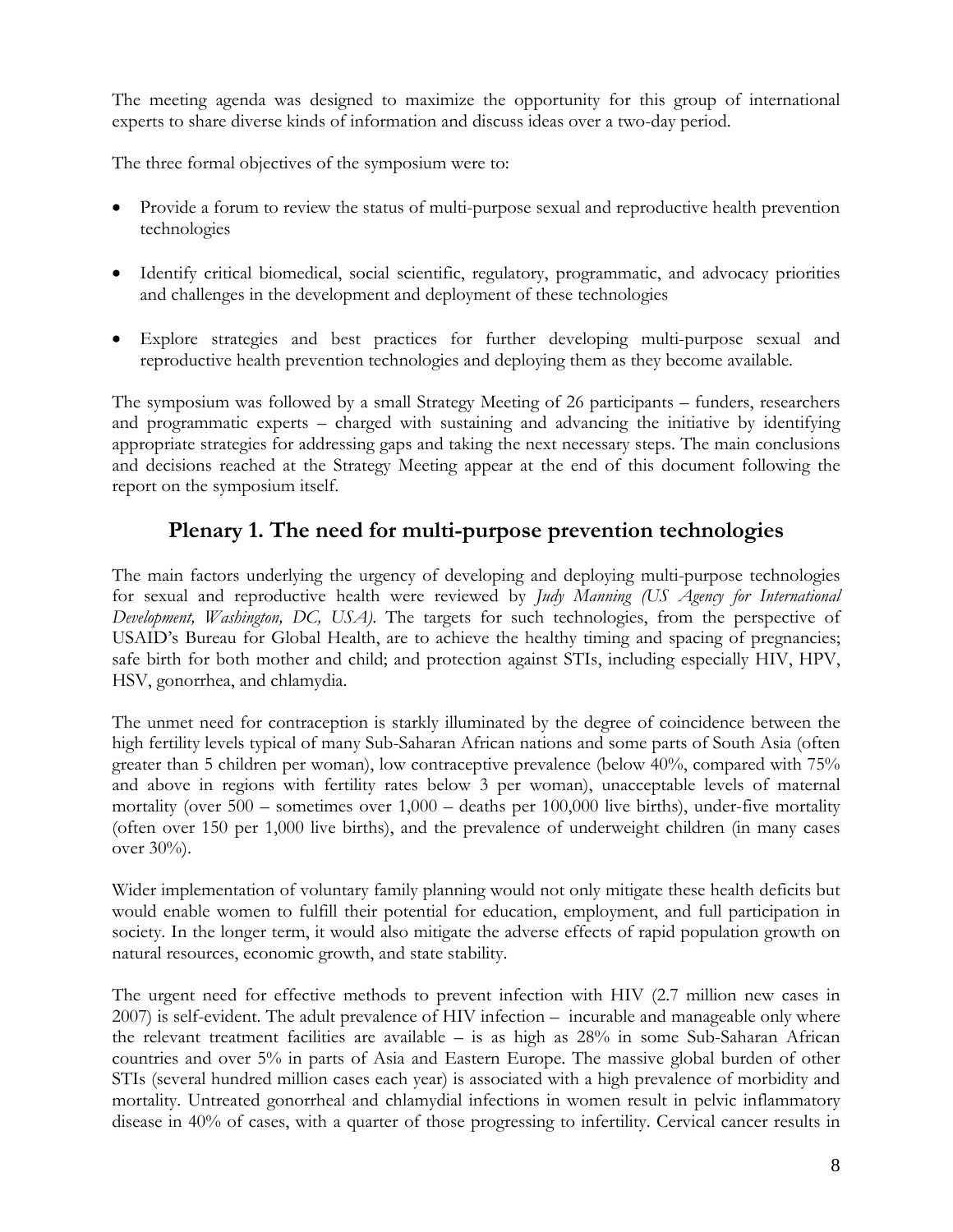The meeting agenda was designed to maximize the opportunity for this group of international experts to share diverse kinds of information and discuss ideas over a two-day period.

The three formal objectives of the symposium were to:

- Provide a forum to review the status of multi-purpose sexual and reproductive health prevention technologies
- Identify critical biomedical, social scientific, regulatory, programmatic, and advocacy priorities and challenges in the development and deployment of these technologies
- Explore strategies and best practices for further developing multi-purpose sexual and reproductive health prevention technologies and deploying them as they become available.

The symposium was followed by a small Strategy Meeting of 26 participants – funders, researchers and programmatic experts – charged with sustaining and advancing the initiative by identifying appropriate strategies for addressing gaps and taking the next necessary steps. The main conclusions and decisions reached at the Strategy Meeting appear at the end of this document following the report on the symposium itself.

## Plenary 1. The need for multi-purpose prevention technologies

The main factors underlying the urgency of developing and deploying multi-purpose technologies for sexual and reproductive health were reviewed by *Judy Manning (US Agency for International Development, Washington, DC, USA).* The targets for such technologies, from the perspective of USAID's Bureau for Global Health, are to achieve the healthy timing and spacing of pregnancies; safe birth for both mother and child; and protection against STIs, including especially HIV, HPV, HSV, gonorrhea, and chlamydia.

The unmet need for contraception is starkly illuminated by the degree of coincidence between the high fertility levels typical of many Sub-Saharan African nations and some parts of South Asia (often greater than 5 children per woman), low contraceptive prevalence (below 40%, compared with 75% and above in regions with fertility rates below 3 per woman), unacceptable levels of maternal mortality (over 500 – sometimes over 1,000 – deaths per 100,000 live births), under-five mortality (often over 150 per 1,000 live births), and the prevalence of underweight children (in many cases over 30%).

Wider implementation of voluntary family planning would not only mitigate these health deficits but would enable women to fulfill their potential for education, employment, and full participation in society. In the longer term, it would also mitigate the adverse effects of rapid population growth on natural resources, economic growth, and state stability.

The urgent need for effective methods to prevent infection with HIV (2.7 million new cases in 2007) is self-evident. The adult prevalence of HIV infection – incurable and manageable only where the relevant treatment facilities are available – is as high as 28% in some Sub-Saharan African countries and over 5% in parts of Asia and Eastern Europe. The massive global burden of other STIs (several hundred million cases each year) is associated with a high prevalence of morbidity and mortality. Untreated gonorrheal and chlamydial infections in women result in pelvic inflammatory disease in 40% of cases, with a quarter of those progressing to infertility. Cervical cancer results in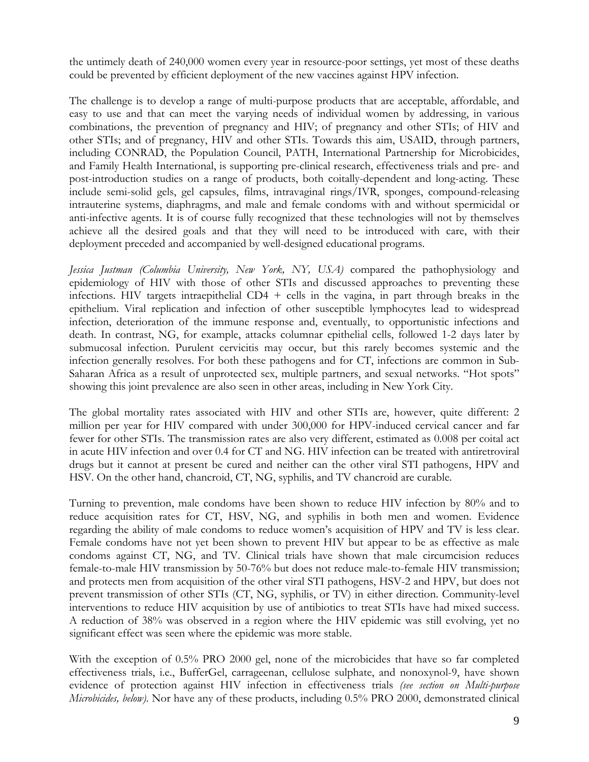the untimely death of 240,000 women every year in resource-poor settings, yet most of these deaths could be prevented by efficient deployment of the new vaccines against HPV infection.

The challenge is to develop a range of multi-purpose products that are acceptable, affordable, and easy to use and that can meet the varying needs of individual women by addressing, in various combinations, the prevention of pregnancy and HIV; of pregnancy and other STIs; of HIV and other STIs; and of pregnancy, HIV and other STIs. Towards this aim, USAID, through partners, including CONRAD, the Population Council, PATH, International Partnership for Microbicides, and Family Health International, is supporting pre-clinical research, effectiveness trials and pre- and post-introduction studies on a range of products, both coitally-dependent and long-acting. These include semi-solid gels, gel capsules, films, intravaginal rings/IVR, sponges, compound-releasing intrauterine systems, diaphragms, and male and female condoms with and without spermicidal or anti-infective agents. It is of course fully recognized that these technologies will not by themselves achieve all the desired goals and that they will need to be introduced with care, with their deployment preceded and accompanied by well-designed educational programs.

*Jessica Justman (Columbia University, New York, NY, USA)* compared the pathophysiology and epidemiology of HIV with those of other STIs and discussed approaches to preventing these infections. HIV targets intraepithelial CD4 + cells in the vagina, in part through breaks in the epithelium. Viral replication and infection of other susceptible lymphocytes lead to widespread infection, deterioration of the immune response and, eventually, to opportunistic infections and death. In contrast, NG, for example, attacks columnar epithelial cells, followed 1-2 days later by submucosal infection. Purulent cervicitis may occur, but this rarely becomes systemic and the infection generally resolves. For both these pathogens and for CT, infections are common in Sub-Saharan Africa as a result of unprotected sex, multiple partners, and sexual networks. "Hot spots" showing this joint prevalence are also seen in other areas, including in New York City.

The global mortality rates associated with HIV and other STIs are, however, quite different: 2 million per year for HIV compared with under 300,000 for HPV-induced cervical cancer and far fewer for other STIs. The transmission rates are also very different, estimated as 0.008 per coital act in acute HIV infection and over 0.4 for CT and NG. HIV infection can be treated with antiretroviral drugs but it cannot at present be cured and neither can the other viral STI pathogens, HPV and HSV. On the other hand, chancroid, CT, NG, syphilis, and TV chancroid are curable.

Turning to prevention, male condoms have been shown to reduce HIV infection by 80% and to reduce acquisition rates for CT, HSV, NG, and syphilis in both men and women. Evidence regarding the ability of male condoms to reduce women's acquisition of HPV and TV is less clear. Female condoms have not yet been shown to prevent HIV but appear to be as effective as male condoms against CT, NG, and TV. Clinical trials have shown that male circumcision reduces female-to-male HIV transmission by 50-76% but does not reduce male-to-female HIV transmission; and protects men from acquisition of the other viral STI pathogens, HSV-2 and HPV, but does not prevent transmission of other STIs (CT, NG, syphilis, or TV) in either direction. Community-level interventions to reduce HIV acquisition by use of antibiotics to treat STIs have had mixed success. A reduction of 38% was observed in a region where the HIV epidemic was still evolving, yet no significant effect was seen where the epidemic was more stable.

With the exception of 0.5% PRO 2000 gel, none of the microbicides that have so far completed effectiveness trials, i.e., BufferGel, carrageenan, cellulose sulphate, and nonoxynol-9, have shown evidence of protection against HIV infection in effectiveness trials *(see section on Multi-purpose Microbicides, below)*. Nor have any of these products, including 0.5% PRO 2000, demonstrated clinical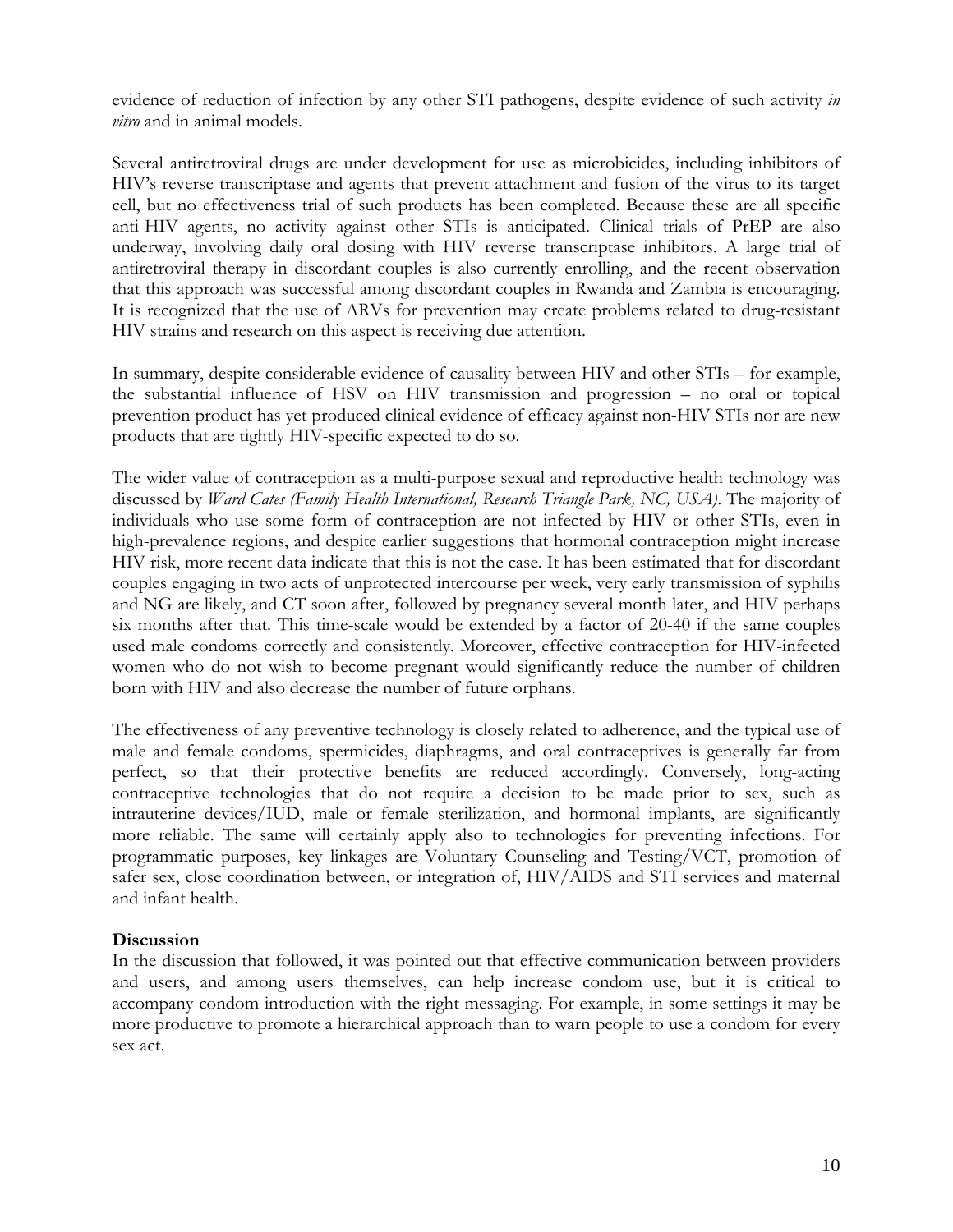evidence of reduction of infection by any other STI pathogens, despite evidence of such activity *in vitro* and in animal models.

Several antiretroviral drugs are under development for use as microbicides, including inhibitors of HIV's reverse transcriptase and agents that prevent attachment and fusion of the virus to its target cell, but no effectiveness trial of such products has been completed. Because these are all specific anti-HIV agents, no activity against other STIs is anticipated. Clinical trials of PrEP are also underway, involving daily oral dosing with HIV reverse transcriptase inhibitors. A large trial of antiretroviral therapy in discordant couples is also currently enrolling, and the recent observation that this approach was successful among discordant couples in Rwanda and Zambia is encouraging. It is recognized that the use of ARVs for prevention may create problems related to drug-resistant HIV strains and research on this aspect is receiving due attention.

In summary, despite considerable evidence of causality between HIV and other STIs – for example, the substantial influence of HSV on HIV transmission and progression – no oral or topical prevention product has yet produced clinical evidence of efficacy against non-HIV STIs nor are new products that are tightly HIV-specific expected to do so.

The wider value of contraception as a multi-purpose sexual and reproductive health technology was discussed by *Ward Cates (Family Health International, Research Triangle Park, NC, USA)*. The majority of individuals who use some form of contraception are not infected by HIV or other STIs, even in high-prevalence regions, and despite earlier suggestions that hormonal contraception might increase HIV risk, more recent data indicate that this is not the case. It has been estimated that for discordant couples engaging in two acts of unprotected intercourse per week, very early transmission of syphilis and NG are likely, and CT soon after, followed by pregnancy several month later, and HIV perhaps six months after that. This time-scale would be extended by a factor of 20-40 if the same couples used male condoms correctly and consistently. Moreover, effective contraception for HIV-infected women who do not wish to become pregnant would significantly reduce the number of children born with HIV and also decrease the number of future orphans.

The effectiveness of any preventive technology is closely related to adherence, and the typical use of male and female condoms, spermicides, diaphragms, and oral contraceptives is generally far from perfect, so that their protective benefits are reduced accordingly. Conversely, long-acting contraceptive technologies that do not require a decision to be made prior to sex, such as intrauterine devices/IUD, male or female sterilization, and hormonal implants, are significantly more reliable. The same will certainly apply also to technologies for preventing infections. For programmatic purposes, key linkages are Voluntary Counseling and Testing/VCT, promotion of safer sex, close coordination between, or integration of, HIV/AIDS and STI services and maternal and infant health.

**Discussion**

In the discussion that followed, it was pointed out that effective communication between providers and users, and among users themselves, can help increase condom use, but it is critical to accompany condom introduction with the right messaging. For example, in some settings it may be more productive to promote a hierarchical approach than to warn people to use a condom for every sex act.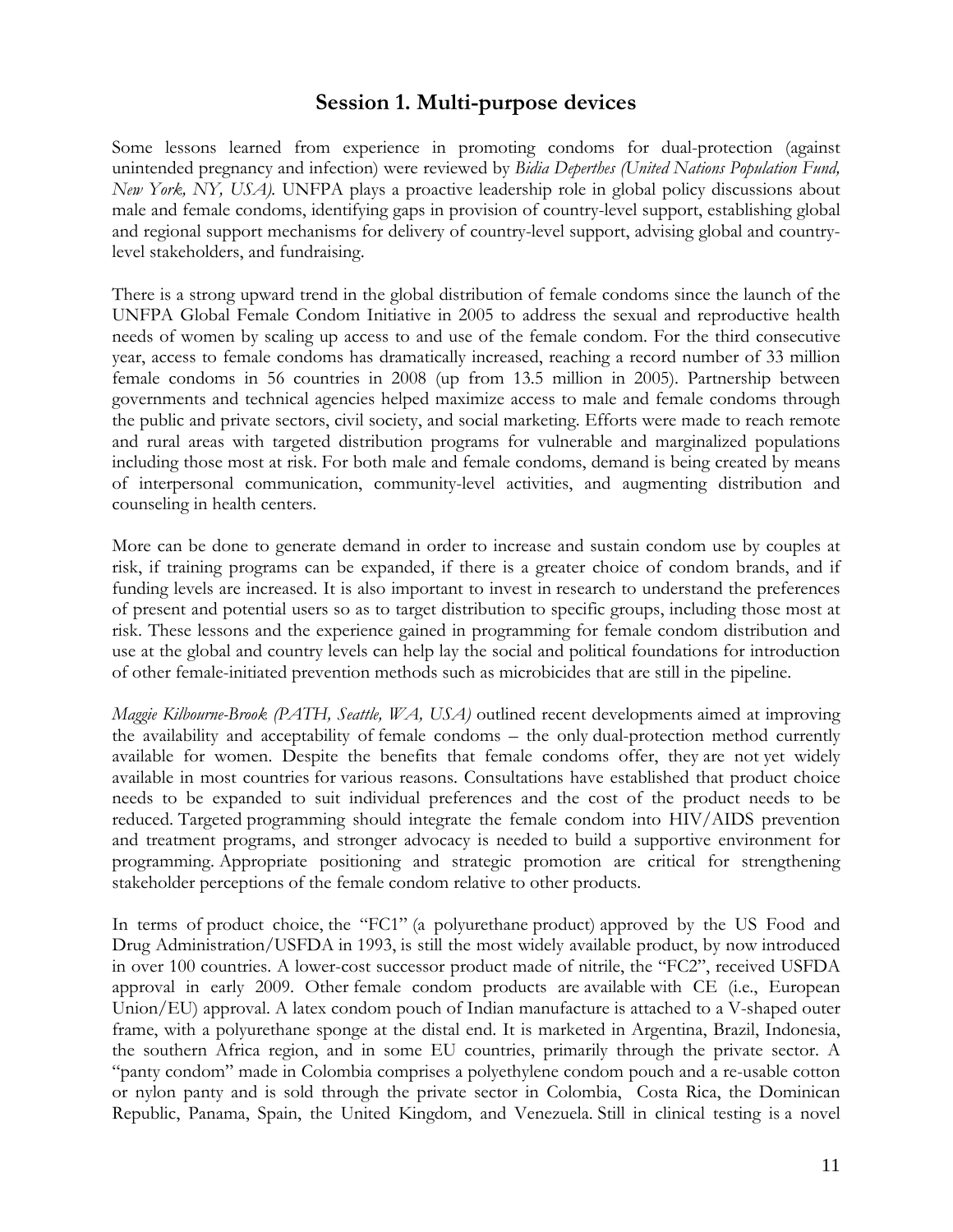## Session 1. Multi-purpose devices

Some lessons learned from experience in promoting condoms for dual-protection (against unintended pregnancy and infection) were reviewed by *Bidia Deperthes (United Nations Population Fund, New York, NY, USA).* UNFPA plays a proactive leadership role in global policy discussions about male and female condoms, identifying gaps in provision of country-level support, establishing global and regional support mechanisms for delivery of country-level support, advising global and country-level stakeholders, and fundraising.

There is a strong upward trend in the global distribution of female condoms since the launch of the UNFPA Global Female Condom Initiative in 2005 to address the sexual and reproductive health needs of women by scaling up access to and use of the female condom. For the third consecutive year, access to female condoms has dramatically increased, reaching a record number of 33 million female condoms in 56 countries in 2008 (up from 13.5 million in 2005). Partnership between governments and technical agencies helped maximize access to male and female condoms through the public and private sectors, civil society, and social marketing. Efforts were made to reach remote and rural areas with targeted distribution programs for vulnerable and marginalized populations including those most at risk. For both male and female condoms, demand is being created by means of interpersonal communication, community-level activities, and augmenting distribution and counseling in health centers.

More can be done to generate demand in order to increase and sustain condom use by couples at risk, if training programs can be expanded, if there is a greater choice of condom brands, and if funding levels are increased. It is also important to invest in research to understand the preferences of present and potential users so as to target distribution to specific groups, including those most at risk. These lessons and the experience gained in programming for female condom distribution and use at the global and country levels can help lay the social and political foundations for introduction of other female-initiated prevention methods such as microbicides that are still in the pipeline.

*Maggie Kilbourne-Brook (PATH, Seattle, WA, USA)* outlined recent developments aimed at improving the availability and acceptability of female condoms – the only dual-protection method currently available for women. Despite the benefits that female condoms offer, they are not yet widely available in most countries for various reasons. Consultations have established that product choice needs to be expanded to suit individual preferences and the cost of the product needs to be reduced. Targeted programming should integrate the female condom into HIV/AIDS prevention and treatment programs, and stronger advocacy is needed to build a supportive environment for programming. Appropriate positioning and strategic promotion are critical for strengthening stakeholder perceptions of the female condom relative to other products.

In terms of product choice, the "FC1" (a polyurethane product) approved by the US Food and Drug Administration/USFDA in 1993, is still the most widely available product, by now introduced in over 100 countries. A lower-cost successor product made of nitrile, the "FC2", received USFDA approval in early 2009. Other female condom products are available with CE (i.e., European Union/EU) approval. A latex condom pouch of Indian manufacture is attached to a V-shaped outer frame, with a polyurethane sponge at the distal end. It is marketed in Argentina, Brazil, Indonesia, the southern Africa region, and in some EU countries, primarily through the private sector. A "panty condom" made in Colombia comprises a polyethylene condom pouch and a re-usable cotton or nylon panty and is sold through the private sector in Colombia, Costa Rica, the Dominican Republic, Panama, Spain, the United Kingdom, and Venezuela. Still in clinical testing is a novel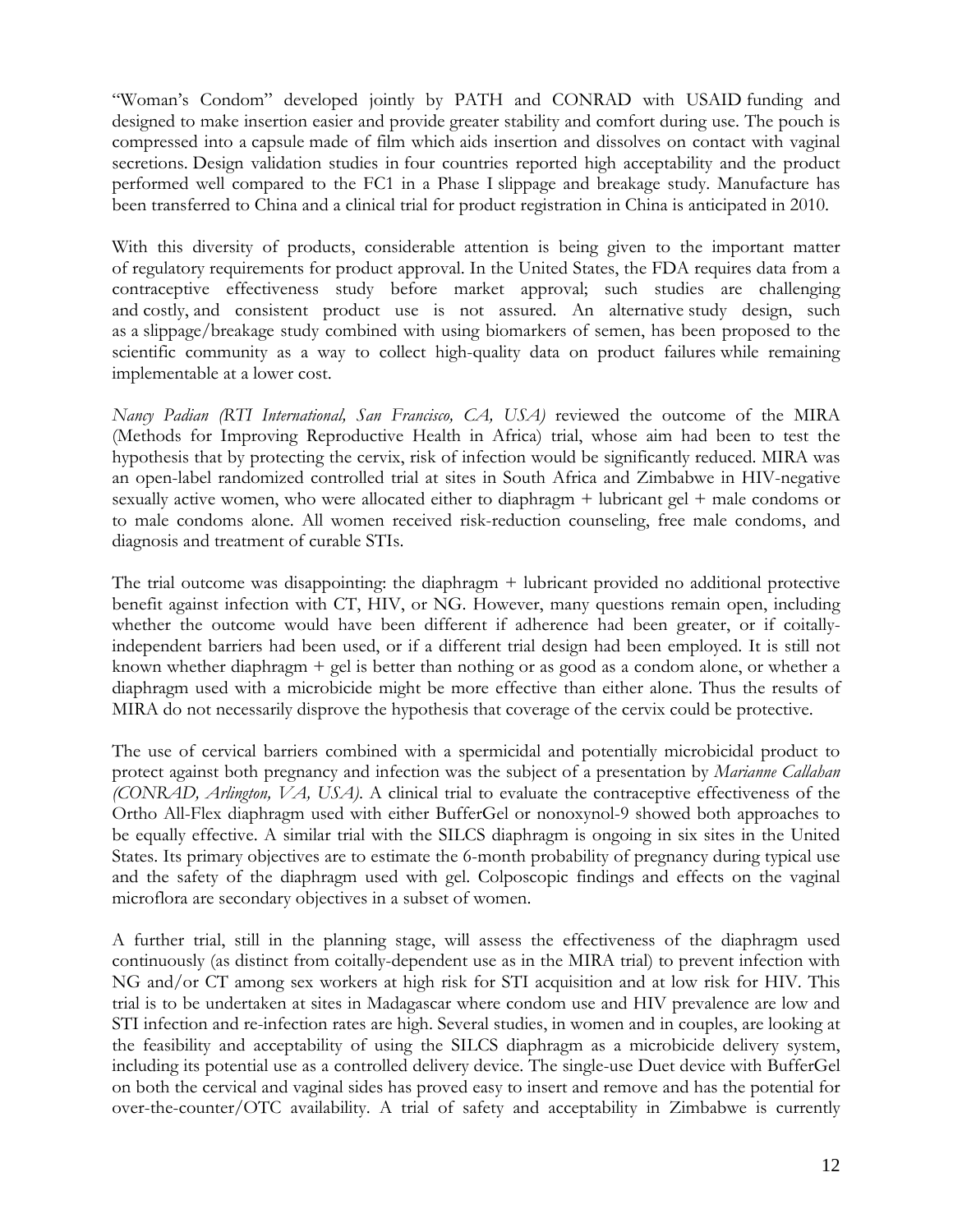"Woman's Condom" developed jointly by PATH and CONRAD with USAID funding and designed to make insertion easier and provide greater stability and comfort during use. The pouch is compressed into a capsule made of film which aids insertion and dissolves on contact with vaginal secretions. Design validation studies in four countries reported high acceptability and the product performed well compared to the FC1 in a Phase I slippage and breakage study. Manufacture has been transferred to China and a clinical trial for product registration in China is anticipated in 2010.

With this diversity of products, considerable attention is being given to the important matter of regulatory requirements for product approval. In the United States, the FDA requires data from a contraceptive effectiveness study before market approval; such studies are challenging and costly, and consistent product use is not assured. An alternative study design, such as a slippage/breakage study combined with using biomarkers of semen, has been proposed to the scientific community as a way to collect high-quality data on product failures while remaining implementable at a lower cost.

*Nancy Padian (RTI International, San Francisco, CA, USA)* reviewed the outcome of the MIRA (Methods for Improving Reproductive Health in Africa) trial, whose aim had been to test the hypothesis that by protecting the cervix, risk of infection would be significantly reduced. MIRA was an open-label randomized controlled trial at sites in South Africa and Zimbabwe in HIV-negative sexually active women, who were allocated either to diaphragm + lubricant gel + male condoms or to male condoms alone. All women received risk-reduction counseling, free male condoms, and diagnosis and treatment of curable STIs.

The trial outcome was disappointing: the diaphragm + lubricant provided no additional protective benefit against infection with CT, HIV, or NG. However, many questions remain open, including whether the outcome would have been different if adherence had been greater, or if coitally-independent barriers had been used, or if a different trial design had been employed. It is still not known whether diaphragm + gel is better than nothing or as good as a condom alone, or whether a diaphragm used with a microbicide might be more effective than either alone. Thus the results of MIRA do not necessarily disprove the hypothesis that coverage of the cervix could be protective.

The use of cervical barriers combined with a spermicidal and potentially microbicidal product to protect against both pregnancy and infection was the subject of a presentation by *Marianne Callahan (CONRAD, Arlington, VA, USA)*. A clinical trial to evaluate the contraceptive effectiveness of the Ortho All-Flex diaphragm used with either BufferGel or nonoxynol-9 showed both approaches to be equally effective. A similar trial with the SILCS diaphragm is ongoing in six sites in the United States. Its primary objectives are to estimate the 6-month probability of pregnancy during typical use and the safety of the diaphragm used with gel. Colposcopic findings and effects on the vaginal microflora are secondary objectives in a subset of women.

A further trial, still in the planning stage, will assess the effectiveness of the diaphragm used continuously (as distinct from coitally-dependent use as in the MIRA trial) to prevent infection with NG and/or CT among sex workers at high risk for STI acquisition and at low risk for HIV. This trial is to be undertaken at sites in Madagascar where condom use and HIV prevalence are low and STI infection and re-infection rates are high. Several studies, in women and in couples, are looking at the feasibility and acceptability of using the SILCS diaphragm as a microbicide delivery system, including its potential use as a controlled delivery device. The single-use Duet device with BufferGel on both the cervical and vaginal sides has proved easy to insert and remove and has the potential for over-the-counter/OTC availability. A trial of safety and acceptability in Zimbabwe is currently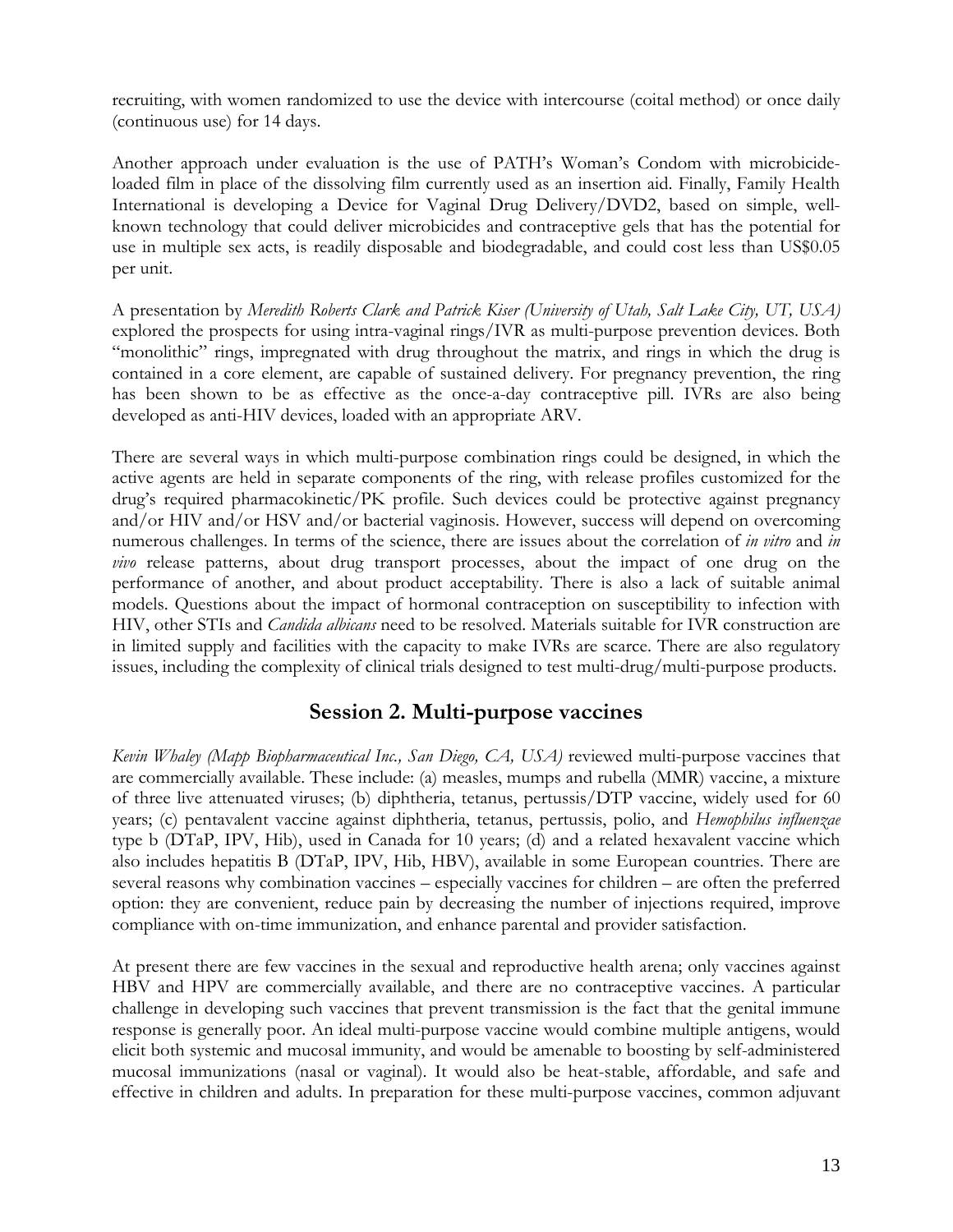recruiting, with women randomized to use the device with intercourse (coital method) or once daily (continuous use) for 14 days.

Another approach under evaluation is the use of PATH's Woman's Condom with microbicide-loaded film in place of the dissolving film currently used as an insertion aid. Finally, Family Health International is developing a Device for Vaginal Drug Delivery/DVD2, based on simple, well-known technology that could deliver microbicides and contraceptive gels that has the potential for use in multiple sex acts, is readily disposable and biodegradable, and could cost less than US$0.05 per unit.

A presentation by *Meredith Roberts Clark and Patrick Kiser (University of Utah, Salt Lake City, UT, USA)* explored the prospects for using intra-vaginal rings/IVR as multi-purpose prevention devices. Both "monolithic" rings, impregnated with drug throughout the matrix, and rings in which the drug is contained in a core element, are capable of sustained delivery. For pregnancy prevention, the ring has been shown to be as effective as the once-a-day contraceptive pill. IVRs are also being developed as anti-HIV devices, loaded with an appropriate ARV.

There are several ways in which multi-purpose combination rings could be designed, in which the active agents are held in separate components of the ring, with release profiles customized for the drug's required pharmacokinetic/PK profile. Such devices could be protective against pregnancy and/or HIV and/or HSV and/or bacterial vaginosis. However, success will depend on overcoming numerous challenges. In terms of the science, there are issues about the correlation of *in vitro* and *in vivo* release patterns, about drug transport processes, about the impact of one drug on the performance of another, and about product acceptability. There is also a lack of suitable animal models. Questions about the impact of hormonal contraception on susceptibility to infection with HIV, other STIs and *Candida albicans* need to be resolved. Materials suitable for IVR construction are in limited supply and facilities with the capacity to make IVRs are scarce. There are also regulatory issues, including the complexity of clinical trials designed to test multi-drug/multi-purpose products.

## Session 2. Multi-purpose vaccines

*Kevin Whaley (Mapp Biopharmaceutical Inc., San Diego, CA, USA)* reviewed multi-purpose vaccines that are commercially available. These include: (a) measles, mumps and rubella (MMR) vaccine, a mixture of three live attenuated viruses; (b) diphtheria, tetanus, pertussis/DTP vaccine, widely used for 60 years; (c) pentavalent vaccine against diphtheria, tetanus, pertussis, polio, and *Hemophilus influenzae* type b (DTaP, IPV, Hib), used in Canada for 10 years; (d) and a related hexavalent vaccine which also includes hepatitis B (DTaP, IPV, Hib, HBV), available in some European countries. There are several reasons why combination vaccines – especially vaccines for children – are often the preferred option: they are convenient, reduce pain by decreasing the number of injections required, improve compliance with on-time immunization, and enhance parental and provider satisfaction.

At present there are few vaccines in the sexual and reproductive health arena; only vaccines against HBV and HPV are commercially available, and there are no contraceptive vaccines. A particular challenge in developing such vaccines that prevent transmission is the fact that the genital immune response is generally poor. An ideal multi-purpose vaccine would combine multiple antigens, would elicit both systemic and mucosal immunity, and would be amenable to boosting by self-administered mucosal immunizations (nasal or vaginal). It would also be heat-stable, affordable, and safe and effective in children and adults. In preparation for these multi-purpose vaccines, common adjuvant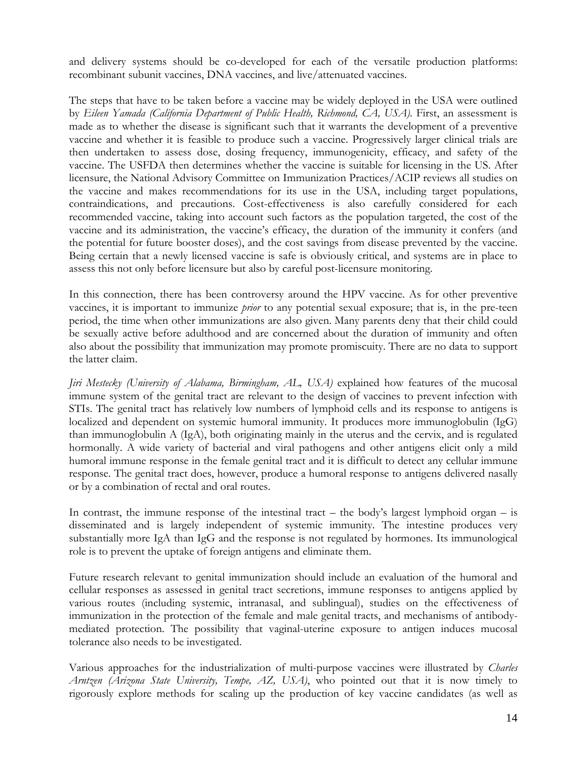and delivery systems should be co-developed for each of the versatile production platforms: recombinant subunit vaccines, DNA vaccines, and live/attenuated vaccines.

The steps that have to be taken before a vaccine may be widely deployed in the USA were outlined by *Eileen Yamada (California Department of Public Health, Richmond, CA, USA)*. First, an assessment is made as to whether the disease is significant such that it warrants the development of a preventive vaccine and whether it is feasible to produce such a vaccine. Progressively larger clinical trials are then undertaken to assess dose, dosing frequency, immunogenicity, efficacy, and safety of the vaccine. The USFDA then determines whether the vaccine is suitable for licensing in the US. After licensure, the National Advisory Committee on Immunization Practices/ACIP reviews all studies on the vaccine and makes recommendations for its use in the USA, including target populations, contraindications, and precautions. Cost-effectiveness is also carefully considered for each recommended vaccine, taking into account such factors as the population targeted, the cost of the vaccine and its administration, the vaccine's efficacy, the duration of the immunity it confers (and the potential for future booster doses), and the cost savings from disease prevented by the vaccine. Being certain that a newly licensed vaccine is safe is obviously critical, and systems are in place to assess this not only before licensure but also by careful post-licensure monitoring.

In this connection, there has been controversy around the HPV vaccine. As for other preventive vaccines, it is important to immunize *prior* to any potential sexual exposure; that is, in the pre-teen period, the time when other immunizations are also given. Many parents deny that their child could be sexually active before adulthood and are concerned about the duration of immunity and often also about the possibility that immunization may promote promiscuity. There are no data to support the latter claim.

*Jiri Mestecky (University of Alabama, Birmingham, AL, USA)* explained how features of the mucosal immune system of the genital tract are relevant to the design of vaccines to prevent infection with STIs. The genital tract has relatively low numbers of lymphoid cells and its response to antigens is localized and dependent on systemic humoral immunity. It produces more immunoglobulin (IgG) than immunoglobulin A (IgA), both originating mainly in the uterus and the cervix, and is regulated hormonally. A wide variety of bacterial and viral pathogens and other antigens elicit only a mild humoral immune response in the female genital tract and it is difficult to detect any cellular immune response. The genital tract does, however, produce a humoral response to antigens delivered nasally or by a combination of rectal and oral routes.

In contrast, the immune response of the intestinal tract – the body's largest lymphoid organ – is disseminated and is largely independent of systemic immunity. The intestine produces very substantially more IgA than IgG and the response is not regulated by hormones. Its immunological role is to prevent the uptake of foreign antigens and eliminate them.

Future research relevant to genital immunization should include an evaluation of the humoral and cellular responses as assessed in genital tract secretions, immune responses to antigens applied by various routes (including systemic, intranasal, and sublingual), studies on the effectiveness of immunization in the protection of the female and male genital tracts, and mechanisms of antibody-mediated protection. The possibility that vaginal-uterine exposure to antigen induces mucosal tolerance also needs to be investigated.

Various approaches for the industrialization of multi-purpose vaccines were illustrated by *Charles Arntzen (Arizona State University, Tempe, AZ, USA)*, who pointed out that it is now timely to rigorously explore methods for scaling up the production of key vaccine candidates (as well as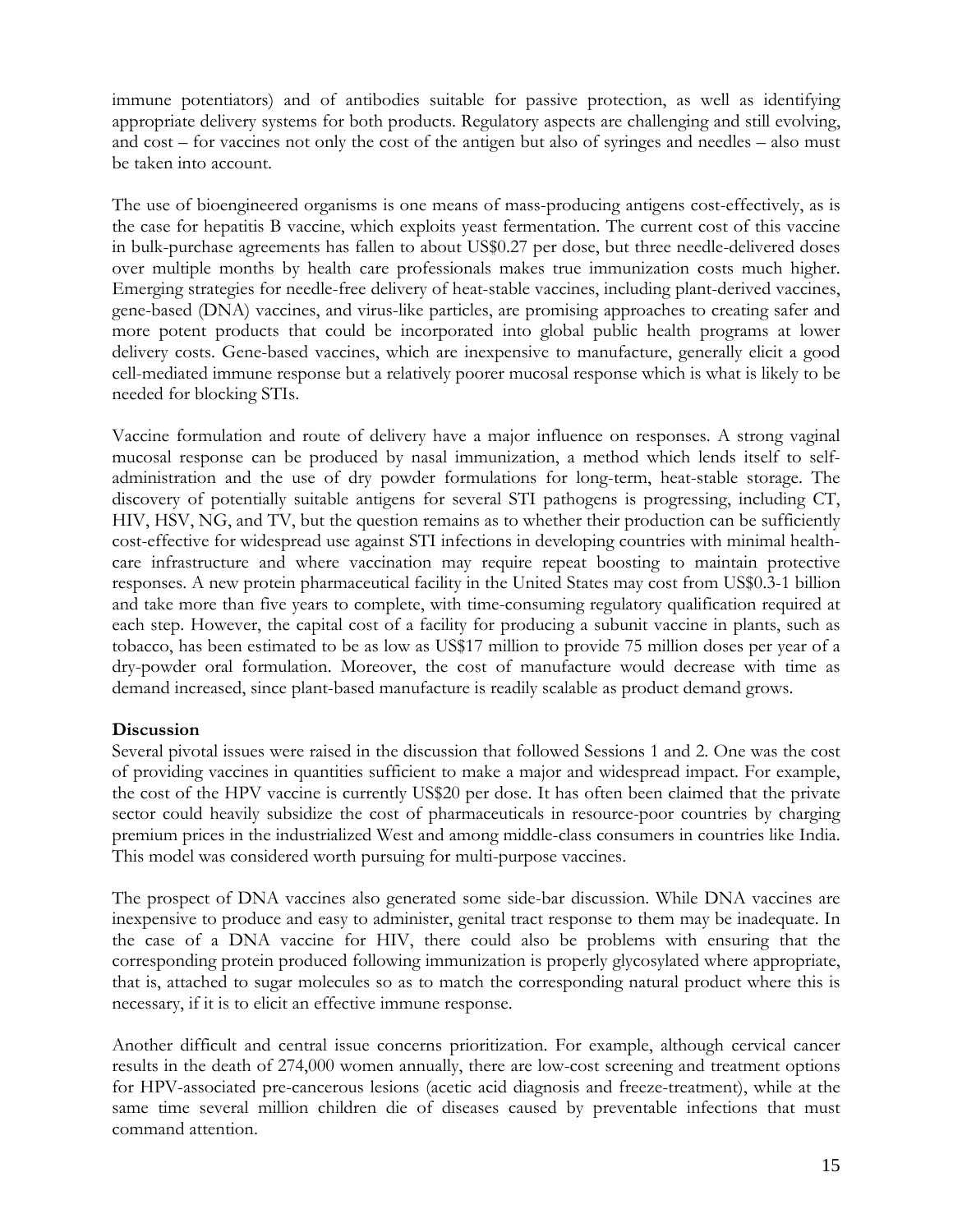immune potentiators) and of antibodies suitable for passive protection, as well as identifying appropriate delivery systems for both products. Regulatory aspects are challenging and still evolving, and cost – for vaccines not only the cost of the antigen but also of syringes and needles – also must be taken into account.

The use of bioengineered organisms is one means of mass-producing antigens cost-effectively, as is the case for hepatitis B vaccine, which exploits yeast fermentation. The current cost of this vaccine in bulk-purchase agreements has fallen to about US$0.27 per dose, but three needle-delivered doses over multiple months by health care professionals makes true immunization costs much higher. Emerging strategies for needle-free delivery of heat-stable vaccines, including plant-derived vaccines, gene-based (DNA) vaccines, and virus-like particles, are promising approaches to creating safer and more potent products that could be incorporated into global public health programs at lower delivery costs. Gene-based vaccines, which are inexpensive to manufacture, generally elicit a good cell-mediated immune response but a relatively poorer mucosal response which is what is likely to be needed for blocking STIs.

Vaccine formulation and route of delivery have a major influence on responses. A strong vaginal mucosal response can be produced by nasal immunization, a method which lends itself to self-administration and the use of dry powder formulations for long-term, heat-stable storage. The discovery of potentially suitable antigens for several STI pathogens is progressing, including CT, HIV, HSV, NG, and TV, but the question remains as to whether their production can be sufficiently cost-effective for widespread use against STI infections in developing countries with minimal health-care infrastructure and where vaccination may require repeat boosting to maintain protective responses. A new protein pharmaceutical facility in the United States may cost from US$0.3-1 billion and take more than five years to complete, with time-consuming regulatory qualification required at each step. However, the capital cost of a facility for producing a subunit vaccine in plants, such as tobacco, has been estimated to be as low as US$17 million to provide 75 million doses per year of a dry-powder oral formulation. Moreover, the cost of manufacture would decrease with time as demand increased, since plant-based manufacture is readily scalable as product demand grows.

**Discussion**

Several pivotal issues were raised in the discussion that followed Sessions 1 and 2. One was the cost of providing vaccines in quantities sufficient to make a major and widespread impact. For example, the cost of the HPV vaccine is currently US$20 per dose. It has often been claimed that the private sector could heavily subsidize the cost of pharmaceuticals in resource-poor countries by charging premium prices in the industrialized West and among middle-class consumers in countries like India. This model was considered worth pursuing for multi-purpose vaccines.

The prospect of DNA vaccines also generated some side-bar discussion. While DNA vaccines are inexpensive to produce and easy to administer, genital tract response to them may be inadequate. In the case of a DNA vaccine for HIV, there could also be problems with ensuring that the corresponding protein produced following immunization is properly glycosylated where appropriate, that is, attached to sugar molecules so as to match the corresponding natural product where this is necessary, if it is to elicit an effective immune response.

Another difficult and central issue concerns prioritization. For example, although cervical cancer results in the death of 274,000 women annually, there are low-cost screening and treatment options for HPV-associated pre-cancerous lesions (acetic acid diagnosis and freeze-treatment), while at the same time several million children die of diseases caused by preventable infections that must command attention.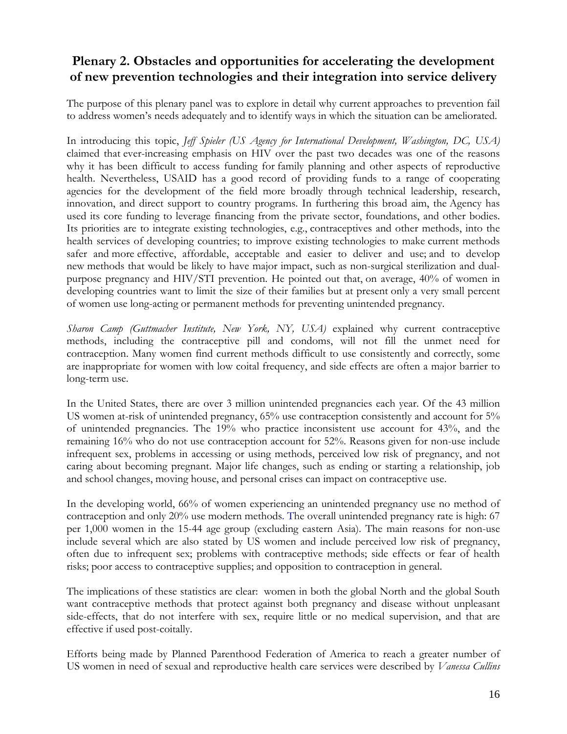## Plenary 2. Obstacles and opportunities for accelerating the development of new prevention technologies and their integration into service delivery

The purpose of this plenary panel was to explore in detail why current approaches to prevention fail to address women's needs adequately and to identify ways in which the situation can be ameliorated.

In introducing this topic, *Jeff Spieler (US Agency for International Development, Washington, DC, USA)* claimed that ever-increasing emphasis on HIV over the past two decades was one of the reasons why it has been difficult to access funding for family planning and other aspects of reproductive health. Nevertheless, USAID has a good record of providing funds to a range of cooperating agencies for the development of the field more broadly through technical leadership, research, innovation, and direct support to country programs. In furthering this broad aim, the Agency has used its core funding to leverage financing from the private sector, foundations, and other bodies. Its priorities are to integrate existing technologies, e.g., contraceptives and other methods, into the health services of developing countries; to improve existing technologies to make current methods safer and more effective, affordable, acceptable and easier to deliver and use; and to develop new methods that would be likely to have major impact, such as non-surgical sterilization and dual-purpose pregnancy and HIV/STI prevention. He pointed out that, on average, 40% of women in developing countries want to limit the size of their families but at present only a very small percent of women use long-acting or permanent methods for preventing unintended pregnancy.

*Sharon Camp (Guttmacher Institute, New York, NY, USA)* explained why current contraceptive methods, including the contraceptive pill and condoms, will not fill the unmet need for contraception. Many women find current methods difficult to use consistently and correctly, some are inappropriate for women with low coital frequency, and side effects are often a major barrier to long-term use.

In the United States, there are over 3 million unintended pregnancies each year. Of the 43 million US women at-risk of unintended pregnancy, 65% use contraception consistently and account for 5% of unintended pregnancies. The 19% who practice inconsistent use account for 43%, and the remaining 16% who do not use contraception account for 52%. Reasons given for non-use include infrequent sex, problems in accessing or using methods, perceived low risk of pregnancy, and not caring about becoming pregnant. Major life changes, such as ending or starting a relationship, job and school changes, moving house, and personal crises can impact on contraceptive use.

In the developing world, 66% of women experiencing an unintended pregnancy use no method of contraception and only 20% use modern methods. The overall unintended pregnancy rate is high: 67 per 1,000 women in the 15-44 age group (excluding eastern Asia). The main reasons for non-use include several which are also stated by US women and include perceived low risk of pregnancy, often due to infrequent sex; problems with contraceptive methods; side effects or fear of health risks; poor access to contraceptive supplies; and opposition to contraception in general.

The implications of these statistics are clear: women in both the global North and the global South want contraceptive methods that protect against both pregnancy and disease without unpleasant side-effects, that do not interfere with sex, require little or no medical supervision, and that are effective if used post-coitally.

Efforts being made by Planned Parenthood Federation of America to reach a greater number of US women in need of sexual and reproductive health care services were described by *Vanessa Cullins*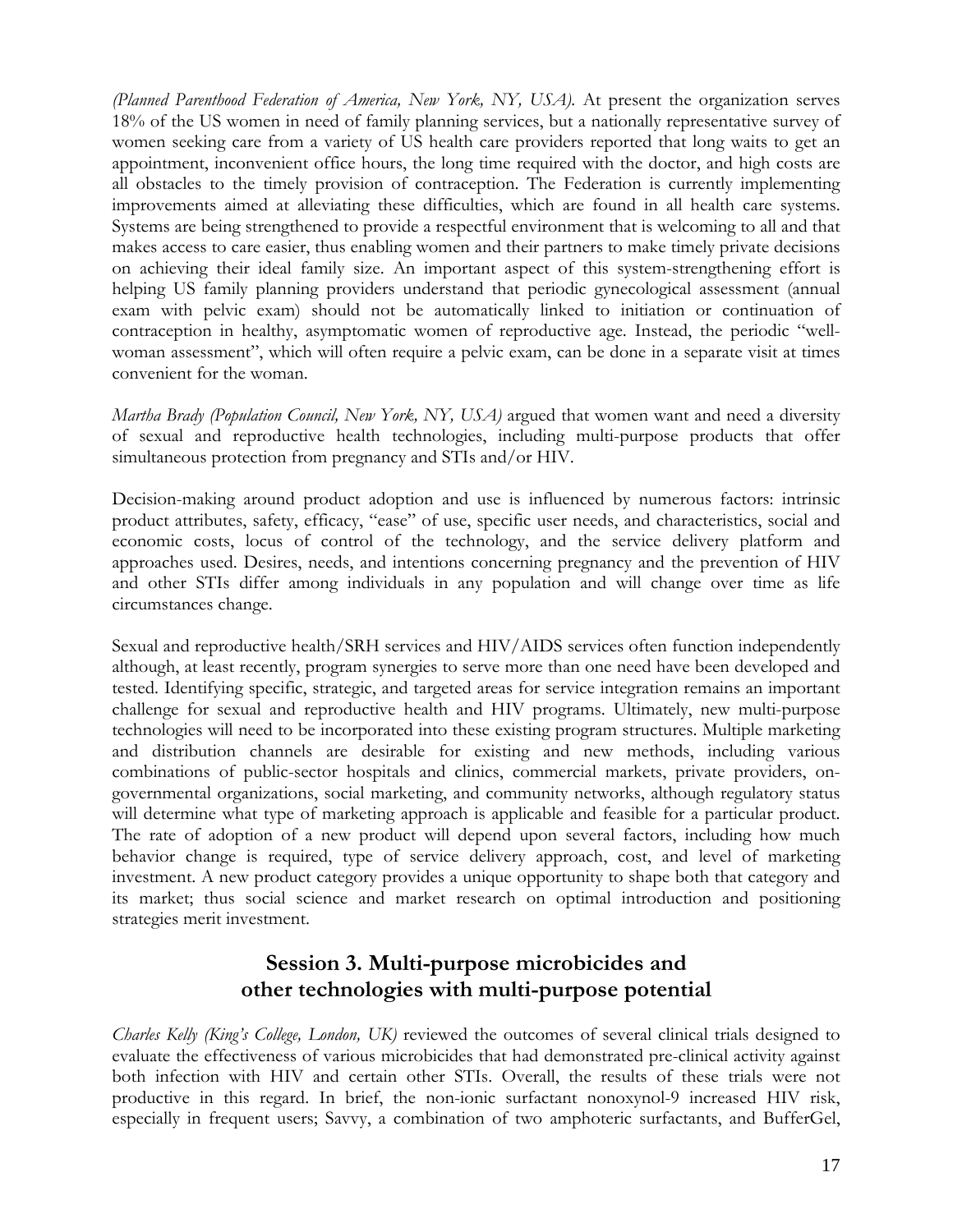*(Planned Parenthood Federation of America, New York, NY, USA).* At present the organization serves 18% of the US women in need of family planning services, but a nationally representative survey of women seeking care from a variety of US health care providers reported that long waits to get an appointment, inconvenient office hours, the long time required with the doctor, and high costs are all obstacles to the timely provision of contraception. The Federation is currently implementing improvements aimed at alleviating these difficulties, which are found in all health care systems. Systems are being strengthened to provide a respectful environment that is welcoming to all and that makes access to care easier, thus enabling women and their partners to make timely private decisions on achieving their ideal family size. An important aspect of this system-strengthening effort is helping US family planning providers understand that periodic gynecological assessment (annual exam with pelvic exam) should not be automatically linked to initiation or continuation of contraception in healthy, asymptomatic women of reproductive age. Instead, the periodic "well-woman assessment", which will often require a pelvic exam, can be done in a separate visit at times convenient for the woman.

*Martha Brady (Population Council, New York, NY, USA)* argued that women want and need a diversity of sexual and reproductive health technologies, including multi-purpose products that offer simultaneous protection from pregnancy and STIs and/or HIV.

Decision-making around product adoption and use is influenced by numerous factors: intrinsic product attributes, safety, efficacy, "ease" of use, specific user needs, and characteristics, social and economic costs, locus of control of the technology, and the service delivery platform and approaches used. Desires, needs, and intentions concerning pregnancy and the prevention of HIV and other STIs differ among individuals in any population and will change over time as life circumstances change.

Sexual and reproductive health/SRH services and HIV/AIDS services often function independently although, at least recently, program synergies to serve more than one need have been developed and tested. Identifying specific, strategic, and targeted areas for service integration remains an important challenge for sexual and reproductive health and HIV programs. Ultimately, new multi-purpose technologies will need to be incorporated into these existing program structures. Multiple marketing and distribution channels are desirable for existing and new methods, including various combinations of public-sector hospitals and clinics, commercial markets, private providers, on-governmental organizations, social marketing, and community networks, although regulatory status will determine what type of marketing approach is applicable and feasible for a particular product. The rate of adoption of a new product will depend upon several factors, including how much behavior change is required, type of service delivery approach, cost, and level of marketing investment. A new product category provides a unique opportunity to shape both that category and its market; thus social science and market research on optimal introduction and positioning strategies merit investment.

## Session 3. Multi-purpose microbicides and other technologies with multi-purpose potential

*Charles Kelly (King's College, London, UK)* reviewed the outcomes of several clinical trials designed to evaluate the effectiveness of various microbicides that had demonstrated pre-clinical activity against both infection with HIV and certain other STIs. Overall, the results of these trials were not productive in this regard. In brief, the non-ionic surfactant nonoxynol-9 increased HIV risk, especially in frequent users; Savvy, a combination of two amphoteric surfactants, and BufferGel,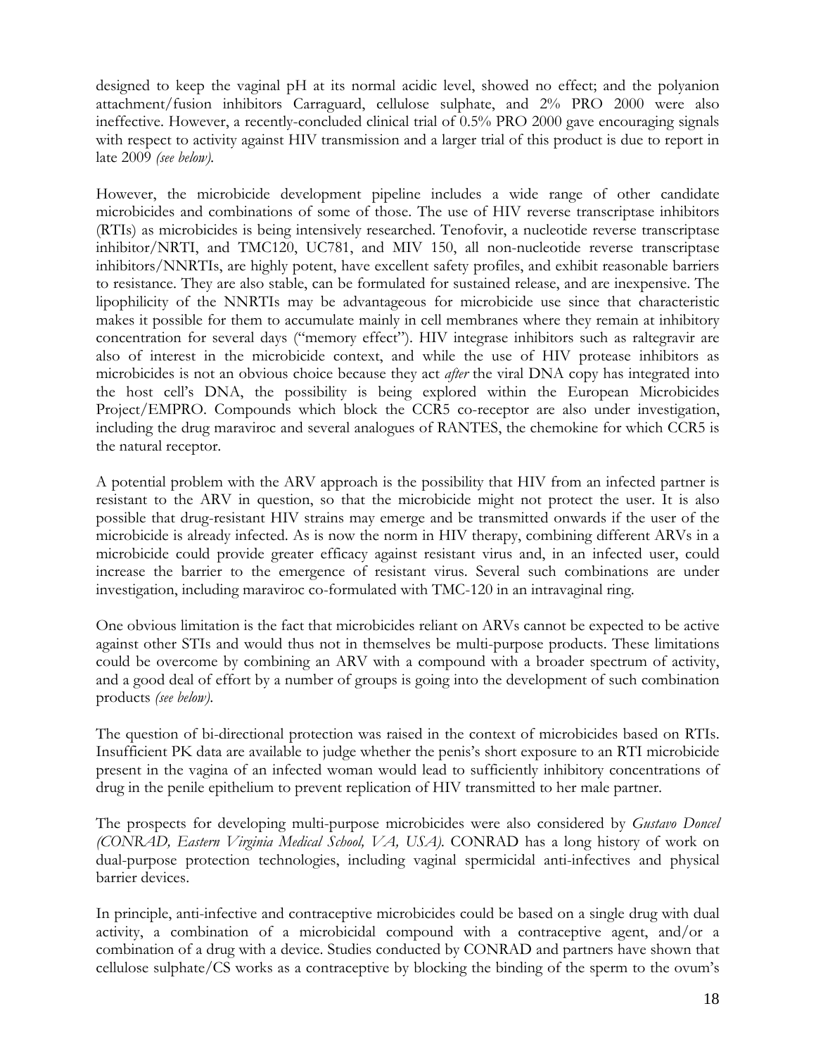designed to keep the vaginal pH at its normal acidic level, showed no effect; and the polyanion attachment/fusion inhibitors Carraguard, cellulose sulphate, and 2% PRO 2000 were also ineffective. However, a recently-concluded clinical trial of 0.5% PRO 2000 gave encouraging signals with respect to activity against HIV transmission and a larger trial of this product is due to report in late 2009 *(see below)*.

However, the microbicide development pipeline includes a wide range of other candidate microbicides and combinations of some of those. The use of HIV reverse transcriptase inhibitors (RTIs) as microbicides is being intensively researched. Tenofovir, a nucleotide reverse transcriptase inhibitor/NRTI, and TMC120, UC781, and MIV 150, all non-nucleotide reverse transcriptase inhibitors/NNRTIs, are highly potent, have excellent safety profiles, and exhibit reasonable barriers to resistance. They are also stable, can be formulated for sustained release, and are inexpensive. The lipophilicity of the NNRTIs may be advantageous for microbicide use since that characteristic makes it possible for them to accumulate mainly in cell membranes where they remain at inhibitory concentration for several days ("memory effect"). HIV integrase inhibitors such as raltegravir are also of interest in the microbicide context, and while the use of HIV protease inhibitors as microbicides is not an obvious choice because they act *after* the viral DNA copy has integrated into the host cell's DNA, the possibility is being explored within the European Microbicides Project/EMPRO. Compounds which block the CCR5 co-receptor are also under investigation, including the drug maraviroc and several analogues of RANTES, the chemokine for which CCR5 is the natural receptor.

A potential problem with the ARV approach is the possibility that HIV from an infected partner is resistant to the ARV in question, so that the microbicide might not protect the user. It is also possible that drug-resistant HIV strains may emerge and be transmitted onwards if the user of the microbicide is already infected. As is now the norm in HIV therapy, combining different ARVs in a microbicide could provide greater efficacy against resistant virus and, in an infected user, could increase the barrier to the emergence of resistant virus. Several such combinations are under investigation, including maraviroc co-formulated with TMC-120 in an intravaginal ring.

One obvious limitation is the fact that microbicides reliant on ARVs cannot be expected to be active against other STIs and would thus not in themselves be multi-purpose products. These limitations could be overcome by combining an ARV with a compound with a broader spectrum of activity, and a good deal of effort by a number of groups is going into the development of such combination products *(see below)*.

The question of bi-directional protection was raised in the context of microbicides based on RTIs. Insufficient PK data are available to judge whether the penis's short exposure to an RTI microbicide present in the vagina of an infected woman would lead to sufficiently inhibitory concentrations of drug in the penile epithelium to prevent replication of HIV transmitted to her male partner.

The prospects for developing multi-purpose microbicides were also considered by *Gustavo Doncel (CONRAD, Eastern Virginia Medical School, VA, USA)*. CONRAD has a long history of work on dual-purpose protection technologies, including vaginal spermicidal anti-infectives and physical barrier devices.

In principle, anti-infective and contraceptive microbicides could be based on a single drug with dual activity, a combination of a microbicidal compound with a contraceptive agent, and/or a combination of a drug with a device. Studies conducted by CONRAD and partners have shown that cellulose sulphate/CS works as a contraceptive by blocking the binding of the sperm to the ovum's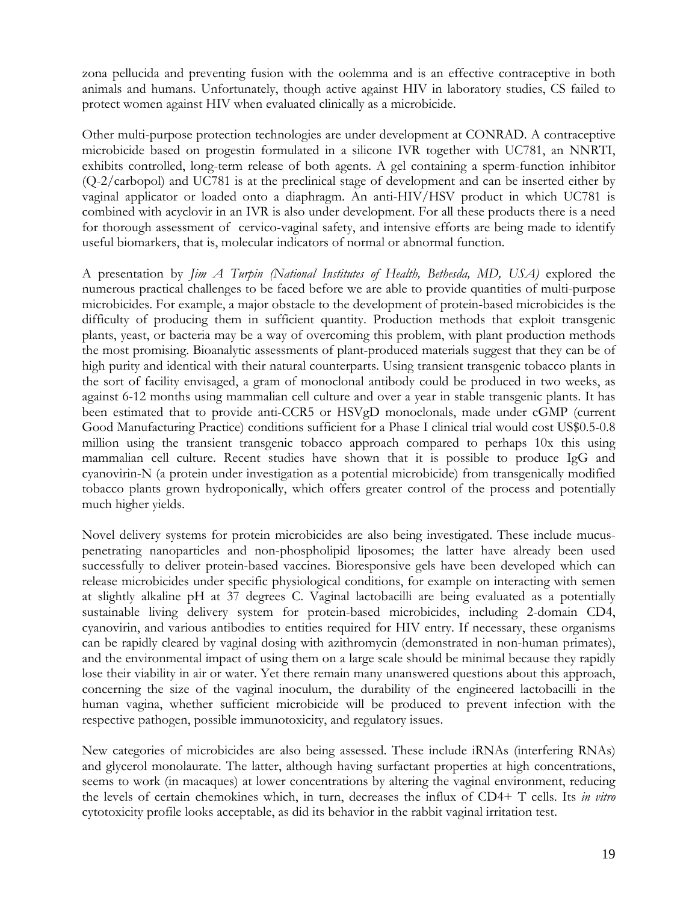zona pellucida and preventing fusion with the oolemma and is an effective contraceptive in both animals and humans. Unfortunately, though active against HIV in laboratory studies, CS failed to protect women against HIV when evaluated clinically as a microbicide.

Other multi-purpose protection technologies are under development at CONRAD. A contraceptive microbicide based on progestin formulated in a silicone IVR together with UC781, an NNRTI, exhibits controlled, long-term release of both agents. A gel containing a sperm-function inhibitor (Q-2/carbopol) and UC781 is at the preclinical stage of development and can be inserted either by vaginal applicator or loaded onto a diaphragm. An anti-HIV/HSV product in which UC781 is combined with acyclovir in an IVR is also under development. For all these products there is a need for thorough assessment of cervico-vaginal safety, and intensive efforts are being made to identify useful biomarkers, that is, molecular indicators of normal or abnormal function.

A presentation by *Jim A Turpin (National Institutes of Health, Bethesda, MD, USA)* explored the numerous practical challenges to be faced before we are able to provide quantities of multi-purpose microbicides. For example, a major obstacle to the development of protein-based microbicides is the difficulty of producing them in sufficient quantity. Production methods that exploit transgenic plants, yeast, or bacteria may be a way of overcoming this problem, with plant production methods the most promising. Bioanalytic assessments of plant-produced materials suggest that they can be of high purity and identical with their natural counterparts. Using transient transgenic tobacco plants in the sort of facility envisaged, a gram of monoclonal antibody could be produced in two weeks, as against 6-12 months using mammalian cell culture and over a year in stable transgenic plants. It has been estimated that to provide anti-CCR5 or HSVgD monoclonals, made under cGMP (current Good Manufacturing Practice) conditions sufficient for a Phase I clinical trial would cost US$0.5-0.8 million using the transient transgenic tobacco approach compared to perhaps 10x this using mammalian cell culture. Recent studies have shown that it is possible to produce IgG and cyanovirin-N (a protein under investigation as a potential microbicide) from transgenically modified tobacco plants grown hydroponically, which offers greater control of the process and potentially much higher yields.

Novel delivery systems for protein microbicides are also being investigated. These include mucus-penetrating nanoparticles and non-phospholipid liposomes; the latter have already been used successfully to deliver protein-based vaccines. Bioresponsive gels have been developed which can release microbicides under specific physiological conditions, for example on interacting with semen at slightly alkaline pH at 37 degrees C. Vaginal lactobacilli are being evaluated as a potentially sustainable living delivery system for protein-based microbicides, including 2-domain CD4, cyanovirin, and various antibodies to entities required for HIV entry. If necessary, these organisms can be rapidly cleared by vaginal dosing with azithromycin (demonstrated in non-human primates), and the environmental impact of using them on a large scale should be minimal because they rapidly lose their viability in air or water. Yet there remain many unanswered questions about this approach, concerning the size of the vaginal inoculum, the durability of the engineered lactobacilli in the human vagina, whether sufficient microbicide will be produced to prevent infection with the respective pathogen, possible immunotoxicity, and regulatory issues.

New categories of microbicides are also being assessed. These include iRNAs (interfering RNAs) and glycerol monolaurate. The latter, although having surfactant properties at high concentrations, seems to work (in macaques) at lower concentrations by altering the vaginal environment, reducing the levels of certain chemokines which, in turn, decreases the influx of CD4+ T cells. Its *in vitro* cytotoxicity profile looks acceptable, as did its behavior in the rabbit vaginal irritation test.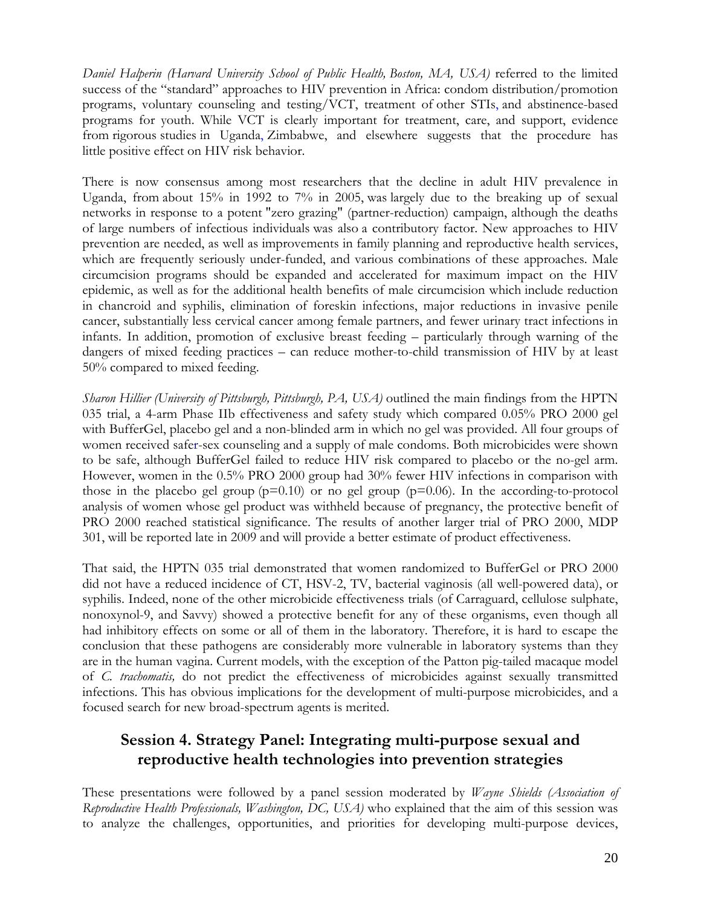*Daniel Halperin (Harvard University School of Public Health, Boston, MA, USA)* referred to the limited success of the "standard" approaches to HIV prevention in Africa: condom distribution/promotion programs, voluntary counseling and testing/VCT, treatment of other STIs, and abstinence-based programs for youth. While VCT is clearly important for treatment, care, and support, evidence from rigorous studies in Uganda, Zimbabwe, and elsewhere suggests that the procedure has little positive effect on HIV risk behavior.

There is now consensus among most researchers that the decline in adult HIV prevalence in Uganda, from about 15% in 1992 to 7% in 2005, was largely due to the breaking up of sexual networks in response to a potent "zero grazing" (partner-reduction) campaign, although the deaths of large numbers of infectious individuals was also a contributory factor. New approaches to HIV prevention are needed, as well as improvements in family planning and reproductive health services, which are frequently seriously under-funded, and various combinations of these approaches. Male circumcision programs should be expanded and accelerated for maximum impact on the HIV epidemic, as well as for the additional health benefits of male circumcision which include reduction in chancroid and syphilis, elimination of foreskin infections, major reductions in invasive penile cancer, substantially less cervical cancer among female partners, and fewer urinary tract infections in infants. In addition, promotion of exclusive breast feeding – particularly through warning of the dangers of mixed feeding practices – can reduce mother-to-child transmission of HIV by at least 50% compared to mixed feeding.

*Sharon Hillier (University of Pittsburgh, Pittsburgh, PA, USA)* outlined the main findings from the HPTN 035 trial, a 4-arm Phase IIb effectiveness and safety study which compared 0.05% PRO 2000 gel with BufferGel, placebo gel and a non-blinded arm in which no gel was provided. All four groups of women received safer-sex counseling and a supply of male condoms. Both microbicides were shown to be safe, although BufferGel failed to reduce HIV risk compared to placebo or the no-gel arm. However, women in the 0.5% PRO 2000 group had 30% fewer HIV infections in comparison with those in the placebo gel group ($p=0.10$) or no gel group ($p=0.06$). In the according-to-protocol analysis of women whose gel product was withheld because of pregnancy, the protective benefit of PRO 2000 reached statistical significance. The results of another larger trial of PRO 2000, MDP 301, will be reported late in 2009 and will provide a better estimate of product effectiveness.

That said, the HPTN 035 trial demonstrated that women randomized to BufferGel or PRO 2000 did not have a reduced incidence of CT, HSV-2, TV, bacterial vaginosis (all well-powered data), or syphilis. Indeed, none of the other microbicide effectiveness trials (of Carraguard, cellulose sulphate, nonoxynol-9, and Savvy) showed a protective benefit for any of these organisms, even though all had inhibitory effects on some or all of them in the laboratory. Therefore, it is hard to escape the conclusion that these pathogens are considerably more vulnerable in laboratory systems than they are in the human vagina. Current models, with the exception of the Patton pig-tailed macaque model of *C. trachomatis,* do not predict the effectiveness of microbicides against sexually transmitted infections. This has obvious implications for the development of multi-purpose microbicides, and a focused search for new broad-spectrum agents is merited.

## Session 4. Strategy Panel: Integrating multi-purpose sexual and reproductive health technologies into prevention strategies

These presentations were followed by a panel session moderated by *Wayne Shields (Association of Reproductive Health Professionals, Washington, DC, USA)* who explained that the aim of this session was to analyze the challenges, opportunities, and priorities for developing multi-purpose devices,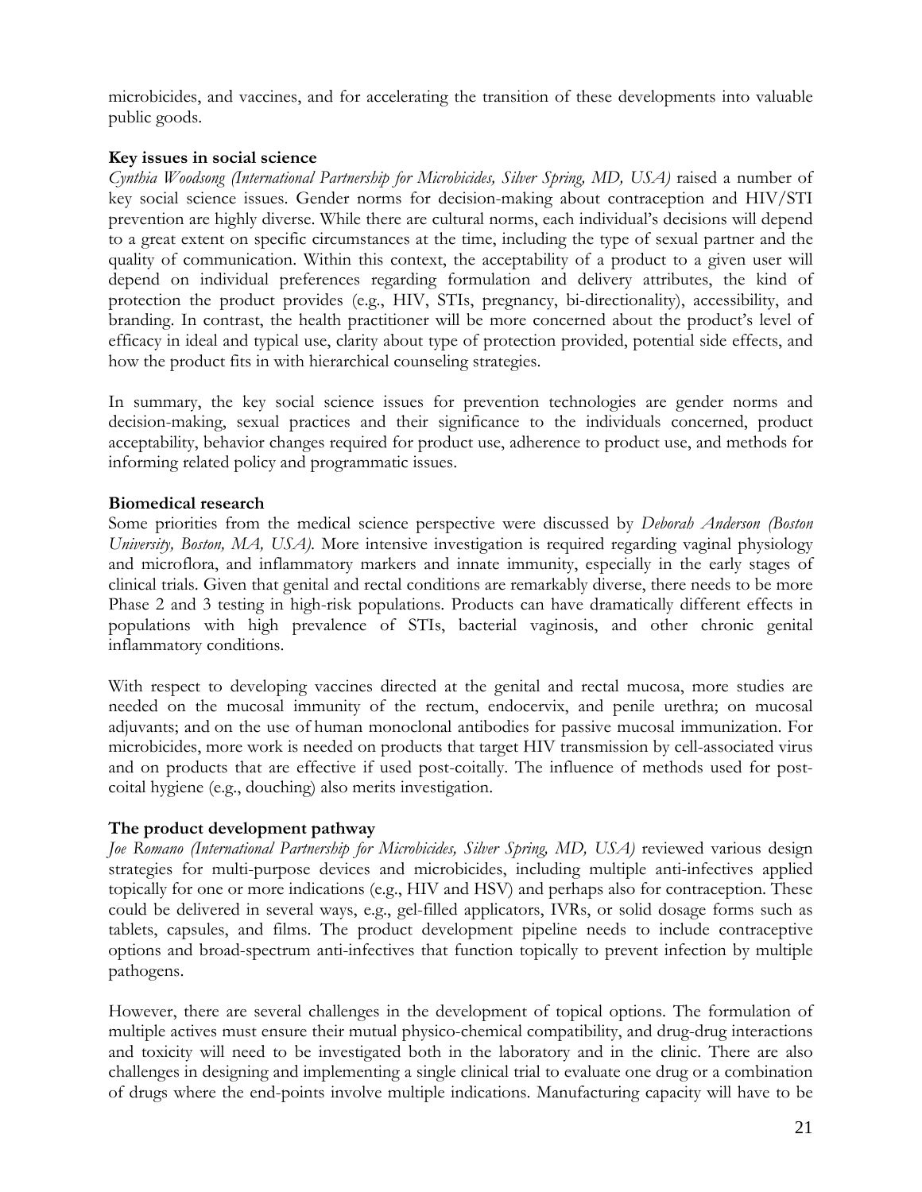microbicides, and vaccines, and for accelerating the transition of these developments into valuable public goods.

**Key issues in social science**

*Cynthia Woodsong (International Partnership for Microbicides, Silver Spring, MD, USA)* raised a number of key social science issues. Gender norms for decision-making about contraception and HIV/STI prevention are highly diverse. While there are cultural norms, each individual's decisions will depend to a great extent on specific circumstances at the time, including the type of sexual partner and the quality of communication. Within this context, the acceptability of a product to a given user will depend on individual preferences regarding formulation and delivery attributes, the kind of protection the product provides (e.g., HIV, STIs, pregnancy, bi-directionality), accessibility, and branding. In contrast, the health practitioner will be more concerned about the product's level of efficacy in ideal and typical use, clarity about type of protection provided, potential side effects, and how the product fits in with hierarchical counseling strategies.

In summary, the key social science issues for prevention technologies are gender norms and decision-making, sexual practices and their significance to the individuals concerned, product acceptability, behavior changes required for product use, adherence to product use, and methods for informing related policy and programmatic issues.

**Biomedical research**

Some priorities from the medical science perspective were discussed by *Deborah Anderson (Boston University, Boston, MA, USA).* More intensive investigation is required regarding vaginal physiology and microflora, and inflammatory markers and innate immunity, especially in the early stages of clinical trials. Given that genital and rectal conditions are remarkably diverse, there needs to be more Phase 2 and 3 testing in high-risk populations. Products can have dramatically different effects in populations with high prevalence of STIs, bacterial vaginosis, and other chronic genital inflammatory conditions.

With respect to developing vaccines directed at the genital and rectal mucosa, more studies are needed on the mucosal immunity of the rectum, endocervix, and penile urethra; on mucosal adjuvants; and on the use of human monoclonal antibodies for passive mucosal immunization. For microbicides, more work is needed on products that target HIV transmission by cell-associated virus and on products that are effective if used post-coitally. The influence of methods used for post-coital hygiene (e.g., douching) also merits investigation.

**The product development pathway**

*Joe Romano (International Partnership for Microbicides, Silver Spring, MD, USA)* reviewed various design strategies for multi-purpose devices and microbicides, including multiple anti-infectives applied topically for one or more indications (e.g., HIV and HSV) and perhaps also for contraception. These could be delivered in several ways, e.g., gel-filled applicators, IVRs, or solid dosage forms such as tablets, capsules, and films. The product development pipeline needs to include contraceptive options and broad-spectrum anti-infectives that function topically to prevent infection by multiple pathogens.

However, there are several challenges in the development of topical options. The formulation of multiple actives must ensure their mutual physico-chemical compatibility, and drug-drug interactions and toxicity will need to be investigated both in the laboratory and in the clinic. There are also challenges in designing and implementing a single clinical trial to evaluate one drug or a combination of drugs where the end-points involve multiple indications. Manufacturing capacity will have to be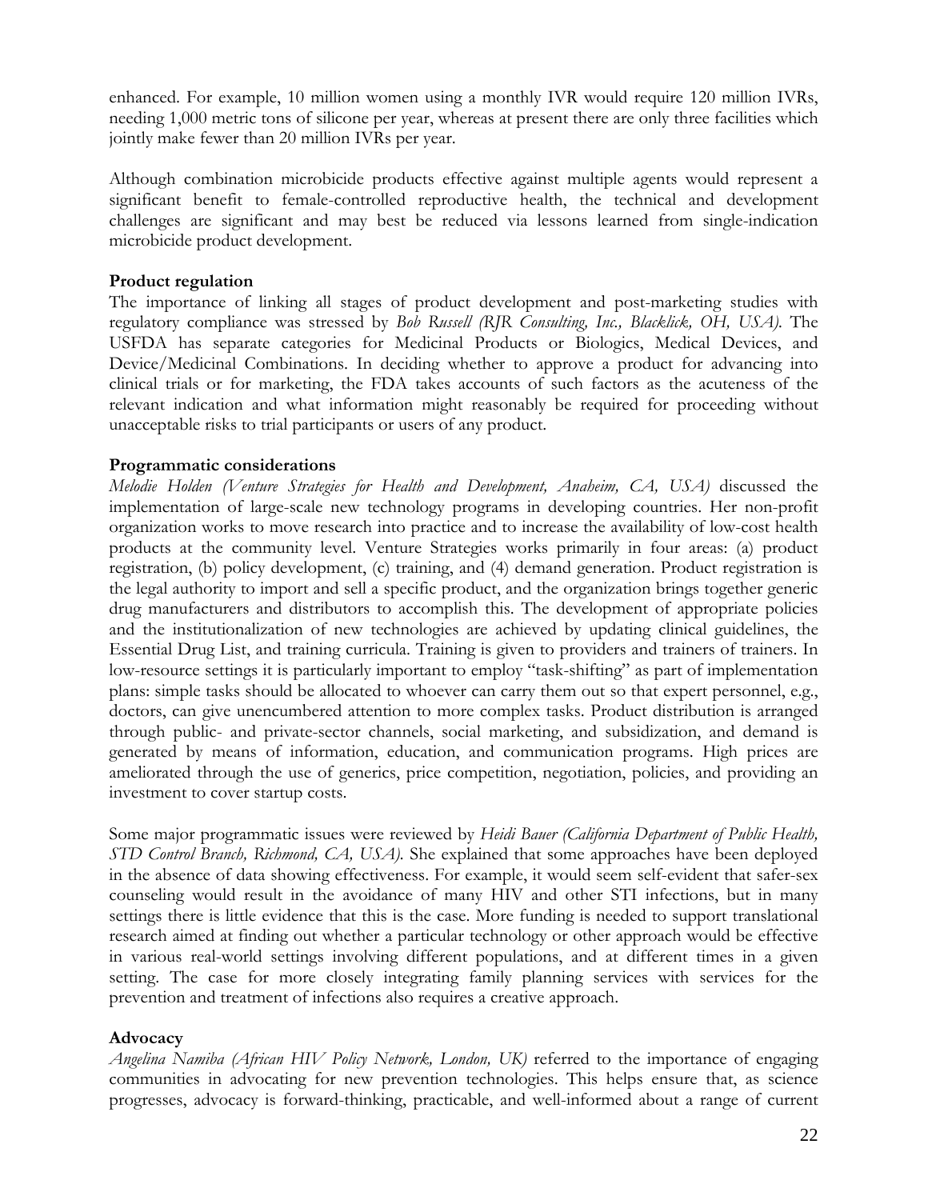enhanced. For example, 10 million women using a monthly IVR would require 120 million IVRs, needing 1,000 metric tons of silicone per year, whereas at present there are only three facilities which jointly make fewer than 20 million IVRs per year.

Although combination microbicide products effective against multiple agents would represent a significant benefit to female-controlled reproductive health, the technical and development challenges are significant and may best be reduced via lessons learned from single-indication microbicide product development.

**Product regulation**

The importance of linking all stages of product development and post-marketing studies with regulatory compliance was stressed by *Bob Russell (RJR Consulting, Inc., Blacklick, OH, USA)*. The USFDA has separate categories for Medicinal Products or Biologics, Medical Devices, and Device/Medicinal Combinations. In deciding whether to approve a product for advancing into clinical trials or for marketing, the FDA takes accounts of such factors as the acuteness of the relevant indication and what information might reasonably be required for proceeding without unacceptable risks to trial participants or users of any product.

**Programmatic considerations**

*Melodie Holden (Venture Strategies for Health and Development, Anaheim, CA, USA)* discussed the implementation of large-scale new technology programs in developing countries. Her non-profit organization works to move research into practice and to increase the availability of low-cost health products at the community level. Venture Strategies works primarily in four areas: (a) product registration, (b) policy development, (c) training, and (4) demand generation. Product registration is the legal authority to import and sell a specific product, and the organization brings together generic drug manufacturers and distributors to accomplish this. The development of appropriate policies and the institutionalization of new technologies are achieved by updating clinical guidelines, the Essential Drug List, and training curricula. Training is given to providers and trainers of trainers. In low-resource settings it is particularly important to employ "task-shifting" as part of implementation plans: simple tasks should be allocated to whoever can carry them out so that expert personnel, e.g., doctors, can give unencumbered attention to more complex tasks. Product distribution is arranged through public- and private-sector channels, social marketing, and subsidization, and demand is generated by means of information, education, and communication programs. High prices are ameliorated through the use of generics, price competition, negotiation, policies, and providing an investment to cover startup costs.

Some major programmatic issues were reviewed by *Heidi Bauer (California Department of Public Health, STD Control Branch, Richmond, CA, USA)*. She explained that some approaches have been deployed in the absence of data showing effectiveness. For example, it would seem self-evident that safer-sex counseling would result in the avoidance of many HIV and other STI infections, but in many settings there is little evidence that this is the case. More funding is needed to support translational research aimed at finding out whether a particular technology or other approach would be effective in various real-world settings involving different populations, and at different times in a given setting. The case for more closely integrating family planning services with services for the prevention and treatment of infections also requires a creative approach.

**Advocacy**

*Angelina Namiba (African HIV Policy Network, London, UK)* referred to the importance of engaging communities in advocating for new prevention technologies. This helps ensure that, as science progresses, advocacy is forward-thinking, practicable, and well-informed about a range of current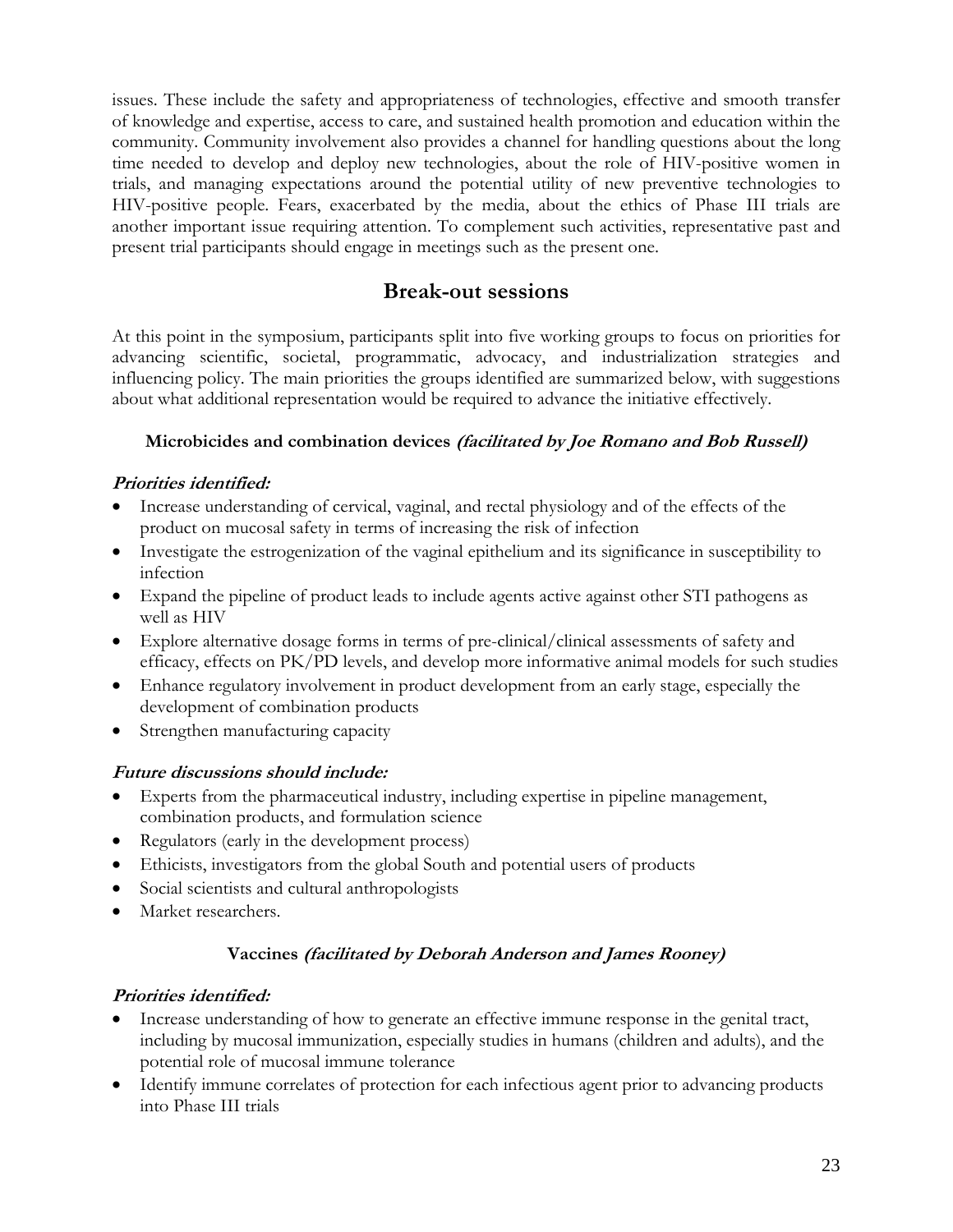issues. These include the safety and appropriateness of technologies, effective and smooth transfer of knowledge and expertise, access to care, and sustained health promotion and education within the community. Community involvement also provides a channel for handling questions about the long time needed to develop and deploy new technologies, about the role of HIV-positive women in trials, and managing expectations around the potential utility of new preventive technologies to HIV-positive people. Fears, exacerbated by the media, about the ethics of Phase III trials are another important issue requiring attention. To complement such activities, representative past and present trial participants should engage in meetings such as the present one.

## Break-out sessions

At this point in the symposium, participants split into five working groups to focus on priorities for advancing scientific, societal, programmatic, advocacy, and industrialization strategies and influencing policy. The main priorities the groups identified are summarized below, with suggestions about what additional representation would be required to advance the initiative effectively.

### Microbicides and combination devices *(facilitated by Joe Romano and Bob Russell)*

***Priorities identified:***

- Increase understanding of cervical, vaginal, and rectal physiology and of the effects of the product on mucosal safety in terms of increasing the risk of infection
- Investigate the estrogenization of the vaginal epithelium and its significance in susceptibility to infection
- Expand the pipeline of product leads to include agents active against other STI pathogens as well as HIV
- Explore alternative dosage forms in terms of pre-clinical/clinical assessments of safety and efficacy, effects on PK/PD levels, and develop more informative animal models for such studies
- Enhance regulatory involvement in product development from an early stage, especially the development of combination products
- Strengthen manufacturing capacity

***Future discussions should include:***

- Experts from the pharmaceutical industry, including expertise in pipeline management, combination products, and formulation science
- Regulators (early in the development process)
- Ethicists, investigators from the global South and potential users of products
- Social scientists and cultural anthropologists
- Market researchers.

### Vaccines *(facilitated by Deborah Anderson and James Rooney)*

***Priorities identified:***

- Increase understanding of how to generate an effective immune response in the genital tract, including by mucosal immunization, especially studies in humans (children and adults), and the potential role of mucosal immune tolerance
- Identify immune correlates of protection for each infectious agent prior to advancing products into Phase III trials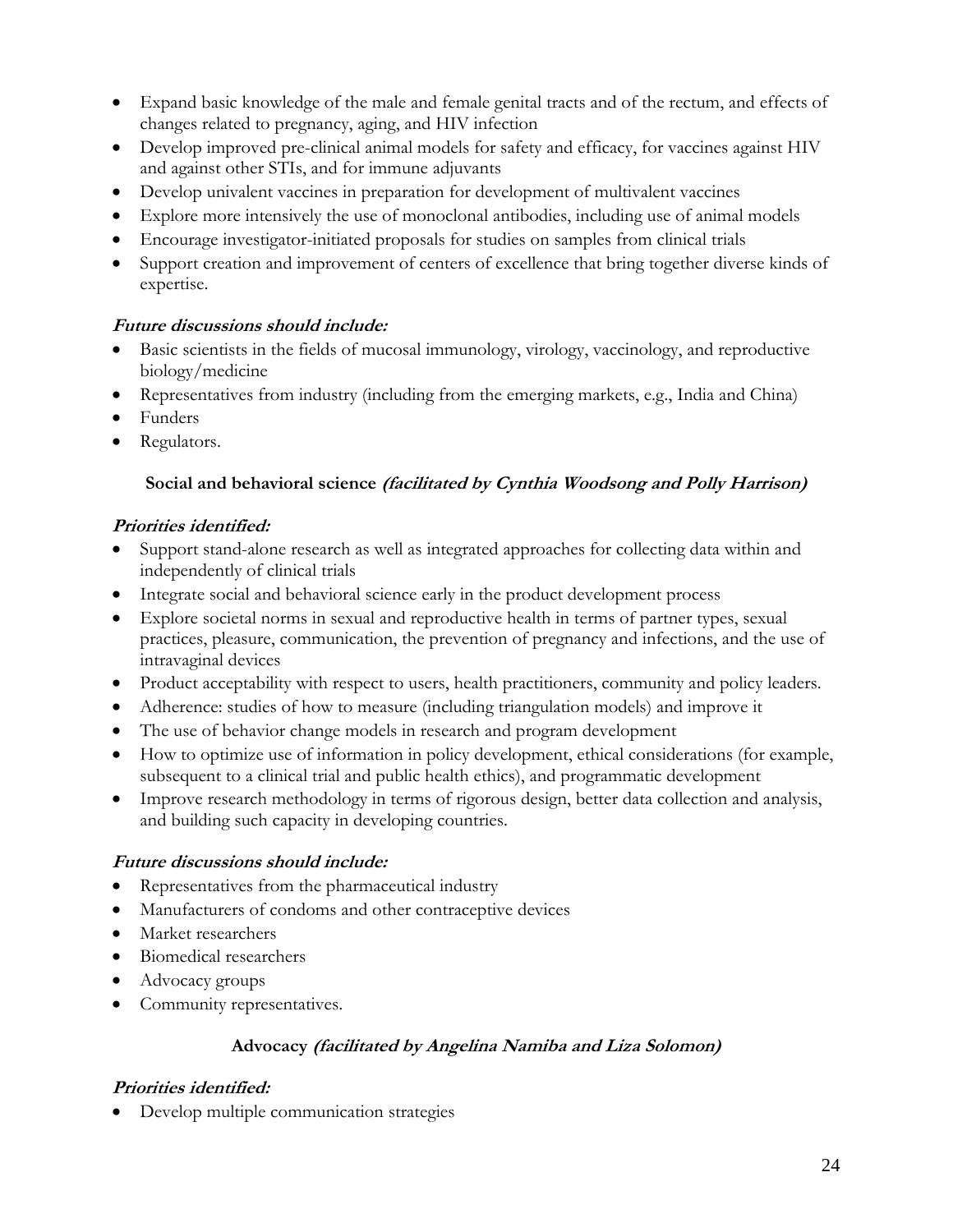- Expand basic knowledge of the male and female genital tracts and of the rectum, and effects of changes related to pregnancy, aging, and HIV infection
- Develop improved pre-clinical animal models for safety and efficacy, for vaccines against HIV and against other STIs, and for immune adjuvants
- Develop univalent vaccines in preparation for development of multivalent vaccines
- Explore more intensively the use of monoclonal antibodies, including use of animal models
- Encourage investigator-initiated proposals for studies on samples from clinical trials
- Support creation and improvement of centers of excellence that bring together diverse kinds of expertise.

***Future discussions should include:***

- Basic scientists in the fields of mucosal immunology, virology, vaccinology, and reproductive biology/medicine
- Representatives from industry (including from the emerging markets, e.g., India and China)
- Funders
- Regulators.

**Social and behavioral science *(facilitated by Cynthia Woodsong and Polly Harrison)***

***Priorities identified:***

- Support stand-alone research as well as integrated approaches for collecting data within and independently of clinical trials
- Integrate social and behavioral science early in the product development process
- Explore societal norms in sexual and reproductive health in terms of partner types, sexual practices, pleasure, communication, the prevention of pregnancy and infections, and the use of intravaginal devices
- Product acceptability with respect to users, health practitioners, community and policy leaders.
- Adherence: studies of how to measure (including triangulation models) and improve it
- The use of behavior change models in research and program development
- How to optimize use of information in policy development, ethical considerations (for example, subsequent to a clinical trial and public health ethics), and programmatic development
- Improve research methodology in terms of rigorous design, better data collection and analysis, and building such capacity in developing countries.

***Future discussions should include:***

- Representatives from the pharmaceutical industry
- Manufacturers of condoms and other contraceptive devices
- Market researchers
- Biomedical researchers
- Advocacy groups
- Community representatives.

**Advocacy *(facilitated by Angelina Namiba and Liza Solomon)***

***Priorities identified:***

- Develop multiple communication strategies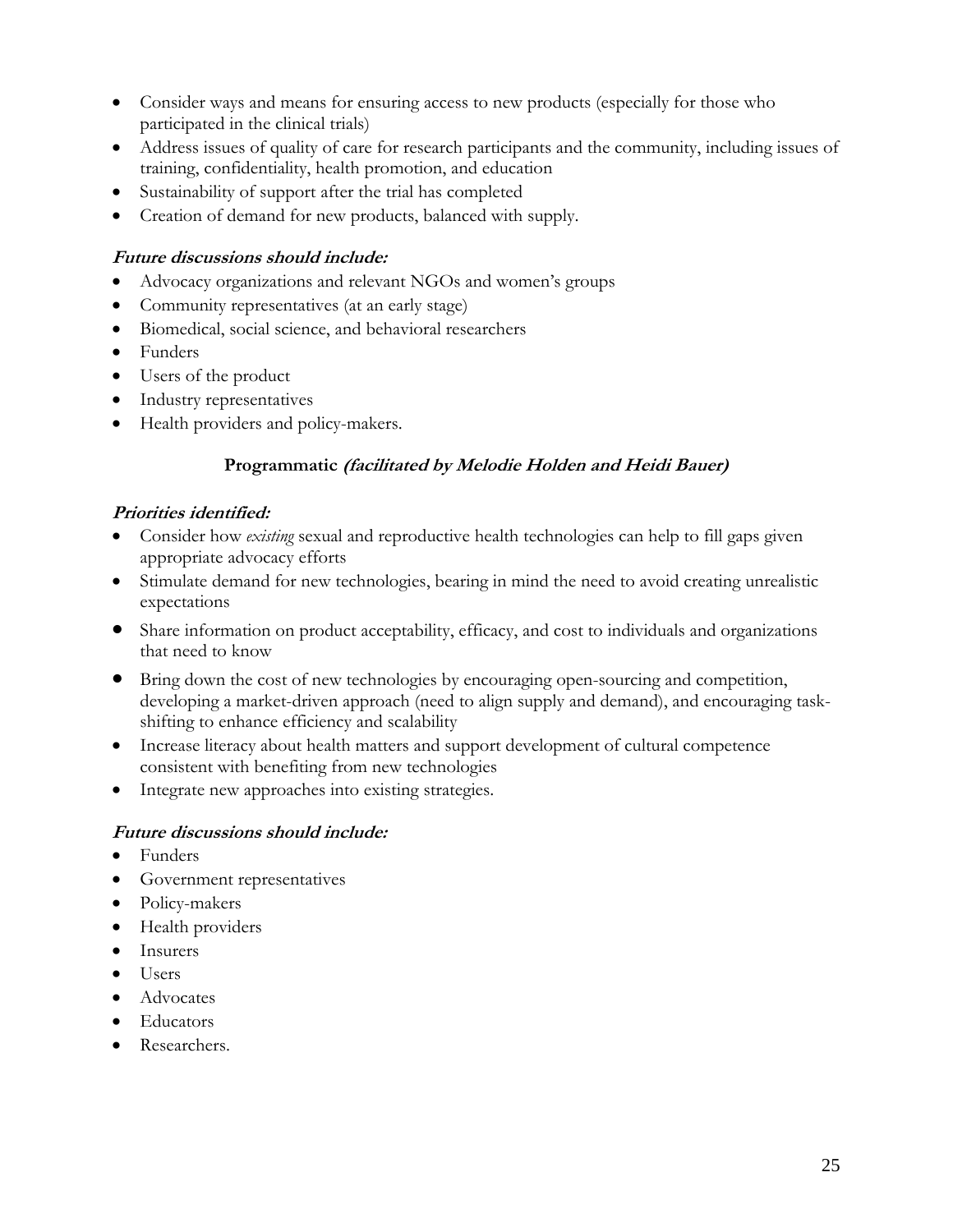- Consider ways and means for ensuring access to new products (especially for those who participated in the clinical trials)
- Address issues of quality of care for research participants and the community, including issues of training, confidentiality, health promotion, and education
- Sustainability of support after the trial has completed
- Creation of demand for new products, balanced with supply.

***Future discussions should include:***

- Advocacy organizations and relevant NGOs and women's groups
- Community representatives (at an early stage)
- Biomedical, social science, and behavioral researchers
- Funders
- Users of the product
- Industry representatives
- Health providers and policy-makers.

### Programmatic *(facilitated by Melodie Holden and Heidi Bauer)*

***Priorities identified:***

- Consider how *existing* sexual and reproductive health technologies can help to fill gaps given appropriate advocacy efforts
- Stimulate demand for new technologies, bearing in mind the need to avoid creating unrealistic expectations
- Share information on product acceptability, efficacy, and cost to individuals and organizations that need to know
- Bring down the cost of new technologies by encouraging open-sourcing and competition, developing a market-driven approach (need to align supply and demand), and encouraging task-shifting to enhance efficiency and scalability
- Increase literacy about health matters and support development of cultural competence consistent with benefiting from new technologies
- Integrate new approaches into existing strategies.

***Future discussions should include:***

- Funders
- Government representatives
- Policy-makers
- Health providers
- Insurers
- Users
- Advocates
- Educators
- Researchers.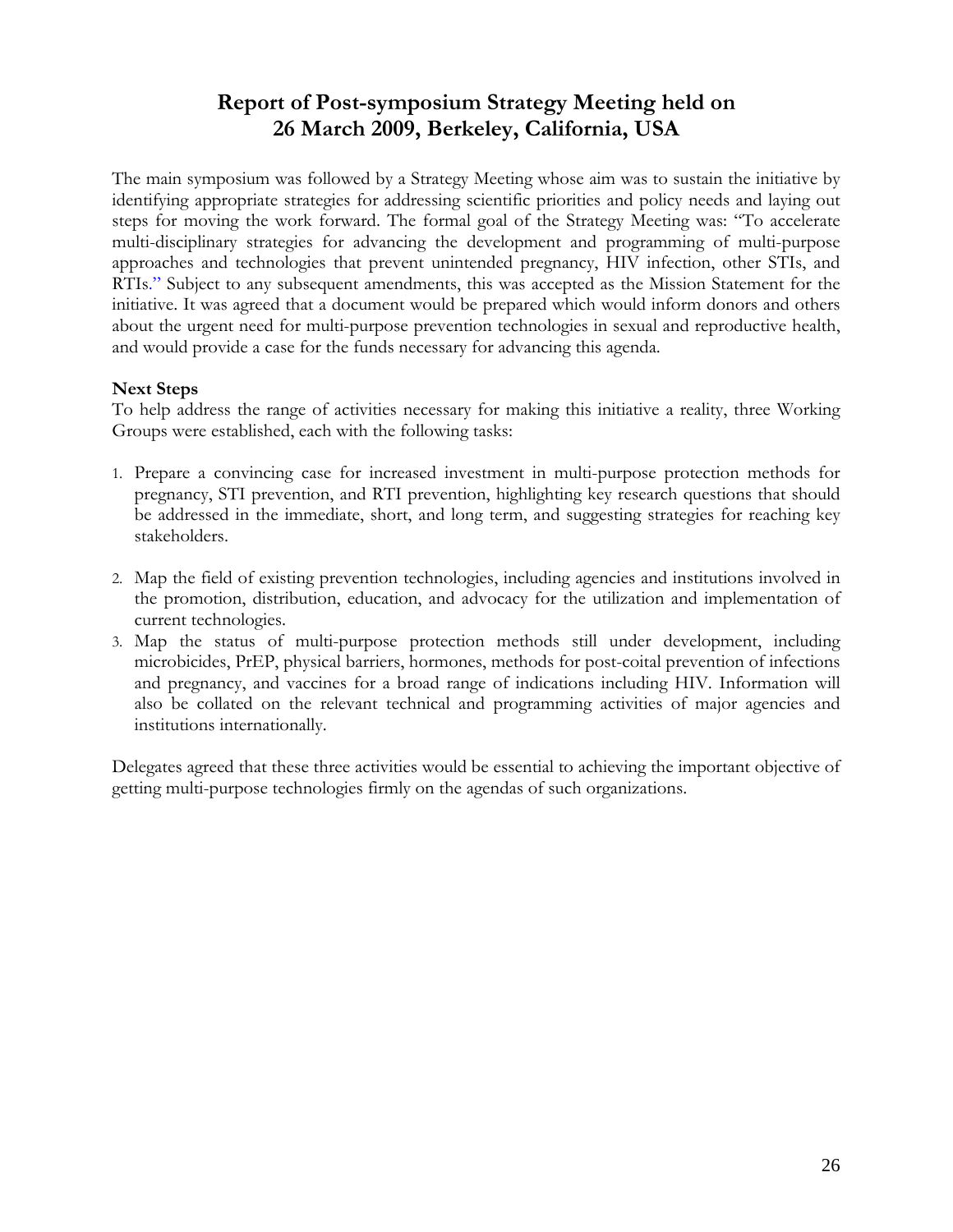# Report of Post-symposium Strategy Meeting held on 26 March 2009, Berkeley, California, USA

The main symposium was followed by a Strategy Meeting whose aim was to sustain the initiative by identifying appropriate strategies for addressing scientific priorities and policy needs and laying out steps for moving the work forward. The formal goal of the Strategy Meeting was: "To accelerate multi-disciplinary strategies for advancing the development and programming of multi-purpose approaches and technologies that prevent unintended pregnancy, HIV infection, other STIs, and RTIs." Subject to any subsequent amendments, this was accepted as the Mission Statement for the initiative. It was agreed that a document would be prepared which would inform donors and others about the urgent need for multi-purpose prevention technologies in sexual and reproductive health, and would provide a case for the funds necessary for advancing this agenda.

**Next Steps**

To help address the range of activities necessary for making this initiative a reality, three Working Groups were established, each with the following tasks:

1. Prepare a convincing case for increased investment in multi-purpose protection methods for pregnancy, STI prevention, and RTI prevention, highlighting key research questions that should be addressed in the immediate, short, and long term, and suggesting strategies for reaching key stakeholders.
2. Map the field of existing prevention technologies, including agencies and institutions involved in the promotion, distribution, education, and advocacy for the utilization and implementation of current technologies.
3. Map the status of multi-purpose protection methods still under development, including microbicides, PrEP, physical barriers, hormones, methods for post-coital prevention of infections and pregnancy, and vaccines for a broad range of indications including HIV. Information will also be collated on the relevant technical and programming activities of major agencies and institutions internationally.

Delegates agreed that these three activities would be essential to achieving the important objective of getting multi-purpose technologies firmly on the agendas of such organizations.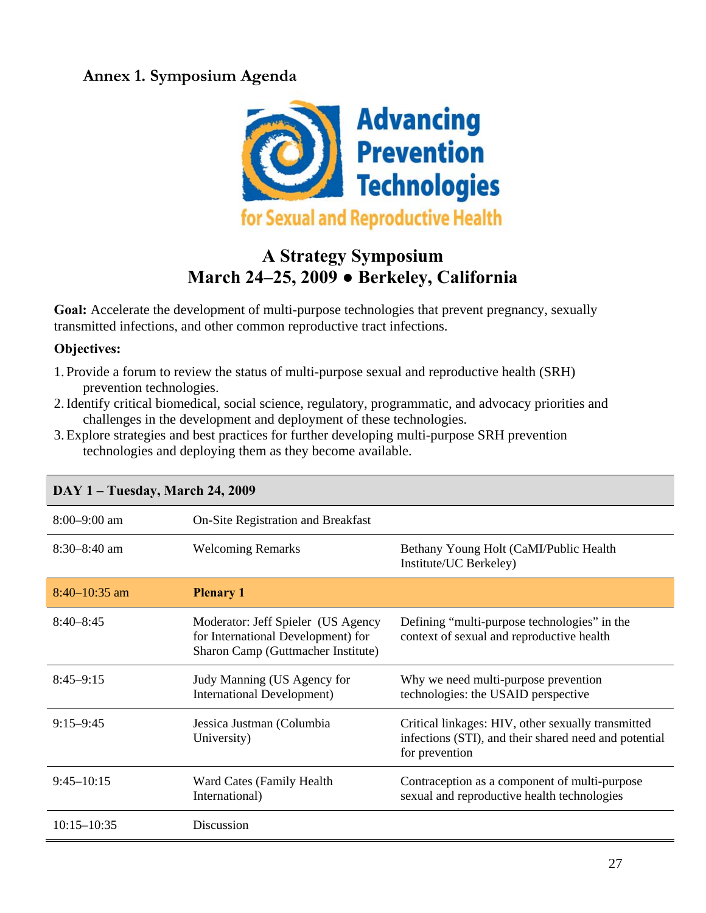## Annex 1. Symposium Agenda

**Advancing Prevention Technologies for Sexual and Reproductive Health**

### A Strategy Symposium
### March 24–25, 2009 ● Berkeley, California

**Goal:** Accelerate the development of multi-purpose technologies that prevent pregnancy, sexually transmitted infections, and other common reproductive tract infections.

**Objectives:**

1. Provide a forum to review the status of multi-purpose sexual and reproductive health (SRH) prevention technologies.
2. Identify critical biomedical, social science, regulatory, programmatic, and advocacy priorities and challenges in the development and deployment of these technologies.
3. Explore strategies and best practices for further developing multi-purpose SRH prevention technologies and deploying them as they become available.

| **DAY 1 – Tuesday, March 24, 2009** | | |
|---|---|---|
| 8:00–9:00 am | On-Site Registration and Breakfast | |
| 8:30–8:40 am | Welcoming Remarks | Bethany Young Holt (CaMI/Public Health Institute/UC Berkeley) |
| 8:40–10:35 am | **Plenary 1** | |
| 8:40–8:45 | Moderator: Jeff Spieler (US Agency for International Development) for Sharon Camp (Guttmacher Institute) | Defining "multi-purpose technologies" in the context of sexual and reproductive health |
| 8:45–9:15 | Judy Manning (US Agency for International Development) | Why we need multi-purpose prevention technologies: the USAID perspective |
| 9:15–9:45 | Jessica Justman (Columbia University) | Critical linkages: HIV, other sexually transmitted infections (STI), and their shared need and potential for prevention |
| 9:45–10:15 | Ward Cates (Family Health International) | Contraception as a component of multi-purpose sexual and reproductive health technologies |
| 10:15–10:35 | Discussion | |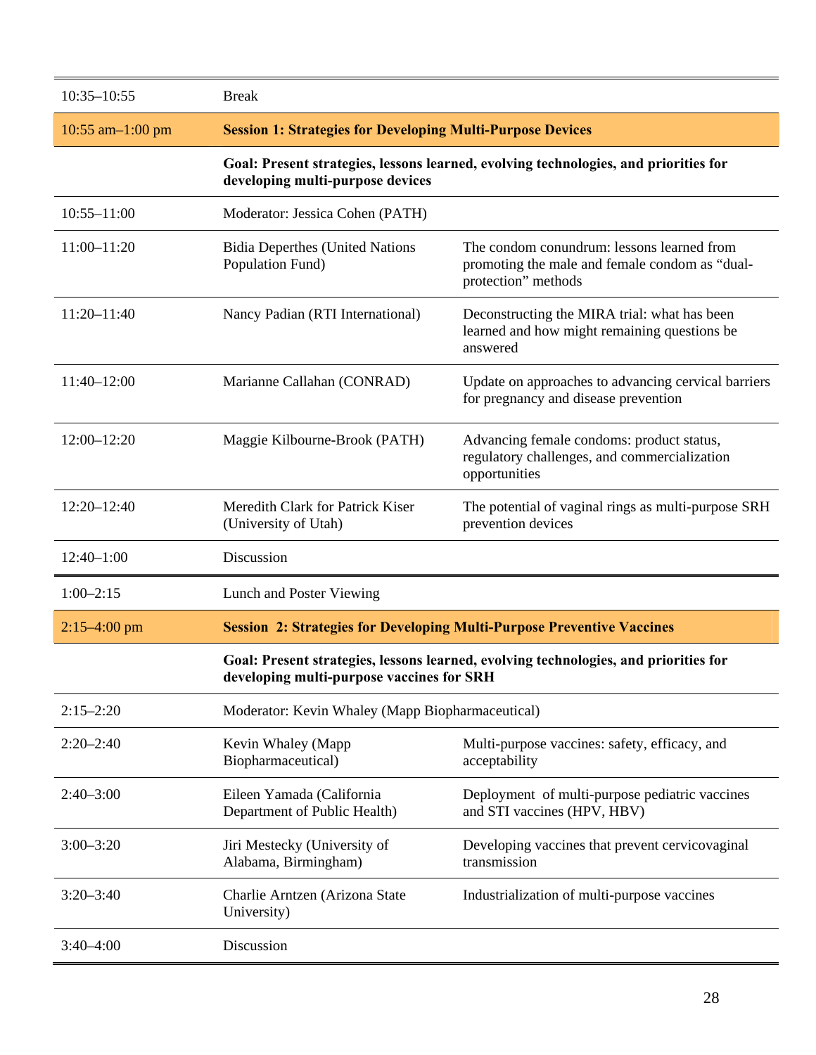| | | |
|---|---|---|
| 10:35–10:55 | Break | |
| 10:55 am–1:00 pm | **Session 1: Strategies for Developing Multi-Purpose Devices** | |
| | **Goal: Present strategies, lessons learned, evolving technologies, and priorities for developing multi-purpose devices** | |
| 10:55–11:00 | Moderator: Jessica Cohen (PATH) | |
| 11:00–11:20 | Bidia Deperthes (United Nations Population Fund) | The condom conundrum: lessons learned from promoting the male and female condom as "dual-protection" methods |
| 11:20–11:40 | Nancy Padian (RTI International) | Deconstructing the MIRA trial: what has been learned and how might remaining questions be answered |
| 11:40–12:00 | Marianne Callahan (CONRAD) | Update on approaches to advancing cervical barriers for pregnancy and disease prevention |
| 12:00–12:20 | Maggie Kilbourne-Brook (PATH) | Advancing female condoms: product status, regulatory challenges, and commercialization opportunities |
| 12:20–12:40 | Meredith Clark for Patrick Kiser (University of Utah) | The potential of vaginal rings as multi-purpose SRH prevention devices |
| 12:40–1:00 | Discussion | |
| 1:00–2:15 | Lunch and Poster Viewing | |
| 2:15–4:00 pm | **Session 2: Strategies for Developing Multi-Purpose Preventive Vaccines** | |
| | **Goal: Present strategies, lessons learned, evolving technologies, and priorities for developing multi-purpose vaccines for SRH** | |
| 2:15–2:20 | Moderator: Kevin Whaley (Mapp Biopharmaceutical) | |
| 2:20–2:40 | Kevin Whaley (Mapp Biopharmaceutical) | Multi-purpose vaccines: safety, efficacy, and acceptability |
| 2:40–3:00 | Eileen Yamada (California Department of Public Health) | Deployment of multi-purpose pediatric vaccines and STI vaccines (HPV, HBV) |
| 3:00–3:20 | Jiri Mestecky (University of Alabama, Birmingham) | Developing vaccines that prevent cervicovaginal transmission |
| 3:20–3:40 | Charlie Arntzen (Arizona State University) | Industrialization of multi-purpose vaccines |
| 3:40–4:00 | Discussion | |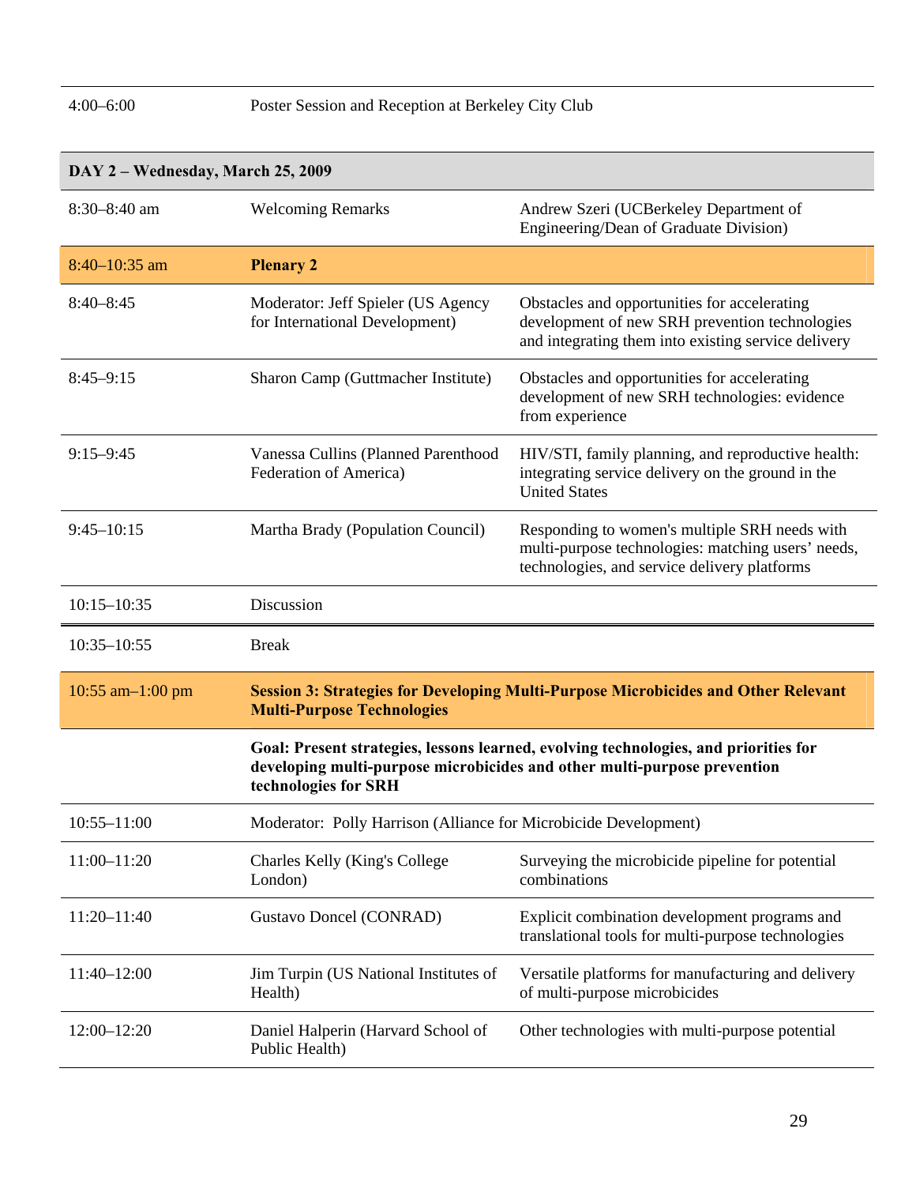| | | |
|---|---|---|
| 4:00–6:00 | Poster Session and Reception at Berkeley City Club | |

| **DAY 2 – Wednesday, March 25, 2009** | | |
|---|---|---|
| 8:30–8:40 am | Welcoming Remarks | Andrew Szeri (UCBerkeley Department of Engineering/Dean of Graduate Division) |
| 8:40–10:35 am | **Plenary 2** | |
| 8:40–8:45 | Moderator: Jeff Spieler (US Agency for International Development) | Obstacles and opportunities for accelerating development of new SRH prevention technologies and integrating them into existing service delivery |
| 8:45–9:15 | Sharon Camp (Guttmacher Institute) | Obstacles and opportunities for accelerating development of new SRH technologies: evidence from experience |
| 9:15–9:45 | Vanessa Cullins (Planned Parenthood Federation of America) | HIV/STI, family planning, and reproductive health: integrating service delivery on the ground in the United States |
| 9:45–10:15 | Martha Brady (Population Council) | Responding to women's multiple SRH needs with multi-purpose technologies: matching users' needs, technologies, and service delivery platforms |
| 10:15–10:35 | Discussion | |
| 10:35–10:55 | Break | |
| 10:55 am–1:00 pm | **Session 3: Strategies for Developing Multi-Purpose Microbicides and Other Relevant Multi-Purpose Technologies** | |
| | **Goal: Present strategies, lessons learned, evolving technologies, and priorities for developing multi-purpose microbicides and other multi-purpose prevention technologies for SRH** | |
| 10:55–11:00 | Moderator: Polly Harrison (Alliance for Microbicide Development) | |
| 11:00–11:20 | Charles Kelly (King's College London) | Surveying the microbicide pipeline for potential combinations |
| 11:20–11:40 | Gustavo Doncel (CONRAD) | Explicit combination development programs and translational tools for multi-purpose technologies |
| 11:40–12:00 | Jim Turpin (US National Institutes of Health) | Versatile platforms for manufacturing and delivery of multi-purpose microbicides |
| 12:00–12:20 | Daniel Halperin (Harvard School of Public Health) | Other technologies with multi-purpose potential |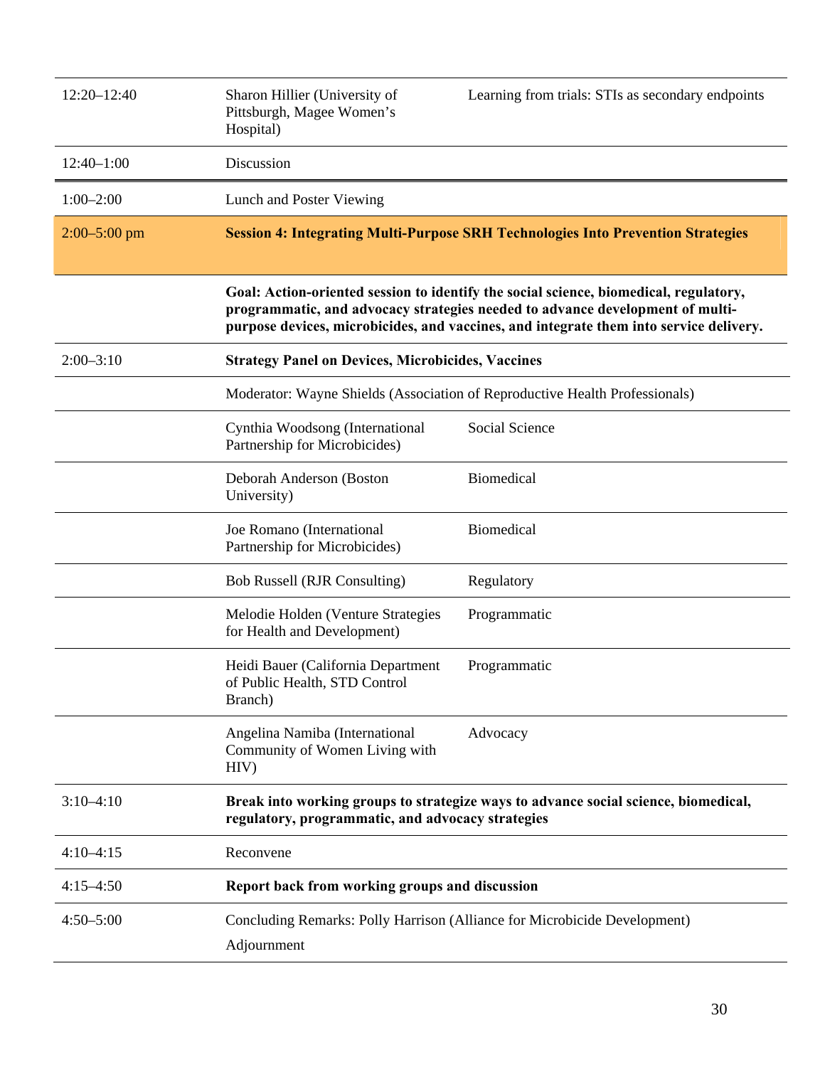| | | |
|---|---|---|
| 12:20–12:40 | Sharon Hillier (University of Pittsburgh, Magee Women's Hospital) | Learning from trials: STIs as secondary endpoints |
| 12:40–1:00 | Discussion | |
| 1:00–2:00 | Lunch and Poster Viewing | |
| 2:00–5:00 pm | **Session 4: Integrating Multi-Purpose SRH Technologies Into Prevention Strategies** | |
| | **Goal: Action-oriented session to identify the social science, biomedical, regulatory, programmatic, and advocacy strategies needed to advance development of multi-purpose devices, microbicides, and vaccines, and integrate them into service delivery.** | |
| 2:00–3:10 | **Strategy Panel on Devices, Microbicides, Vaccines** | |
| | Moderator: Wayne Shields (Association of Reproductive Health Professionals) | |
| | Cynthia Woodsong (International Partnership for Microbicides) | Social Science |
| | Deborah Anderson (Boston University) | Biomedical |
| | Joe Romano (International Partnership for Microbicides) | Biomedical |
| | Bob Russell (RJR Consulting) | Regulatory |
| | Melodie Holden (Venture Strategies for Health and Development) | Programmatic |
| | Heidi Bauer (California Department of Public Health, STD Control Branch) | Programmatic |
| | Angelina Namiba (International Community of Women Living with HIV) | Advocacy |
| 3:10–4:10 | **Break into working groups to strategize ways to advance social science, biomedical, regulatory, programmatic, and advocacy strategies** | |
| 4:10–4:15 | Reconvene | |
| 4:15–4:50 | **Report back from working groups and discussion** | |
| 4:50–5:00 | Concluding Remarks: Polly Harrison (Alliance for Microbicide Development)<br>Adjournment | |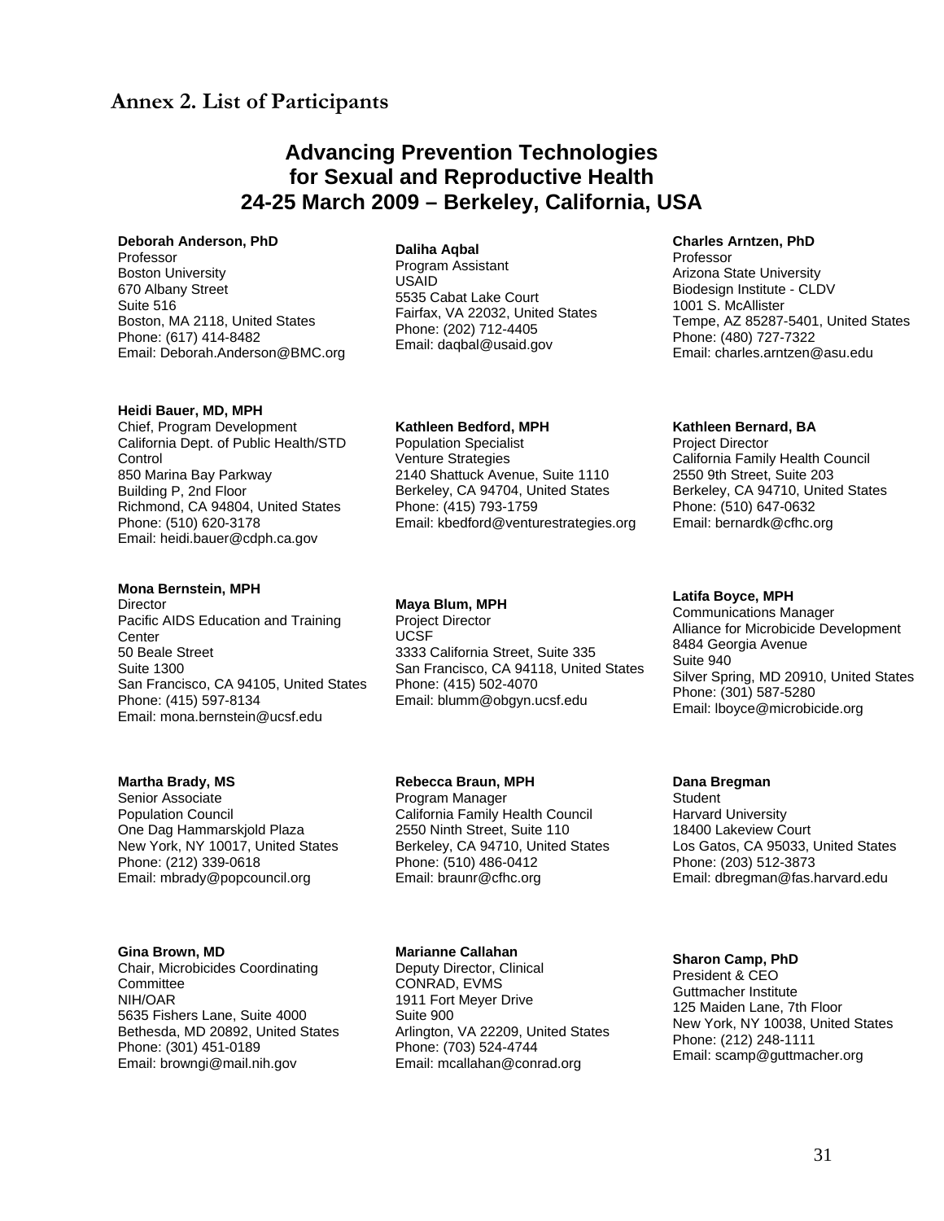## Annex 2. List of Participants

# Advancing Prevention Technologies for Sexual and Reproductive Health
# 24-25 March 2009 – Berkeley, California, USA

**Deborah Anderson, PhD**
Professor
Boston University
670 Albany Street
Suite 516
Boston, MA 2118, United States
Phone: (617) 414-8482
Email: Deborah.Anderson@BMC.org

**Daliha Aqbal**
Program Assistant
USAID
5535 Cabat Lake Court
Fairfax, VA 22032, United States
Phone: (202) 712-4405
Email: daqbal@usaid.gov

**Charles Arntzen, PhD**
Professor
Arizona State University
Biodesign Institute - CLDV
1001 S. McAllister
Tempe, AZ 85287-5401, United States
Phone: (480) 727-7322
Email: charles.arntzen@asu.edu

**Heidi Bauer, MD, MPH**
Chief, Program Development
California Dept. of Public Health/STD Control
850 Marina Bay Parkway
Building P, 2nd Floor
Richmond, CA 94804, United States
Phone: (510) 620-3178
Email: heidi.bauer@cdph.ca.gov

**Kathleen Bedford, MPH**
Population Specialist
Venture Strategies
2140 Shattuck Avenue, Suite 1110
Berkeley, CA 94704, United States
Phone: (415) 793-1759
Email: kbedford@venturestrategies.org

**Kathleen Bernard, BA**
Project Director
California Family Health Council
2550 9th Street, Suite 203
Berkeley, CA 94710, United States
Phone: (510) 647-0632
Email: bernardk@cfhc.org

**Mona Bernstein, MPH**
Director
Pacific AIDS Education and Training Center
50 Beale Street
Suite 1300
San Francisco, CA 94105, United States
Phone: (415) 597-8134
Email: mona.bernstein@ucsf.edu

**Maya Blum, MPH**
Project Director
UCSF
3333 California Street, Suite 335
San Francisco, CA 94118, United States
Phone: (415) 502-4070
Email: blumm@obgyn.ucsf.edu

**Latifa Boyce, MPH**
Communications Manager
Alliance for Microbicide Development
8484 Georgia Avenue
Suite 940
Silver Spring, MD 20910, United States
Phone: (301) 587-5280
Email: lboyce@microbicide.org

**Martha Brady, MS**
Senior Associate
Population Council
One Dag Hammarskjold Plaza
New York, NY 10017, United States
Phone: (212) 339-0618
Email: mbrady@popcouncil.org

**Rebecca Braun, MPH**
Program Manager
California Family Health Council
2550 Ninth Street, Suite 110
Berkeley, CA 94710, United States
Phone: (510) 486-0412
Email: braunr@cfhc.org

**Dana Bregman**
Student
Harvard University
18400 Lakeview Court
Los Gatos, CA 95033, United States
Phone: (203) 512-3873
Email: dbregman@fas.harvard.edu

**Gina Brown, MD**
Chair, Microbicides Coordinating Committee
NIH/OAR
5635 Fishers Lane, Suite 4000
Bethesda, MD 20892, United States
Phone: (301) 451-0189
Email: browngi@mail.nih.gov

**Marianne Callahan**
Deputy Director, Clinical
CONRAD, EVMS
1911 Fort Meyer Drive
Suite 900
Arlington, VA 22209, United States
Phone: (703) 524-4744
Email: mcallahan@conrad.org

**Sharon Camp, PhD**
President & CEO
Guttmacher Institute
125 Maiden Lane, 7th Floor
New York, NY 10038, United States
Phone: (212) 248-1111
Email: scamp@guttmacher.org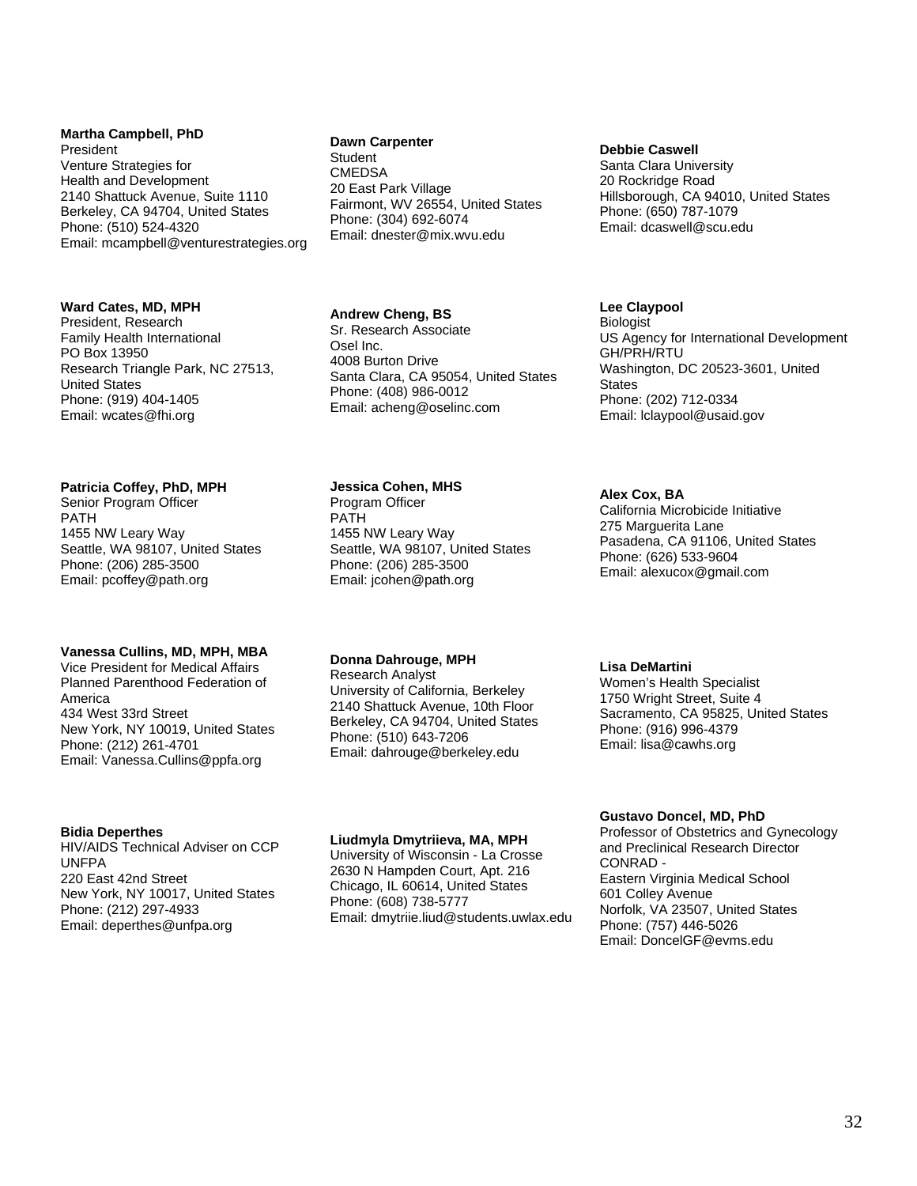**Martha Campbell, PhD**
President
Venture Strategies for
Health and Development
2140 Shattuck Avenue, Suite 1110
Berkeley, CA 94704, United States
Phone: (510) 524-4320
Email: mcampbell@venturestrategies.org

**Dawn Carpenter**
Student
CMEDSA
20 East Park Village
Fairmont, WV 26554, United States
Phone: (304) 692-6074
Email: dnester@mix.wvu.edu

**Debbie Caswell**
Santa Clara University
20 Rockridge Road
Hillsborough, CA 94010, United States
Phone: (650) 787-1079
Email: dcaswell@scu.edu

**Ward Cates, MD, MPH**
President, Research
Family Health International
PO Box 13950
Research Triangle Park, NC 27513,
United States
Phone: (919) 404-1405
Email: wcates@fhi.org

**Andrew Cheng, BS**
Sr. Research Associate
Osel Inc.
4008 Burton Drive
Santa Clara, CA 95054, United States
Phone: (408) 986-0012
Email: acheng@oselinc.com

**Lee Claypool**
Biologist
US Agency for International Development
GH/PRH/RTU
Washington, DC 20523-3601, United
States
Phone: (202) 712-0334
Email: lclaypool@usaid.gov

**Patricia Coffey, PhD, MPH**
Senior Program Officer
PATH
1455 NW Leary Way
Seattle, WA 98107, United States
Phone: (206) 285-3500
Email: pcoffey@path.org

**Jessica Cohen, MHS**
Program Officer
PATH
1455 NW Leary Way
Seattle, WA 98107, United States
Phone: (206) 285-3500
Email: jcohen@path.org

**Alex Cox, BA**
California Microbicide Initiative
275 Marguerita Lane
Pasadena, CA 91106, United States
Phone: (626) 533-9604
Email: alexucox@gmail.com

**Vanessa Cullins, MD, MPH, MBA**
Vice President for Medical Affairs
Planned Parenthood Federation of
America
434 West 33rd Street
New York, NY 10019, United States
Phone: (212) 261-4701
Email: Vanessa.Cullins@ppfa.org

**Donna Dahrouge, MPH**
Research Analyst
University of California, Berkeley
2140 Shattuck Avenue, 10th Floor
Berkeley, CA 94704, United States
Phone: (510) 643-7206
Email: dahrouge@berkeley.edu

**Lisa DeMartini**
Women's Health Specialist
1750 Wright Street, Suite 4
Sacramento, CA 95825, United States
Phone: (916) 996-4379
Email: lisa@cawhs.org

**Bidia Deperthes**
HIV/AIDS Technical Adviser on CCP
UNFPA
220 East 42nd Street
New York, NY 10017, United States
Phone: (212) 297-4933
Email: deperthes@unfpa.org

**Liudmyla Dmytriieva, MA, MPH**
University of Wisconsin - La Crosse
2630 N Hampden Court, Apt. 216
Chicago, IL 60614, United States
Phone: (608) 738-5777
Email: dmytriie.liud@students.uwlax.edu

**Gustavo Doncel, MD, PhD**
Professor of Obstetrics and Gynecology
and Preclinical Research Director
CONRAD -
Eastern Virginia Medical School
601 Colley Avenue
Norfolk, VA 23507, United States
Phone: (757) 446-5026
Email: DoncelGF@evms.edu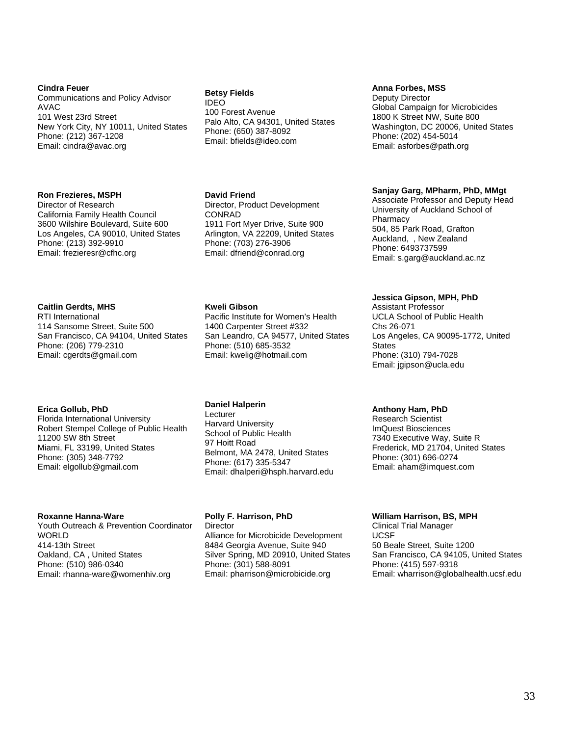**Cindra Feuer**
Communications and Policy Advisor
AVAC
101 West 23rd Street
New York City, NY 10011, United States
Phone: (212) 367-1208
Email: cindra@avac.org

**Betsy Fields**
IDEO
100 Forest Avenue
Palo Alto, CA 94301, United States
Phone: (650) 387-8092
Email: bfields@ideo.com

**Anna Forbes, MSS**
Deputy Director
Global Campaign for Microbicides
1800 K Street NW, Suite 800
Washington, DC 20006, United States
Phone: (202) 454-5014
Email: asforbes@path.org

**Ron Frezieres, MSPH**
Director of Research
California Family Health Council
3600 Wilshire Boulevard, Suite 600
Los Angeles, CA 90010, United States
Phone: (213) 392-9910
Email: frezieresr@cfhc.org

**David Friend**
Director, Product Development
CONRAD
1911 Fort Myer Drive, Suite 900
Arlington, VA 22209, United States
Phone: (703) 276-3906
Email: dfriend@conrad.org

**Sanjay Garg, MPharm, PhD, MMgt**
Associate Professor and Deputy Head
University of Auckland School of Pharmacy
504, 85 Park Road, Grafton
Auckland, , New Zealand
Phone: 6493737599
Email: s.garg@auckland.ac.nz

**Caitlin Gerdts, MHS**
RTI International
114 Sansome Street, Suite 500
San Francisco, CA 94104, United States
Phone: (206) 779-2310
Email: cgerdts@gmail.com

**Kweli Gibson**
Pacific Institute for Women's Health
1400 Carpenter Street #332
San Leandro, CA 94577, United States
Phone: (510) 685-3532
Email: kwelig@hotmail.com

**Jessica Gipson, MPH, PhD**
Assistant Professor
UCLA School of Public Health
Chs 26-071
Los Angeles, CA 90095-1772, United States
Phone: (310) 794-7028
Email: jgipson@ucla.edu

**Erica Gollub, PhD**
Florida International University
Robert Stempel College of Public Health
11200 SW 8th Street
Miami, FL 33199, United States
Phone: (305) 348-7792
Email: elgollub@gmail.com

**Daniel Halperin**
Lecturer
Harvard University
School of Public Health
97 Hoitt Road
Belmont, MA 2478, United States
Phone: (617) 335-5347
Email: dhalperi@hsph.harvard.edu

**Anthony Ham, PhD**
Research Scientist
ImQuest Biosciences
7340 Executive Way, Suite R
Frederick, MD 21704, United States
Phone: (301) 696-0274
Email: aham@imquest.com

**Roxanne Hanna-Ware**
Youth Outreach & Prevention Coordinator
WORLD
414-13th Street
Oakland, CA , United States
Phone: (510) 986-0340
Email: rhanna-ware@womenhiv.org

**Polly F. Harrison, PhD**
Director
Alliance for Microbicide Development
8484 Georgia Avenue, Suite 940
Silver Spring, MD 20910, United States
Phone: (301) 588-8091
Email: pharrison@microbicide.org

**William Harrison, BS, MPH**
Clinical Trial Manager
UCSF
50 Beale Street, Suite 1200
San Francisco, CA 94105, United States
Phone: (415) 597-9318
Email: wharrison@globalhealth.ucsf.edu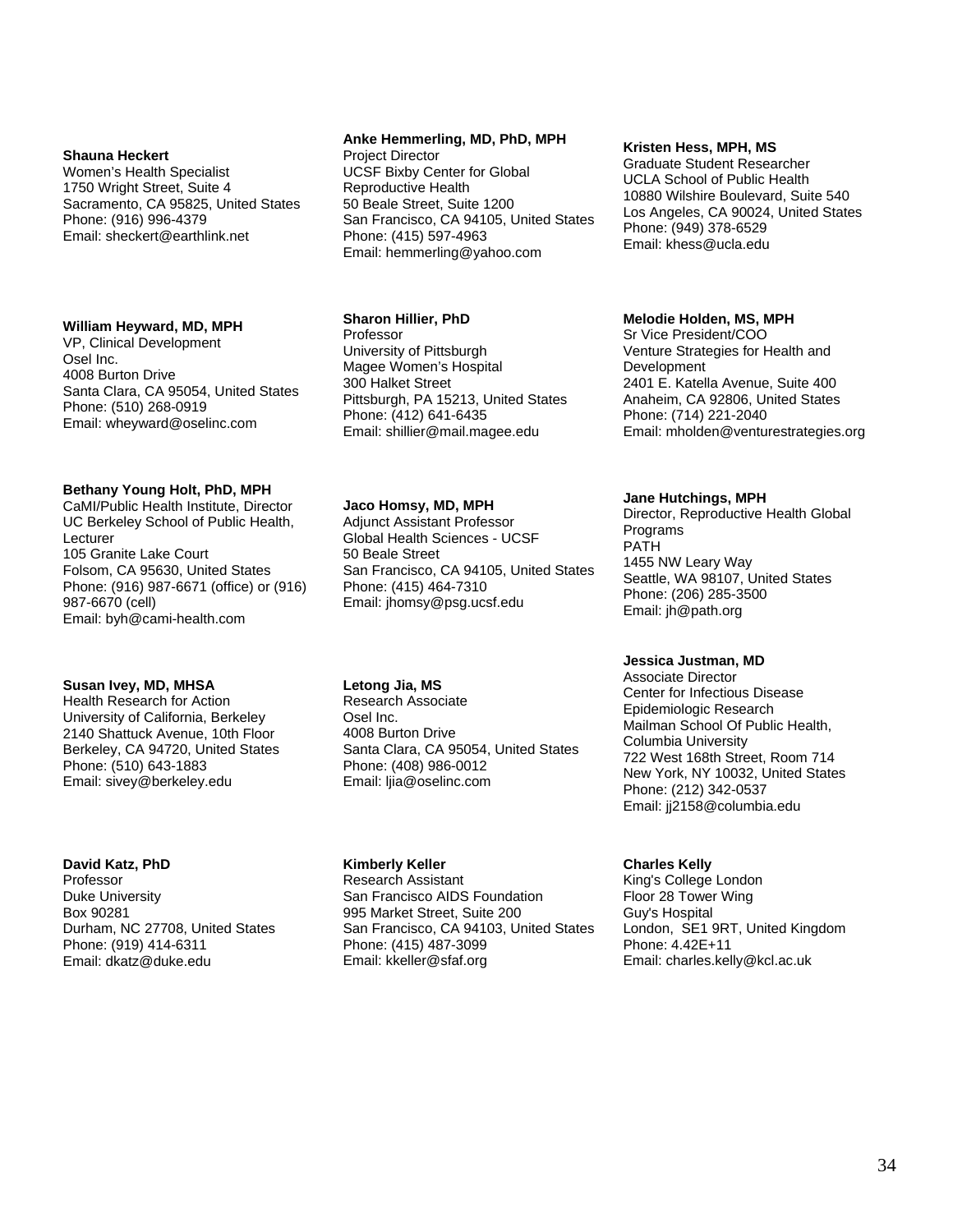**Shauna Heckert**
Women's Health Specialist
1750 Wright Street, Suite 4
Sacramento, CA 95825, United States
Phone: (916) 996-4379
Email: sheckert@earthlink.net

**Anke Hemmerling, MD, PhD, MPH**
Project Director
UCSF Bixby Center for Global Reproductive Health
50 Beale Street, Suite 1200
San Francisco, CA 94105, United States
Phone: (415) 597-4963
Email: hemmerling@yahoo.com

**Kristen Hess, MPH, MS**
Graduate Student Researcher
UCLA School of Public Health
10880 Wilshire Boulevard, Suite 540
Los Angeles, CA 90024, United States
Phone: (949) 378-6529
Email: khess@ucla.edu

**William Heyward, MD, MPH**
VP, Clinical Development
Osel Inc.
4008 Burton Drive
Santa Clara, CA 95054, United States
Phone: (510) 268-0919
Email: wheyward@oselinc.com

**Sharon Hillier, PhD**
Professor
University of Pittsburgh
Magee Women's Hospital
300 Halket Street
Pittsburgh, PA 15213, United States
Phone: (412) 641-6435
Email: shillier@mail.magee.edu

**Melodie Holden, MS, MPH**
Sr Vice President/COO
Venture Strategies for Health and Development
2401 E. Katella Avenue, Suite 400
Anaheim, CA 92806, United States
Phone: (714) 221-2040
Email: mholden@venturestrategies.org

**Bethany Young Holt, PhD, MPH**
CaMI/Public Health Institute, Director
UC Berkeley School of Public Health, Lecturer
105 Granite Lake Court
Folsom, CA 95630, United States
Phone: (916) 987-6671 (office) or (916) 987-6670 (cell)
Email: byh@cami-health.com

**Jaco Homsy, MD, MPH**
Adjunct Assistant Professor
Global Health Sciences - UCSF
50 Beale Street
San Francisco, CA 94105, United States
Phone: (415) 464-7310
Email: jhomsy@psg.ucsf.edu

**Jane Hutchings, MPH**
Director, Reproductive Health Global Programs
PATH
1455 NW Leary Way
Seattle, WA 98107, United States
Phone: (206) 285-3500
Email: jh@path.org

**Susan Ivey, MD, MHSA**
Health Research for Action
University of California, Berkeley
2140 Shattuck Avenue, 10th Floor
Berkeley, CA 94720, United States
Phone: (510) 643-1883
Email: sivey@berkeley.edu

**Letong Jia, MS**
Research Associate
Osel Inc.
4008 Burton Drive
Santa Clara, CA 95054, United States
Phone: (408) 986-0012
Email: ljia@oselinc.com

**Jessica Justman, MD**
Associate Director
Center for Infectious Disease Epidemiologic Research
Mailman School Of Public Health, Columbia University
722 West 168th Street, Room 714
New York, NY 10032, United States
Phone: (212) 342-0537
Email: jj2158@columbia.edu

**David Katz, PhD**
Professor
Duke University
Box 90281
Durham, NC 27708, United States
Phone: (919) 414-6311
Email: dkatz@duke.edu

**Kimberly Keller**
Research Assistant
San Francisco AIDS Foundation
995 Market Street, Suite 200
San Francisco, CA 94103, United States
Phone: (415) 487-3099
Email: kkeller@sfaf.org

**Charles Kelly**
King's College London
Floor 28 Tower Wing
Guy's Hospital
London, SE1 9RT, United Kingdom
Phone: 4.42E+11
Email: charles.kelly@kcl.ac.uk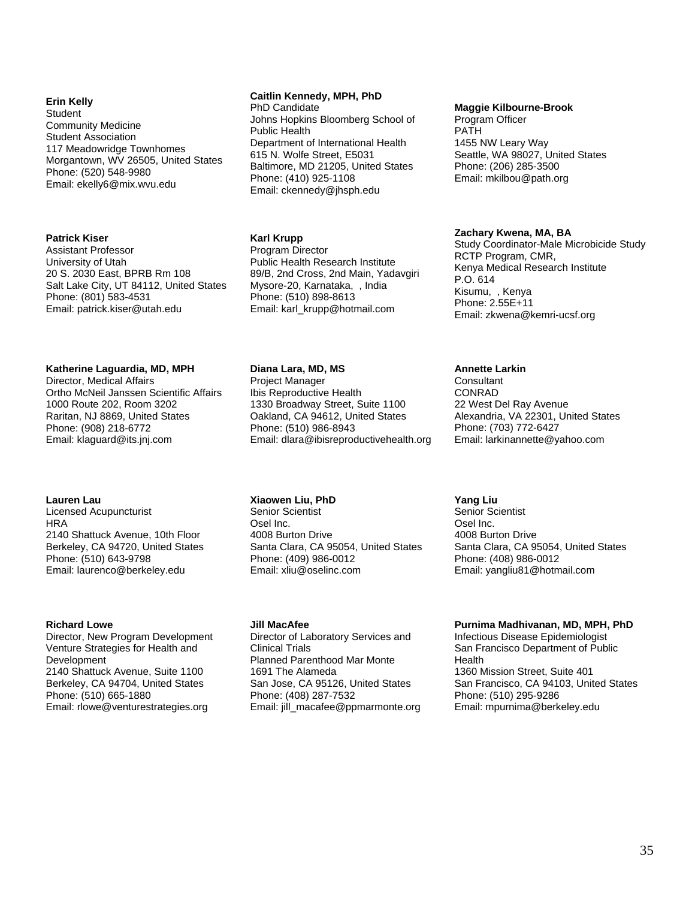**Erin Kelly**
Student
Community Medicine
Student Association
117 Meadowridge Townhomes
Morgantown, WV 26505, United States
Phone: (520) 548-9980
Email: ekelly6@mix.wvu.edu

**Caitlin Kennedy, MPH, PhD**
PhD Candidate
Johns Hopkins Bloomberg School of Public Health
Department of International Health
615 N. Wolfe Street, E5031
Baltimore, MD 21205, United States
Phone: (410) 925-1108
Email: ckennedy@jhsph.edu

**Maggie Kilbourne-Brook**
Program Officer
PATH
1455 NW Leary Way
Seattle, WA 98027, United States
Phone: (206) 285-3500
Email: mkilbou@path.org

**Patrick Kiser**
Assistant Professor
University of Utah
20 S. 2030 East, BPRB Rm 108
Salt Lake City, UT 84112, United States
Phone: (801) 583-4531
Email: patrick.kiser@utah.edu

**Karl Krupp**
Program Director
Public Health Research Institute
89/B, 2nd Cross, 2nd Main, Yadavgiri
Mysore-20, Karnataka, , India
Phone: (510) 898-8613
Email: karl_krupp@hotmail.com

**Zachary Kwena, MA, BA**
Study Coordinator-Male Microbicide Study
RCTP Program, CMR,
Kenya Medical Research Institute
P.O. 614
Kisumu, , Kenya
Phone: 2.55E+11
Email: zkwena@kemri-ucsf.org

**Katherine Laguardia, MD, MPH**
Director, Medical Affairs
Ortho McNeil Janssen Scientific Affairs
1000 Route 202, Room 3202
Raritan, NJ 8869, United States
Phone: (908) 218-6772
Email: klaguard@its.jnj.com

**Diana Lara, MD, MS**
Project Manager
Ibis Reproductive Health
1330 Broadway Street, Suite 1100
Oakland, CA 94612, United States
Phone: (510) 986-8943
Email: dlara@ibisreproductivehealth.org

**Annette Larkin**
Consultant
CONRAD
22 West Del Ray Avenue
Alexandria, VA 22301, United States
Phone: (703) 772-6427
Email: larkinannette@yahoo.com

**Lauren Lau**
Licensed Acupuncturist
HRA
2140 Shattuck Avenue, 10th Floor
Berkeley, CA 94720, United States
Phone: (510) 643-9798
Email: laurenco@berkeley.edu

**Xiaowen Liu, PhD**
Senior Scientist
Osel Inc.
4008 Burton Drive
Santa Clara, CA 95054, United States
Phone: (409) 986-0012
Email: xliu@oselinc.com

**Yang Liu**
Senior Scientist
Osel Inc.
4008 Burton Drive
Santa Clara, CA 95054, United States
Phone: (408) 986-0012
Email: yangliu81@hotmail.com

**Richard Lowe**
Director, New Program Development
Venture Strategies for Health and Development
2140 Shattuck Avenue, Suite 1100
Berkeley, CA 94704, United States
Phone: (510) 665-1880
Email: rlowe@venturestrategies.org

**Jill MacAfee**
Director of Laboratory Services and Clinical Trials
Planned Parenthood Mar Monte
1691 The Alameda
San Jose, CA 95126, United States
Phone: (408) 287-7532
Email: jill_macafee@ppmarmonte.org

**Purnima Madhivanan, MD, MPH, PhD**
Infectious Disease Epidemiologist
San Francisco Department of Public Health
1360 Mission Street, Suite 401
San Francisco, CA 94103, United States
Phone: (510) 295-9286
Email: mpurnima@berkeley.edu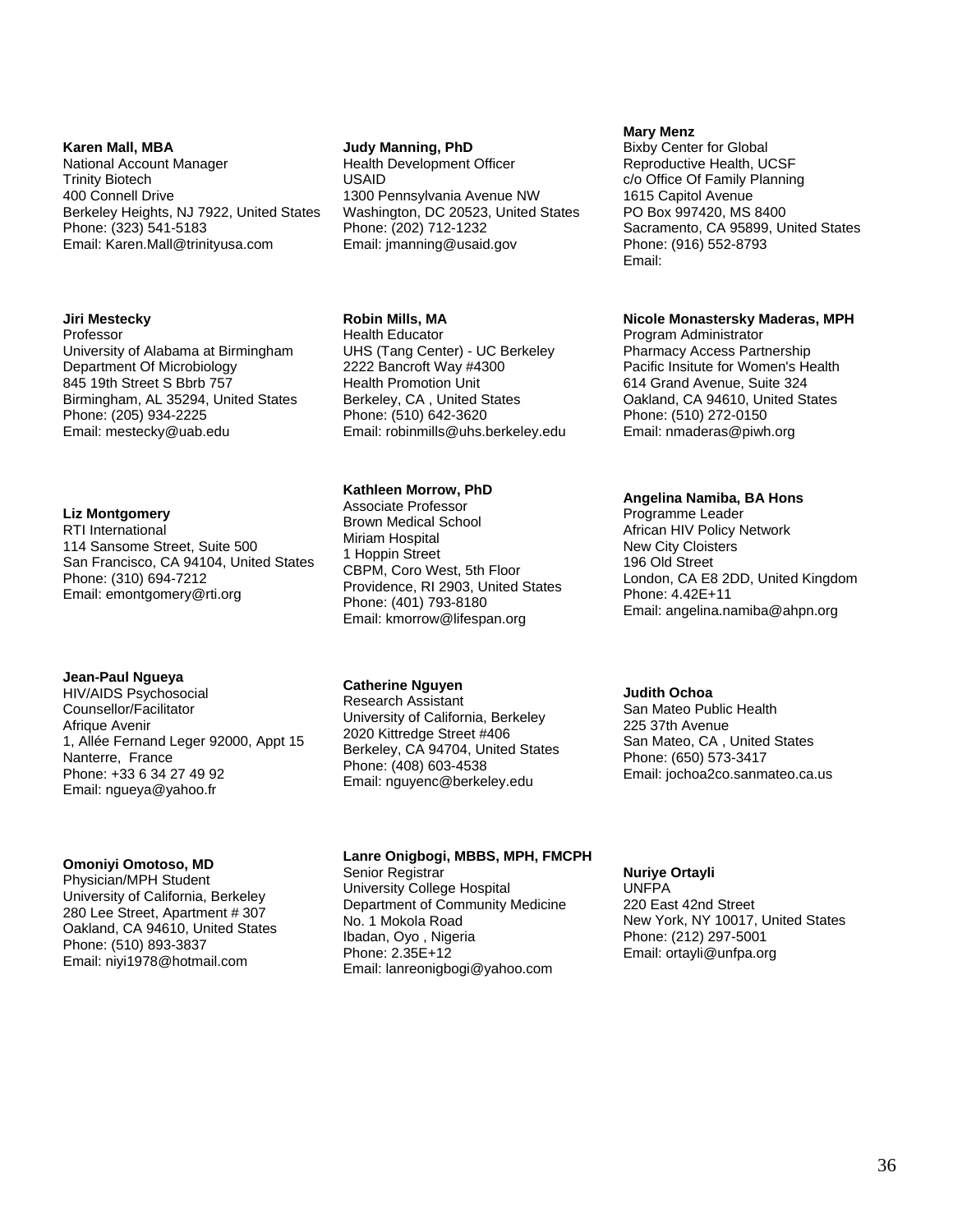**Karen Mall, MBA**
National Account Manager
Trinity Biotech
400 Connell Drive
Berkeley Heights, NJ 7922, United States
Phone: (323) 541-5183
Email: Karen.Mall@trinityusa.com

**Judy Manning, PhD**
Health Development Officer
USAID
1300 Pennsylvania Avenue NW
Washington, DC 20523, United States
Phone: (202) 712-1232
Email: jmanning@usaid.gov

**Mary Menz**
Bixby Center for Global Reproductive Health, UCSF
c/o Office Of Family Planning
1615 Capitol Avenue
PO Box 997420, MS 8400
Sacramento, CA 95899, United States
Phone: (916) 552-8793
Email:

**Jiri Mestecky**
Professor
University of Alabama at Birmingham
Department Of Microbiology
845 19th Street S Bbrb 757
Birmingham, AL 35294, United States
Phone: (205) 934-2225
Email: mestecky@uab.edu

**Robin Mills, MA**
Health Educator
UHS (Tang Center) - UC Berkeley
2222 Bancroft Way #4300
Health Promotion Unit
Berkeley, CA , United States
Phone: (510) 642-3620
Email: robinmills@uhs.berkeley.edu

**Nicole Monastersky Maderas, MPH**
Program Administrator
Pharmacy Access Partnership
Pacific Insitute for Women's Health
614 Grand Avenue, Suite 324
Oakland, CA 94610, United States
Phone: (510) 272-0150
Email: nmaderas@piwh.org

**Liz Montgomery**
RTI International
114 Sansome Street, Suite 500
San Francisco, CA 94104, United States
Phone: (310) 694-7212
Email: emontgomery@rti.org

**Kathleen Morrow, PhD**
Associate Professor
Brown Medical School
Miriam Hospital
1 Hoppin Street
CBPM, Coro West, 5th Floor
Providence, RI 2903, United States
Phone: (401) 793-8180
Email: kmorrow@lifespan.org

**Angelina Namiba, BA Hons**
Programme Leader
African HIV Policy Network
New City Cloisters
196 Old Street
London, CA E8 2DD, United Kingdom
Phone: 4.42E+11
Email: angelina.namiba@ahpn.org

**Jean-Paul Ngueya**
HIV/AIDS Psychosocial Counsellor/Facilitator
Afrique Avenir
1, Allée Fernand Leger 92000, Appt 15
Nanterre, France
Phone: +33 6 34 27 49 92
Email: ngueya@yahoo.fr

**Catherine Nguyen**
Research Assistant
University of California, Berkeley
2020 Kittredge Street #406
Berkeley, CA 94704, United States
Phone: (408) 603-4538
Email: nguyenc@berkeley.edu

**Judith Ochoa**
San Mateo Public Health
225 37th Avenue
San Mateo, CA , United States
Phone: (650) 573-3417
Email: jochoa2co.sanmateo.ca.us

**Omoniyi Omotoso, MD**
Physician/MPH Student
University of California, Berkeley
280 Lee Street, Apartment # 307
Oakland, CA 94610, United States
Phone: (510) 893-3837
Email: niyi1978@hotmail.com

**Lanre Onigbogi, MBBS, MPH, FMCPH**
Senior Registrar
University College Hospital
Department of Community Medicine
No. 1 Mokola Road
Ibadan, Oyo , Nigeria
Phone: 2.35E+12
Email: lanreonigbogi@yahoo.com

**Nuriye Ortayli**
UNFPA
220 East 42nd Street
New York, NY 10017, United States
Phone: (212) 297-5001
Email: ortayli@unfpa.org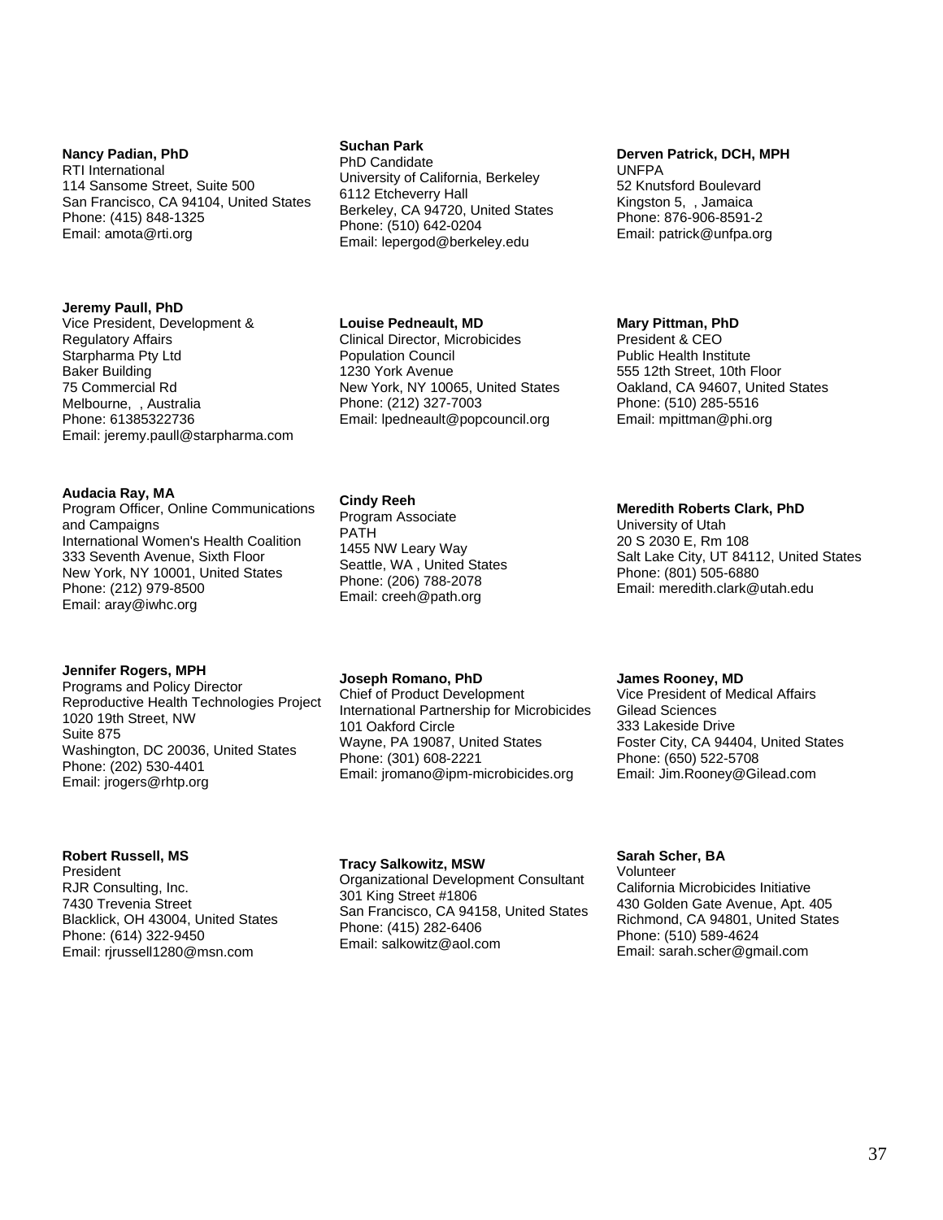**Nancy Padian, PhD**
RTI International
114 Sansome Street, Suite 500
San Francisco, CA 94104, United States
Phone: (415) 848-1325
Email: amota@rti.org

**Suchan Park**
PhD Candidate
University of California, Berkeley
6112 Etcheverry Hall
Berkeley, CA 94720, United States
Phone: (510) 642-0204
Email: lepergod@berkeley.edu

**Derven Patrick, DCH, MPH**
UNFPA
52 Knutsford Boulevard
Kingston 5, , Jamaica
Phone: 876-906-8591-2
Email: patrick@unfpa.org

**Jeremy Paull, PhD**
Vice President, Development & Regulatory Affairs
Starpharma Pty Ltd
Baker Building
75 Commercial Rd
Melbourne, , Australia
Phone: 61385322736
Email: jeremy.paull@starpharma.com

**Louise Pedneault, MD**
Clinical Director, Microbicides
Population Council
1230 York Avenue
New York, NY 10065, United States
Phone: (212) 327-7003
Email: lpedneault@popcouncil.org

**Mary Pittman, PhD**
President & CEO
Public Health Institute
555 12th Street, 10th Floor
Oakland, CA 94607, United States
Phone: (510) 285-5516
Email: mpittman@phi.org

**Audacia Ray, MA**
Program Officer, Online Communications and Campaigns
International Women's Health Coalition
333 Seventh Avenue, Sixth Floor
New York, NY 10001, United States
Phone: (212) 979-8500
Email: aray@iwhc.org

**Cindy Reeh**
Program Associate
PATH
1455 NW Leary Way
Seattle, WA , United States
Phone: (206) 788-2078
Email: creeh@path.org

**Meredith Roberts Clark, PhD**
University of Utah
20 S 2030 E, Rm 108
Salt Lake City, UT 84112, United States
Phone: (801) 505-6880
Email: meredith.clark@utah.edu

**Jennifer Rogers, MPH**
Programs and Policy Director
Reproductive Health Technologies Project
1020 19th Street, NW
Suite 875
Washington, DC 20036, United States
Phone: (202) 530-4401
Email: jrogers@rhtp.org

**Joseph Romano, PhD**
Chief of Product Development
International Partnership for Microbicides
101 Oakford Circle
Wayne, PA 19087, United States
Phone: (301) 608-2221
Email: jromano@ipm-microbicides.org

**James Rooney, MD**
Vice President of Medical Affairs
Gilead Sciences
333 Lakeside Drive
Foster City, CA 94404, United States
Phone: (650) 522-5708
Email: Jim.Rooney@Gilead.com

**Robert Russell, MS**
President
RJR Consulting, Inc.
7430 Trevenia Street
Blacklick, OH 43004, United States
Phone: (614) 322-9450
Email: rjrussell1280@msn.com

**Tracy Salkowitz, MSW**
Organizational Development Consultant
301 King Street #1806
San Francisco, CA 94158, United States
Phone: (415) 282-6406
Email: salkowitz@aol.com

**Sarah Scher, BA**
Volunteer
California Microbicides Initiative
430 Golden Gate Avenue, Apt. 405
Richmond, CA 94801, United States
Phone: (510) 589-4624
Email: sarah.scher@gmail.com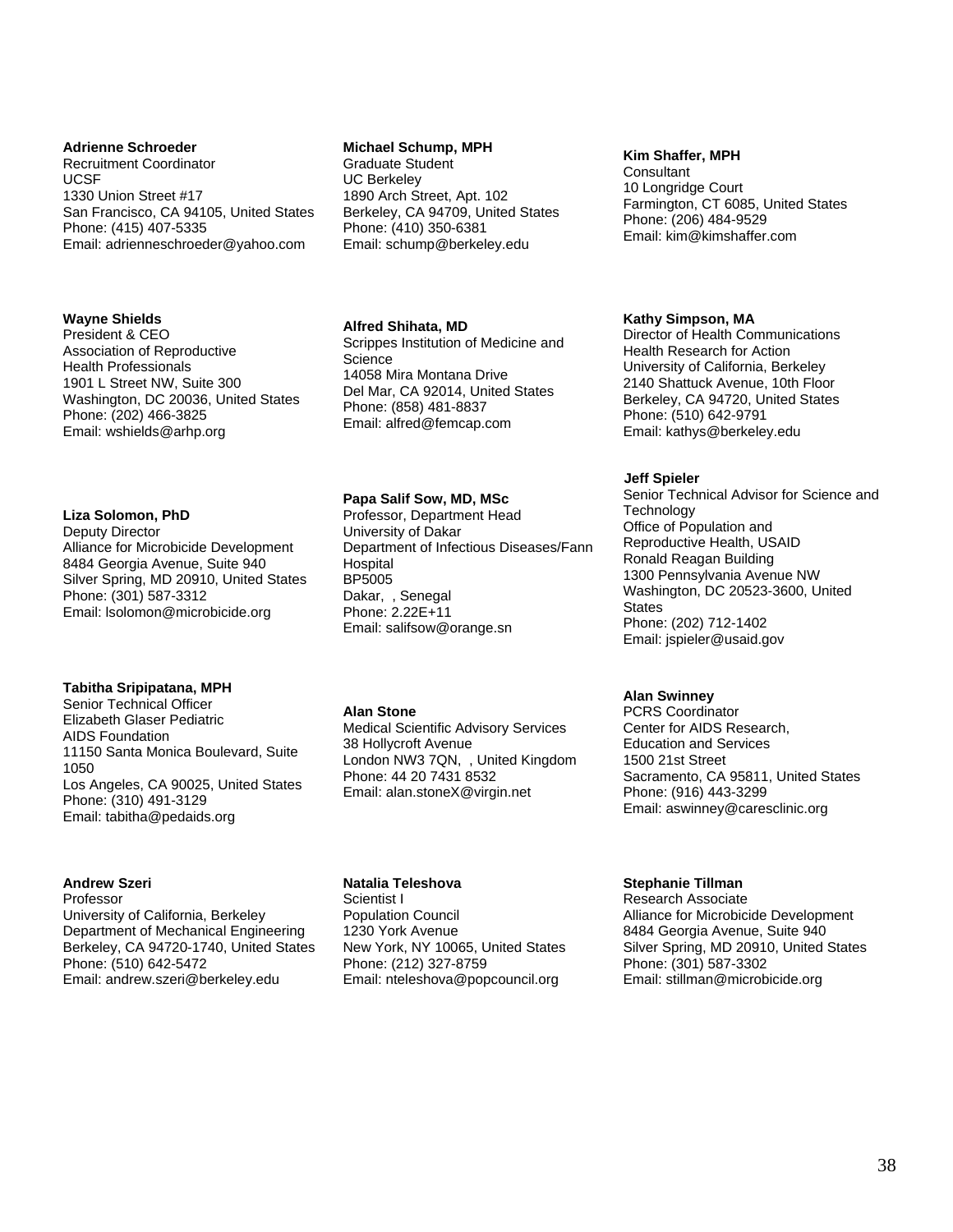**Adrienne Schroeder**
Recruitment Coordinator
UCSF
1330 Union Street #17
San Francisco, CA 94105, United States
Phone: (415) 407-5335
Email: adrienneschroeder@yahoo.com

**Michael Schump, MPH**
Graduate Student
UC Berkeley
1890 Arch Street, Apt. 102
Berkeley, CA 94709, United States
Phone: (410) 350-6381
Email: schump@berkeley.edu

**Kim Shaffer, MPH**
Consultant
10 Longridge Court
Farmington, CT 6085, United States
Phone: (206) 484-9529
Email: kim@kimshaffer.com

**Wayne Shields**
President & CEO
Association of Reproductive Health Professionals
1901 L Street NW, Suite 300
Washington, DC 20036, United States
Phone: (202) 466-3825
Email: wshields@arhp.org

**Alfred Shihata, MD**
Scrippes Institution of Medicine and Science
14058 Mira Montana Drive
Del Mar, CA 92014, United States
Phone: (858) 481-8837
Email: alfred@femcap.com

**Kathy Simpson, MA**
Director of Health Communications
Health Research for Action
University of California, Berkeley
2140 Shattuck Avenue, 10th Floor
Berkeley, CA 94720, United States
Phone: (510) 642-9791
Email: kathys@berkeley.edu

**Liza Solomon, PhD**
Deputy Director
Alliance for Microbicide Development
8484 Georgia Avenue, Suite 940
Silver Spring, MD 20910, United States
Phone: (301) 587-3312
Email: lsolomon@microbicide.org

**Papa Salif Sow, MD, MSc**
Professor, Department Head
University of Dakar
Department of Infectious Diseases/Fann Hospital
BP5005
Dakar, , Senegal
Phone: 2.22E+11
Email: salifsow@orange.sn

**Jeff Spieler**
Senior Technical Advisor for Science and Technology
Office of Population and Reproductive Health, USAID
Ronald Reagan Building
1300 Pennsylvania Avenue NW
Washington, DC 20523-3600, United States
Phone: (202) 712-1402
Email: jspieler@usaid.gov

**Tabitha Sripipatana, MPH**
Senior Technical Officer
Elizabeth Glaser Pediatric AIDS Foundation
11150 Santa Monica Boulevard, Suite 1050
Los Angeles, CA 90025, United States
Phone: (310) 491-3129
Email: tabitha@pedaids.org

**Alan Stone**
Medical Scientific Advisory Services
38 Hollycroft Avenue
London NW3 7QN, , United Kingdom
Phone: 44 20 7431 8532
Email: alan.stoneX@virgin.net

**Alan Swinney**
PCRS Coordinator
Center for AIDS Research, Education and Services
1500 21st Street
Sacramento, CA 95811, United States
Phone: (916) 443-3299
Email: aswinney@caresclinic.org

**Andrew Szeri**
Professor
University of California, Berkeley
Department of Mechanical Engineering
Berkeley, CA 94720-1740, United States
Phone: (510) 642-5472
Email: andrew.szeri@berkeley.edu

**Natalia Teleshova**
Scientist I
Population Council
1230 York Avenue
New York, NY 10065, United States
Phone: (212) 327-8759
Email: nteleshova@popcouncil.org

**Stephanie Tillman**
Research Associate
Alliance for Microbicide Development
8484 Georgia Avenue, Suite 940
Silver Spring, MD 20910, United States
Phone: (301) 587-3302
Email: stillman@microbicide.org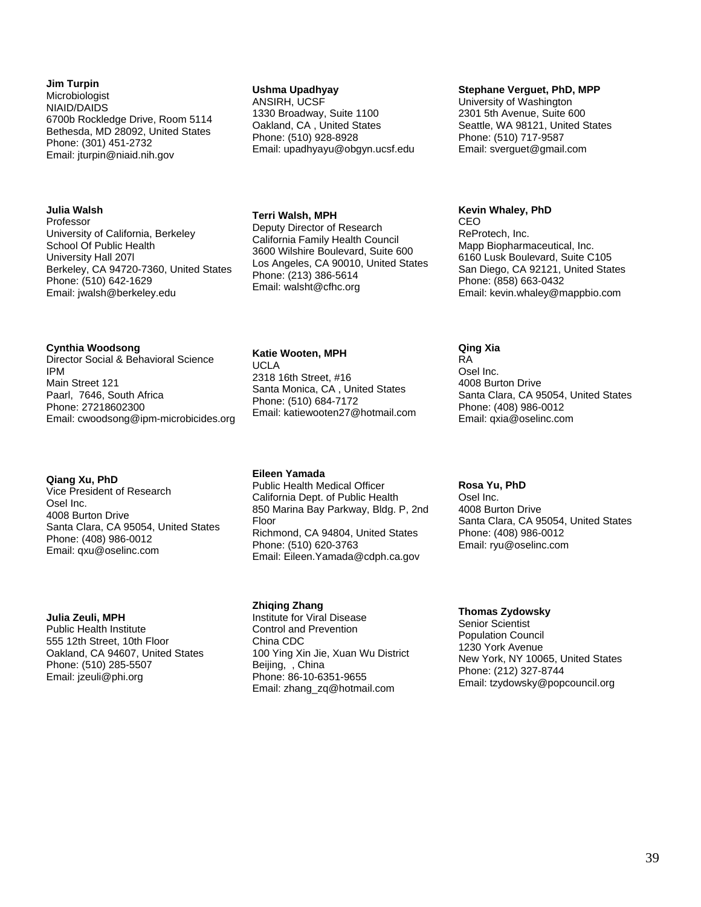**Jim Turpin**
Microbiologist
NIAID/DAIDS
6700b Rockledge Drive, Room 5114
Bethesda, MD 28092, United States
Phone: (301) 451-2732
Email: jturpin@niaid.nih.gov

**Ushma Upadhyay**
ANSIRH, UCSF
1330 Broadway, Suite 1100
Oakland, CA , United States
Phone: (510) 928-8928
Email: upadhyayu@obgyn.ucsf.edu

**Stephane Verguet, PhD, MPP**
University of Washington
2301 5th Avenue, Suite 600
Seattle, WA 98121, United States
Phone: (510) 717-9587
Email: sverguet@gmail.com

**Julia Walsh**
Professor
University of California, Berkeley
School Of Public Health
University Hall 207l
Berkeley, CA 94720-7360, United States
Phone: (510) 642-1629
Email: jwalsh@berkeley.edu

**Terri Walsh, MPH**
Deputy Director of Research
California Family Health Council
3600 Wilshire Boulevard, Suite 600
Los Angeles, CA 90010, United States
Phone: (213) 386-5614
Email: walsht@cfhc.org

**Kevin Whaley, PhD**
CEO
ReProtech, Inc.
Mapp Biopharmaceutical, Inc.
6160 Lusk Boulevard, Suite C105
San Diego, CA 92121, United States
Phone: (858) 663-0432
Email: kevin.whaley@mappbio.com

**Cynthia Woodsong**
Director Social & Behavioral Science
IPM
Main Street 121
Paarl, 7646, South Africa
Phone: 27218602300
Email: cwoodsong@ipm-microbicides.org

**Katie Wooten, MPH**
UCLA
2318 16th Street, #16
Santa Monica, CA , United States
Phone: (510) 684-7172
Email: katiewooten27@hotmail.com

**Qing Xia**
RA
Osel Inc.
4008 Burton Drive
Santa Clara, CA 95054, United States
Phone: (408) 986-0012
Email: qxia@oselinc.com

**Qiang Xu, PhD**
Vice President of Research
Osel Inc.
4008 Burton Drive
Santa Clara, CA 95054, United States
Phone: (408) 986-0012
Email: qxu@oselinc.com

**Eileen Yamada**
Public Health Medical Officer
California Dept. of Public Health
850 Marina Bay Parkway, Bldg. P, 2nd Floor
Richmond, CA 94804, United States
Phone: (510) 620-3763
Email: Eileen.Yamada@cdph.ca.gov

**Rosa Yu, PhD**
Osel Inc.
4008 Burton Drive
Santa Clara, CA 95054, United States
Phone: (408) 986-0012
Email: ryu@oselinc.com

**Julia Zeuli, MPH**
Public Health Institute
555 12th Street, 10th Floor
Oakland, CA 94607, United States
Phone: (510) 285-5507
Email: jzeuli@phi.org

**Zhiqing Zhang**
Institute for Viral Disease Control and Prevention
China CDC
100 Ying Xin Jie, Xuan Wu District
Beijing, , China
Phone: 86-10-6351-9655
Email: zhang_zq@hotmail.com

**Thomas Zydowsky**
Senior Scientist
Population Council
1230 York Avenue
New York, NY 10065, United States
Phone: (212) 327-8744
Email: tzydowsky@popcouncil.org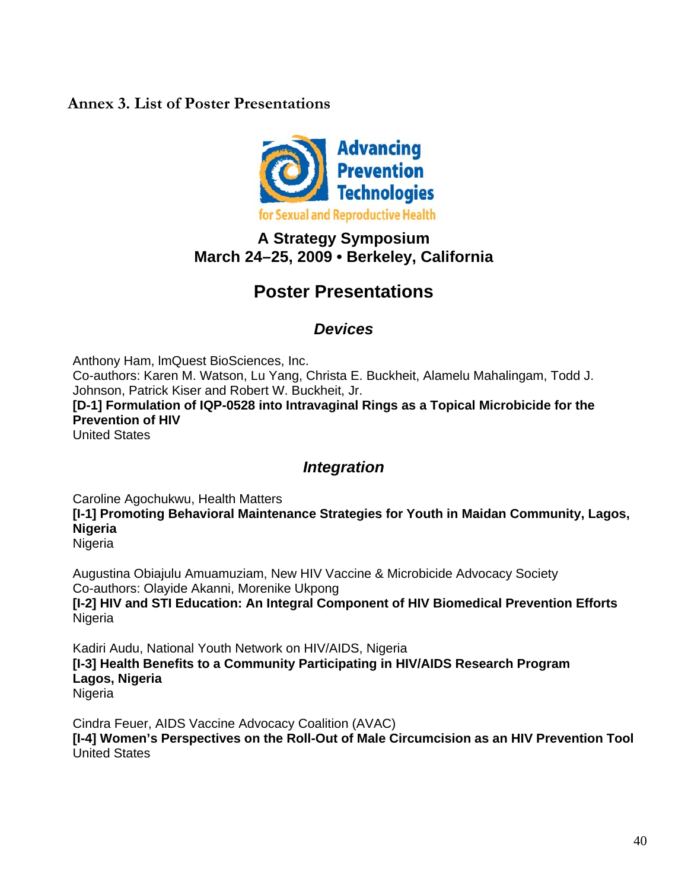# Annex 3. List of Poster Presentations

Advancing Prevention Technologies for Sexual and Reproductive Health

**A Strategy Symposium**
**March 24–25, 2009 • Berkeley, California**

## Poster Presentations

### *Devices*

Anthony Ham, ImQuest BioSciences, Inc.
Co-authors: Karen M. Watson, Lu Yang, Christa E. Buckheit, Alamelu Mahalingam, Todd J. Johnson, Patrick Kiser and Robert W. Buckheit, Jr.
**[D-1] Formulation of IQP-0528 into Intravaginal Rings as a Topical Microbicide for the Prevention of HIV**
United States

### *Integration*

Caroline Agochukwu, Health Matters
**[I-1] Promoting Behavioral Maintenance Strategies for Youth in Maidan Community, Lagos, Nigeria**
Nigeria

Augustina Obiajulu Amuamuziam, New HIV Vaccine & Microbicide Advocacy Society
Co-authors: Olayide Akanni, Morenike Ukpong
**[I-2] HIV and STI Education: An Integral Component of HIV Biomedical Prevention Efforts**
Nigeria

Kadiri Audu, National Youth Network on HIV/AIDS, Nigeria
**[I-3] Health Benefits to a Community Participating in HIV/AIDS Research Program Lagos, Nigeria**
Nigeria

Cindra Feuer, AIDS Vaccine Advocacy Coalition (AVAC)
**[I-4] Women's Perspectives on the Roll-Out of Male Circumcision as an HIV Prevention Tool**
United States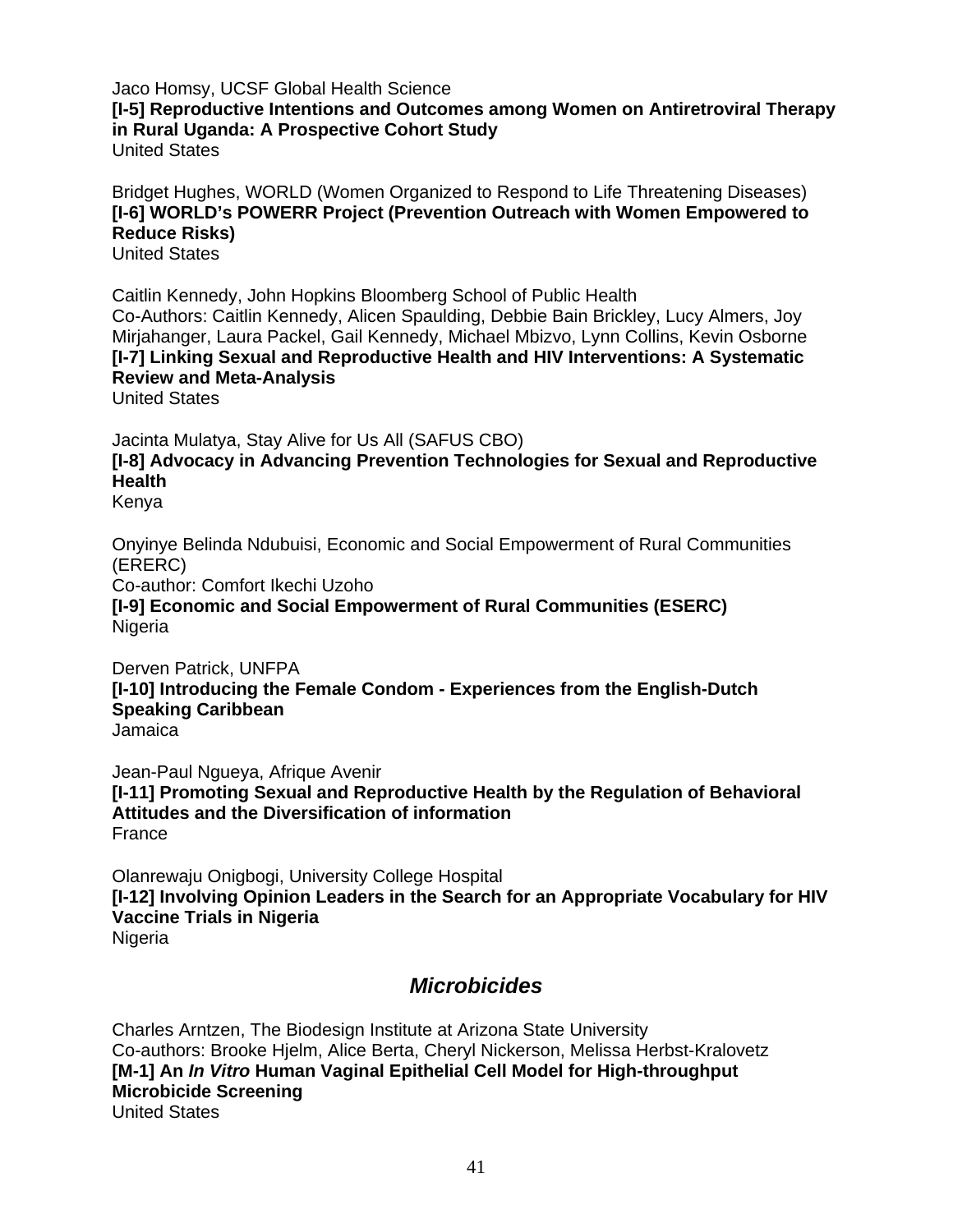Jaco Homsy, UCSF Global Health Science
**[I-5] Reproductive Intentions and Outcomes among Women on Antiretroviral Therapy in Rural Uganda: A Prospective Cohort Study**
United States

Bridget Hughes, WORLD (Women Organized to Respond to Life Threatening Diseases)
**[I-6] WORLD's POWERR Project (Prevention Outreach with Women Empowered to Reduce Risks)**
United States

Caitlin Kennedy, John Hopkins Bloomberg School of Public Health
Co-Authors: Caitlin Kennedy, Alicen Spaulding, Debbie Bain Brickley, Lucy Almers, Joy Mirjahanger, Laura Packel, Gail Kennedy, Michael Mbizvo, Lynn Collins, Kevin Osborne
**[I-7] Linking Sexual and Reproductive Health and HIV Interventions: A Systematic Review and Meta-Analysis**
United States

Jacinta Mulatya, Stay Alive for Us All (SAFUS CBO)
**[I-8] Advocacy in Advancing Prevention Technologies for Sexual and Reproductive Health**
Kenya

Onyinye Belinda Ndubuisi, Economic and Social Empowerment of Rural Communities (ERERC)
Co-author: Comfort Ikechi Uzoho
**[I-9] Economic and Social Empowerment of Rural Communities (ESERC)**
Nigeria

Derven Patrick, UNFPA
**[I-10] Introducing the Female Condom - Experiences from the English-Dutch Speaking Caribbean**
Jamaica

Jean-Paul Ngueya, Afrique Avenir
**[I-11] Promoting Sexual and Reproductive Health by the Regulation of Behavioral Attitudes and the Diversification of information**
France

Olanrewaju Onigbogi, University College Hospital
**[I-12] Involving Opinion Leaders in the Search for an Appropriate Vocabulary for HIV Vaccine Trials in Nigeria**
Nigeria

## *Microbicides*

Charles Arntzen, The Biodesign Institute at Arizona State University
Co-authors: Brooke Hjelm, Alice Berta, Cheryl Nickerson, Melissa Herbst-Kralovetz
**[M-1] An *In Vitro* Human Vaginal Epithelial Cell Model for High-throughput Microbicide Screening**
United States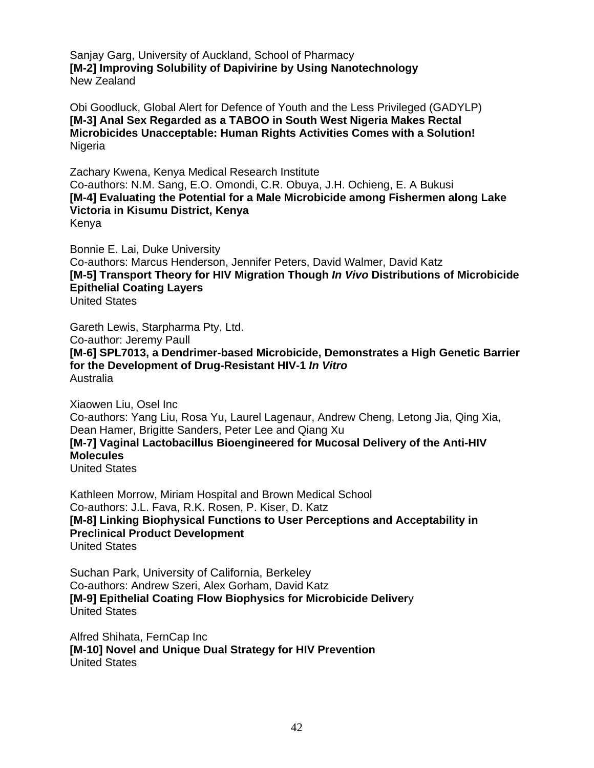Sanjay Garg, University of Auckland, School of Pharmacy
**[M-2] Improving Solubility of Dapivirine by Using Nanotechnology**
New Zealand

Obi Goodluck, Global Alert for Defence of Youth and the Less Privileged (GADYLP)
**[M-3] Anal Sex Regarded as a TABOO in South West Nigeria Makes Rectal Microbicides Unacceptable: Human Rights Activities Comes with a Solution!**
Nigeria

Zachary Kwena, Kenya Medical Research Institute
Co-authors: N.M. Sang, E.O. Omondi, C.R. Obuya, J.H. Ochieng, E. A Bukusi
**[M-4] Evaluating the Potential for a Male Microbicide among Fishermen along Lake Victoria in Kisumu District, Kenya**
Kenya

Bonnie E. Lai, Duke University
Co-authors: Marcus Henderson, Jennifer Peters, David Walmer, David Katz
**[M-5] Transport Theory for HIV Migration Though *In Vivo* Distributions of Microbicide Epithelial Coating Layers**
United States

Gareth Lewis, Starpharma Pty, Ltd.
Co-author: Jeremy Paull
**[M-6] SPL7013, a Dendrimer-based Microbicide, Demonstrates a High Genetic Barrier for the Development of Drug-Resistant HIV-1 *In Vitro***
Australia

Xiaowen Liu, Osel Inc
Co-authors: Yang Liu, Rosa Yu, Laurel Lagenaur, Andrew Cheng, Letong Jia, Qing Xia, Dean Hamer, Brigitte Sanders, Peter Lee and Qiang Xu
**[M-7] Vaginal Lactobacillus Bioengineered for Mucosal Delivery of the Anti-HIV Molecules**
United States

Kathleen Morrow, Miriam Hospital and Brown Medical School
Co-authors: J.L. Fava, R.K. Rosen, P. Kiser, D. Katz
**[M-8] Linking Biophysical Functions to User Perceptions and Acceptability in Preclinical Product Development**
United States

Suchan Park, University of California, Berkeley
Co-authors: Andrew Szeri, Alex Gorham, David Katz
**[M-9] Epithelial Coating Flow Biophysics for Microbicide Delivery**
United States

Alfred Shihata, FernCap Inc
**[M-10] Novel and Unique Dual Strategy for HIV Prevention**
United States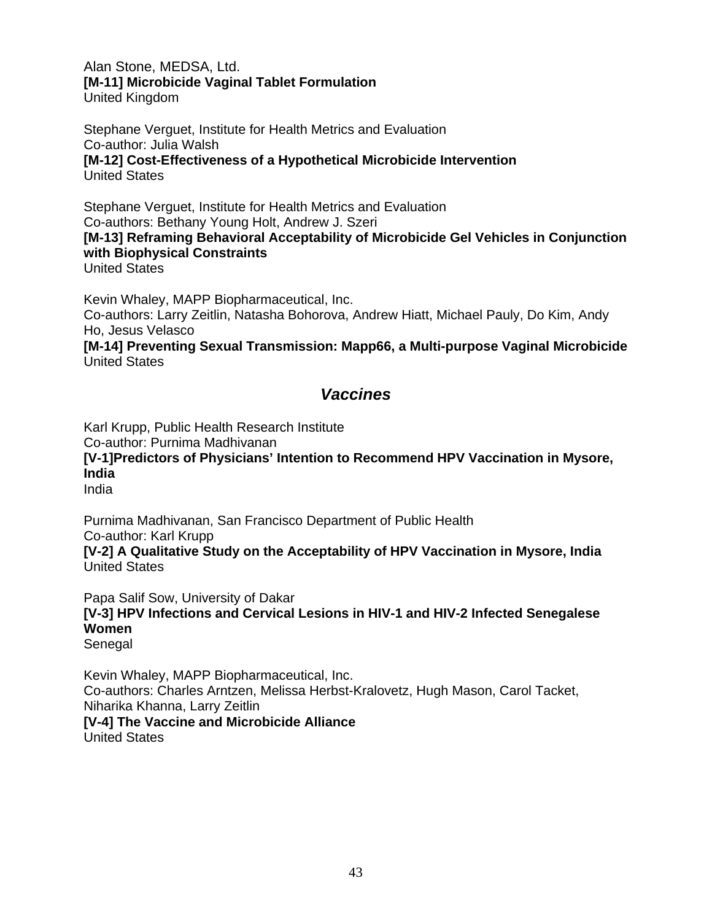Alan Stone, MEDSA, Ltd.
**[M-11] Microbicide Vaginal Tablet Formulation**
United Kingdom

Stephane Verguet, Institute for Health Metrics and Evaluation
Co-author: Julia Walsh
**[M-12] Cost-Effectiveness of a Hypothetical Microbicide Intervention**
United States

Stephane Verguet, Institute for Health Metrics and Evaluation
Co-authors: Bethany Young Holt, Andrew J. Szeri
**[M-13] Reframing Behavioral Acceptability of Microbicide Gel Vehicles in Conjunction with Biophysical Constraints**
United States

Kevin Whaley, MAPP Biopharmaceutical, Inc.
Co-authors: Larry Zeitlin, Natasha Bohorova, Andrew Hiatt, Michael Pauly, Do Kim, Andy Ho, Jesus Velasco
**[M-14] Preventing Sexual Transmission: Mapp66, a Multi-purpose Vaginal Microbicide**
United States

## *Vaccines*

Karl Krupp, Public Health Research Institute
Co-author: Purnima Madhivanan
**[V-1]Predictors of Physicians' Intention to Recommend HPV Vaccination in Mysore, India**
India

Purnima Madhivanan, San Francisco Department of Public Health
Co-author: Karl Krupp
**[V-2] A Qualitative Study on the Acceptability of HPV Vaccination in Mysore, India**
United States

Papa Salif Sow, University of Dakar
**[V-3] HPV Infections and Cervical Lesions in HIV-1 and HIV-2 Infected Senegalese Women**
Senegal

Kevin Whaley, MAPP Biopharmaceutical, Inc.
Co-authors: Charles Arntzen, Melissa Herbst-Kralovetz, Hugh Mason, Carol Tacket, Niharika Khanna, Larry Zeitlin
**[V-4] The Vaccine and Microbicide Alliance**
United States